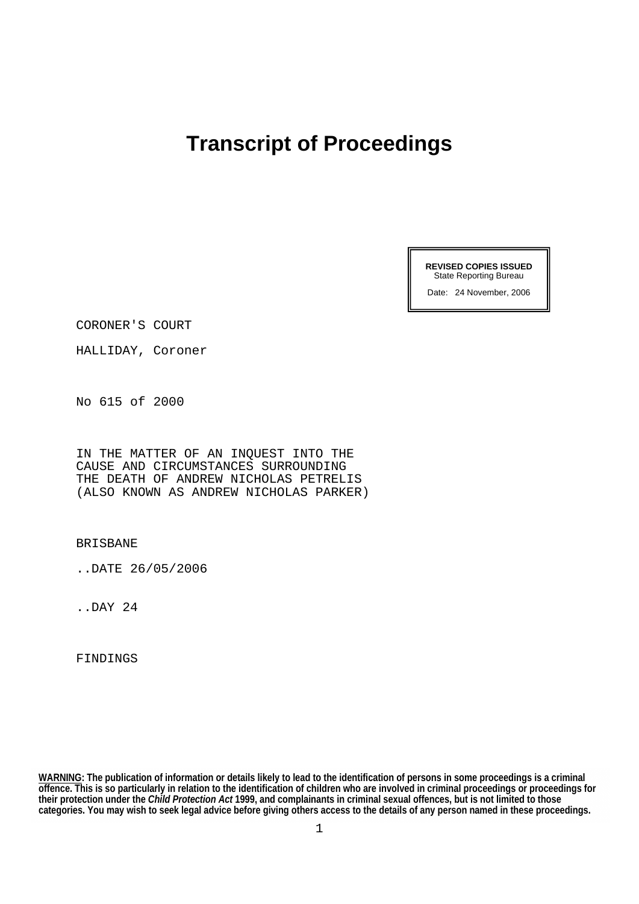# Transcript of Proceedings

**REVISED COPIES ISSUED**
State Reporting Bureau

Date: 24 November, 2006

CORONER'S COURT

HALLIDAY, Coroner

No 615 of 2000

IN THE MATTER OF AN INQUEST INTO THE
CAUSE AND CIRCUMSTANCES SURROUNDING
THE DEATH OF ANDREW NICHOLAS PETRELIS
(ALSO KNOWN AS ANDREW NICHOLAS PARKER)

BRISBANE

..DATE 26/05/2006

..DAY 24

FINDINGS

**WARNING: The publication of information or details likely to lead to the identification of persons in some proceedings is a criminal offence. This is so particularly in relation to the identification of children who are involved in criminal proceedings or proceedings for their protection under the *Child Protection Act* 1999, and complainants in criminal sexual offences, but is not limited to those categories. You may wish to seek legal advice before giving others access to the details of any person named in these proceedings.**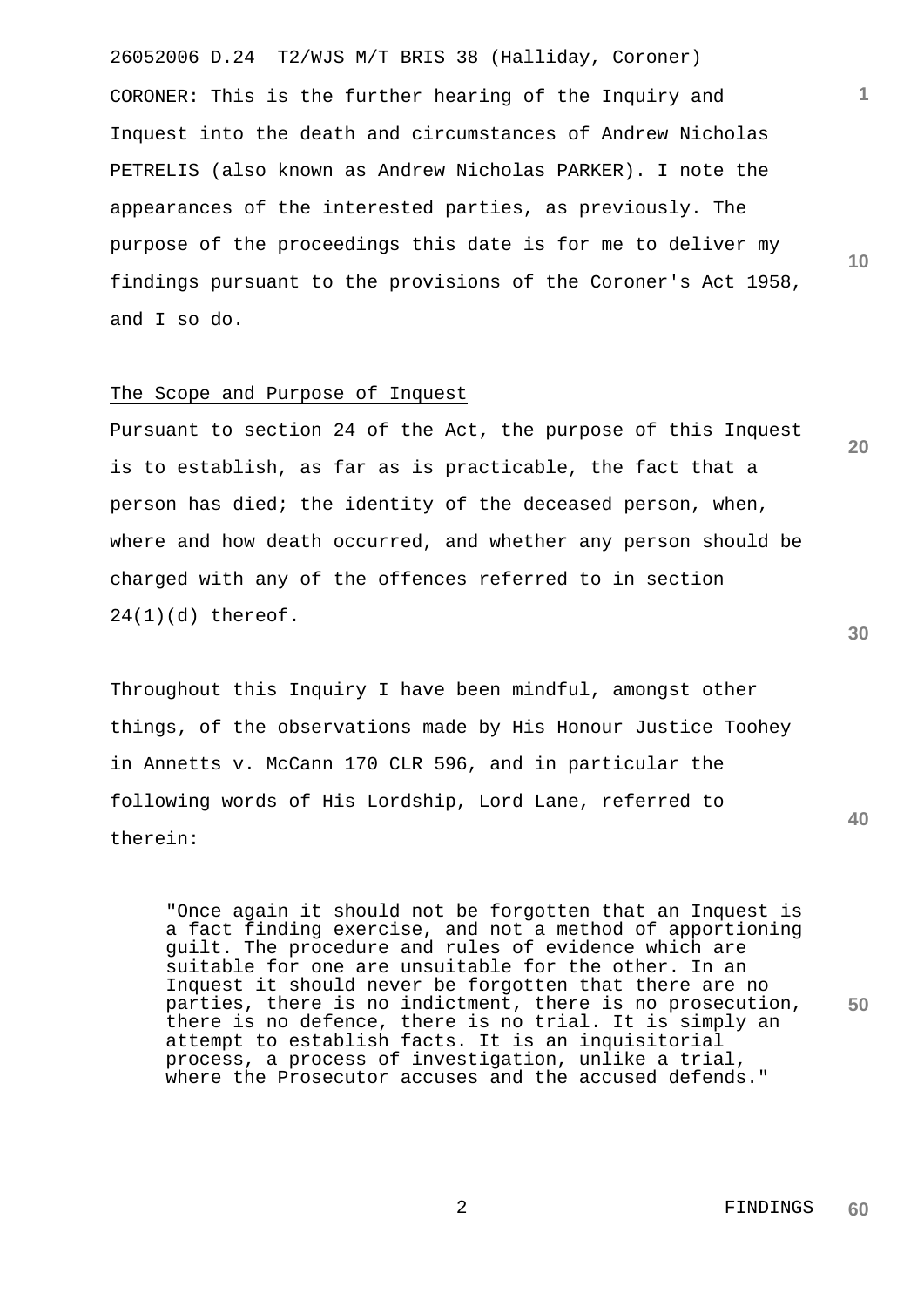CORONER: This is the further hearing of the Inquiry and Inquest into the death and circumstances of Andrew Nicholas PETRELIS (also known as Andrew Nicholas PARKER). I note the appearances of the interested parties, as previously. The purpose of the proceedings this date is for me to deliver my findings pursuant to the provisions of the Coroner's Act 1958, and I so do.

## The Scope and Purpose of Inquest

Pursuant to section 24 of the Act, the purpose of this Inquest is to establish, as far as is practicable, the fact that a person has died; the identity of the deceased person, when, where and how death occurred, and whether any person should be charged with any of the offences referred to in section 24(1)(d) thereof.

Throughout this Inquiry I have been mindful, amongst other things, of the observations made by His Honour Justice Toohey in Annetts v. McCann 170 CLR 596, and in particular the following words of His Lordship, Lord Lane, referred to therein:

> "Once again it should not be forgotten that an Inquest is a fact finding exercise, and not a method of apportioning guilt. The procedure and rules of evidence which are suitable for one are unsuitable for the other. In an Inquest it should never be forgotten that there are no parties, there is no indictment, there is no prosecution, there is no defence, there is no trial. It is simply an attempt to establish facts. It is an inquisitorial process, a process of investigation, unlike a trial, where the Prosecutor accuses and the accused defends."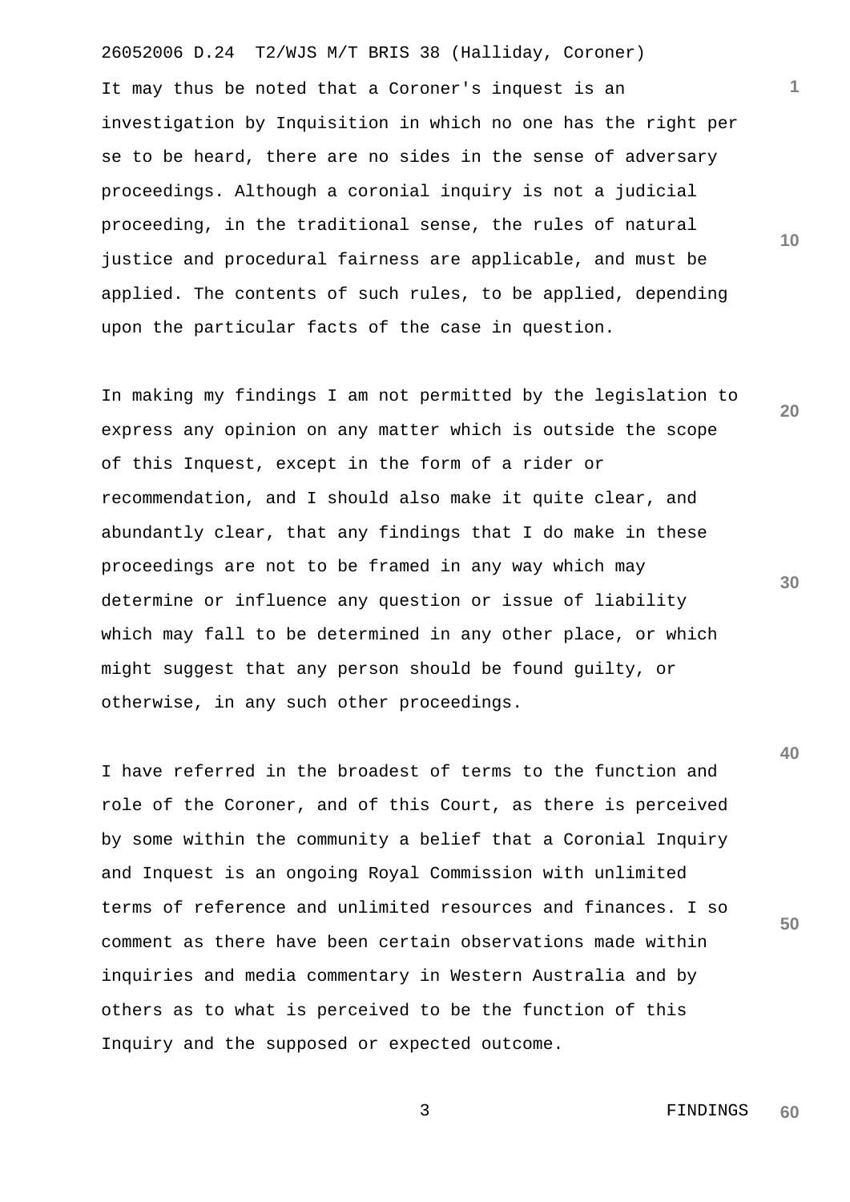It may thus be noted that a Coroner's inquest is an investigation by Inquisition in which no one has the right per se to be heard, there are no sides in the sense of adversary proceedings. Although a coronial inquiry is not a judicial proceeding, in the traditional sense, the rules of natural justice and procedural fairness are applicable, and must be applied. The contents of such rules, to be applied, depending upon the particular facts of the case in question.

In making my findings I am not permitted by the legislation to express any opinion on any matter which is outside the scope of this Inquest, except in the form of a rider or recommendation, and I should also make it quite clear, and abundantly clear, that any findings that I do make in these proceedings are not to be framed in any way which may determine or influence any question or issue of liability which may fall to be determined in any other place, or which might suggest that any person should be found guilty, or otherwise, in any such other proceedings.

I have referred in the broadest of terms to the function and role of the Coroner, and of this Court, as there is perceived by some within the community a belief that a Coronial Inquiry and Inquest is an ongoing Royal Commission with unlimited terms of reference and unlimited resources and finances. I so comment as there have been certain observations made within inquiries and media commentary in Western Australia and by others as to what is perceived to be the function of this Inquiry and the supposed or expected outcome.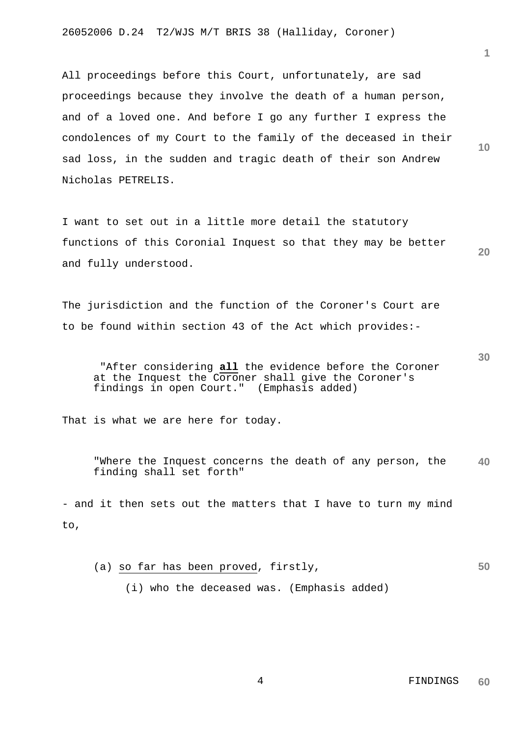All proceedings before this Court, unfortunately, are sad proceedings because they involve the death of a human person, and of a loved one. And before I go any further I express the condolences of my Court to the family of the deceased in their sad loss, in the sudden and tragic death of their son Andrew Nicholas PETRELIS.

I want to set out in a little more detail the statutory functions of this Coronial Inquest so that they may be better and fully understood.

The jurisdiction and the function of the Coroner's Court are to be found within section 43 of the Act which provides:-

> "After considering **<u>all</u>** the evidence before the Coroner at the Inquest the Coroner shall give the Coroner's findings in open Court." (Emphasis added)

That is what we are here for today.

> "Where the Inquest concerns the death of any person, the finding shall set forth"

- and it then sets out the matters that I have to turn my mind to,

> (a) <u>so far has been proved</u>, firstly,
>
> (i) who the deceased was. (Emphasis added)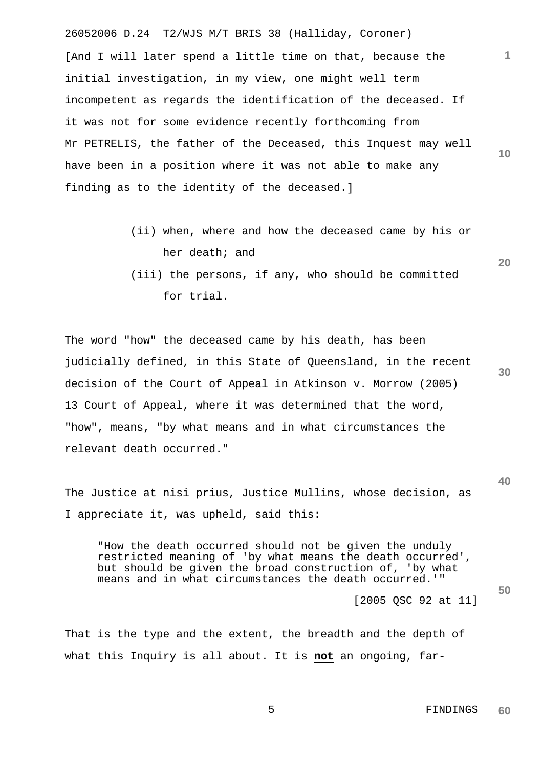[And I will later spend a little time on that, because the initial investigation, in my view, one might well term incompetent as regards the identification of the deceased. If it was not for some evidence recently forthcoming from Mr PETRELIS, the father of the Deceased, this Inquest may well have been in a position where it was not able to make any finding as to the identity of the deceased.]

(ii) when, where and how the deceased came by his or her death; and

(iii) the persons, if any, who should be committed for trial.

The word "how" the deceased came by his death, has been judicially defined, in this State of Queensland, in the recent decision of the Court of Appeal in Atkinson v. Morrow (2005) 13 Court of Appeal, where it was determined that the word, "how", means, "by what means and in what circumstances the relevant death occurred."

The Justice at nisi prius, Justice Mullins, whose decision, as I appreciate it, was upheld, said this:

> "How the death occurred should not be given the unduly restricted meaning of 'by what means the death occurred', but should be given the broad construction of, 'by what means and in what circumstances the death occurred.'"
>
> [2005 QSC 92 at 11]

That is the type and the extent, the breadth and the depth of what this Inquiry is all about. It is **not** an ongoing, far-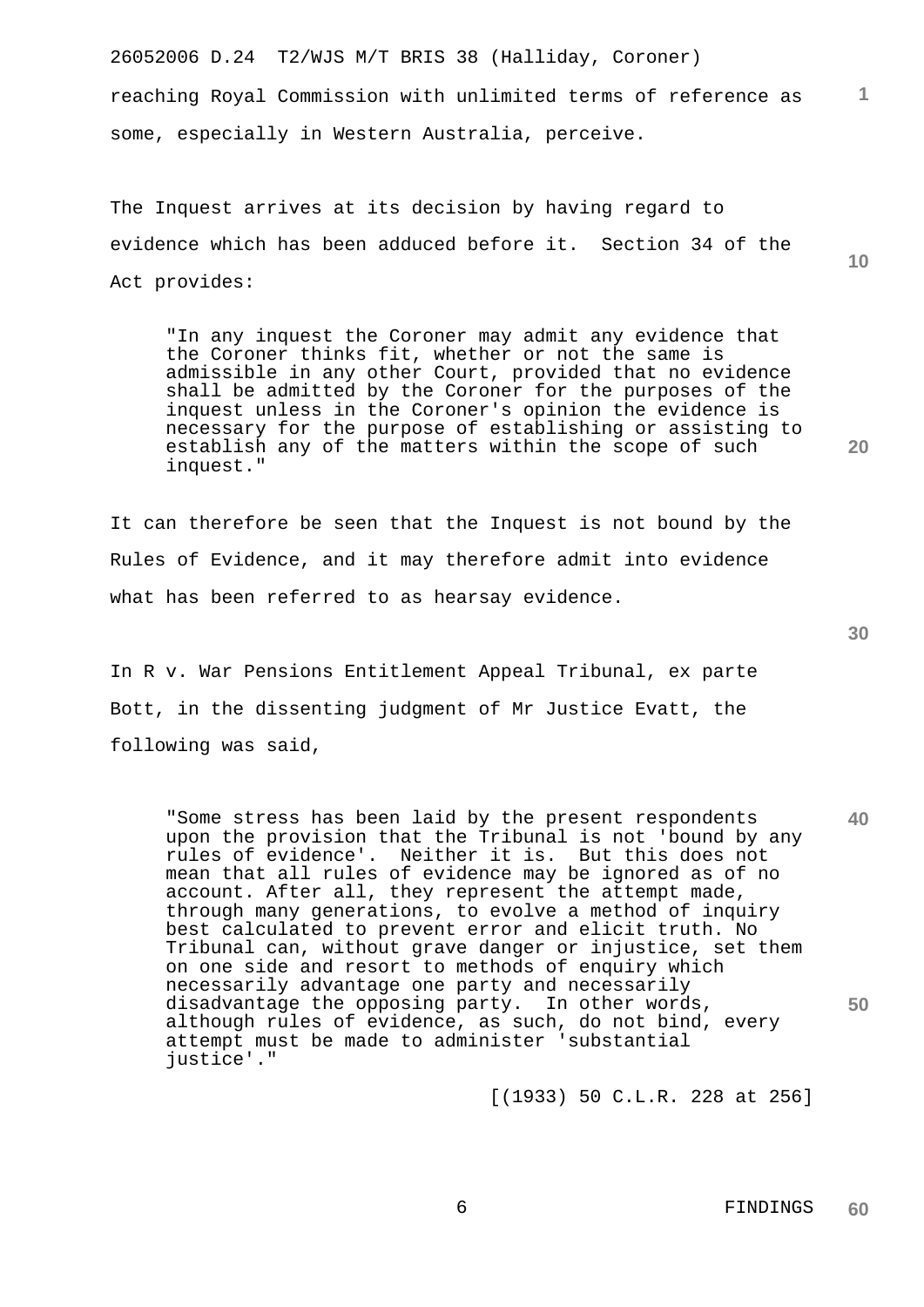reaching Royal Commission with unlimited terms of reference as some, especially in Western Australia, perceive.

The Inquest arrives at its decision by having regard to evidence which has been adduced before it. Section 34 of the Act provides:

> "In any inquest the Coroner may admit any evidence that the Coroner thinks fit, whether or not the same is admissible in any other Court, provided that no evidence shall be admitted by the Coroner for the purposes of the inquest unless in the Coroner's opinion the evidence is necessary for the purpose of establishing or assisting to establish any of the matters within the scope of such inquest."

It can therefore be seen that the Inquest is not bound by the Rules of Evidence, and it may therefore admit into evidence what has been referred to as hearsay evidence.

In R v. War Pensions Entitlement Appeal Tribunal, ex parte Bott, in the dissenting judgment of Mr Justice Evatt, the following was said,

> "Some stress has been laid by the present respondents upon the provision that the Tribunal is not 'bound by any rules of evidence'. Neither it is. But this does not mean that all rules of evidence may be ignored as of no account. After all, they represent the attempt made, through many generations, to evolve a method of inquiry best calculated to prevent error and elicit truth. No Tribunal can, without grave danger or injustice, set them on one side and resort to methods of enquiry which necessarily advantage one party and necessarily disadvantage the opposing party. In other words, although rules of evidence, as such, do not bind, every attempt must be made to administer 'substantial justice'."

[(1933) 50 C.L.R. 228 at 256]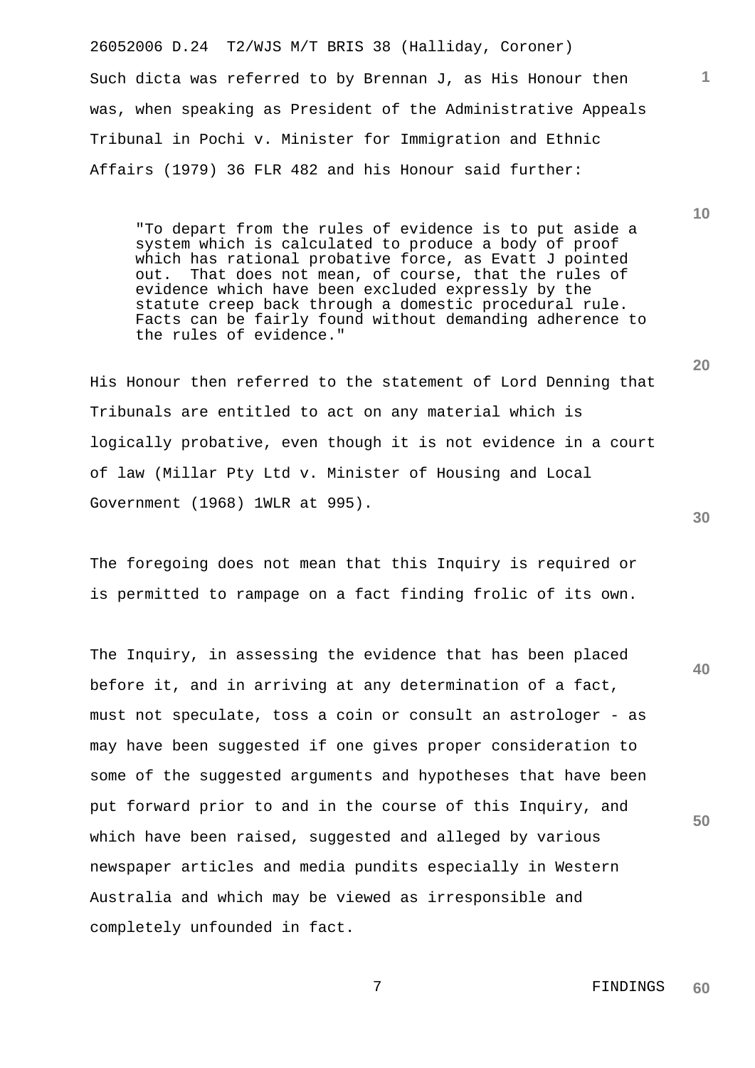Such dicta was referred to by Brennan J, as His Honour then was, when speaking as President of the Administrative Appeals Tribunal in Pochi v. Minister for Immigration and Ethnic Affairs (1979) 36 FLR 482 and his Honour said further:

> "To depart from the rules of evidence is to put aside a system which is calculated to produce a body of proof which has rational probative force, as Evatt J pointed out. That does not mean, of course, that the rules of evidence which have been excluded expressly by the statute creep back through a domestic procedural rule. Facts can be fairly found without demanding adherence to the rules of evidence."

His Honour then referred to the statement of Lord Denning that Tribunals are entitled to act on any material which is logically probative, even though it is not evidence in a court of law (Millar Pty Ltd v. Minister of Housing and Local Government (1968) 1WLR at 995).

The foregoing does not mean that this Inquiry is required or is permitted to rampage on a fact finding frolic of its own.

The Inquiry, in assessing the evidence that has been placed before it, and in arriving at any determination of a fact, must not speculate, toss a coin or consult an astrologer - as may have been suggested if one gives proper consideration to some of the suggested arguments and hypotheses that have been put forward prior to and in the course of this Inquiry, and which have been raised, suggested and alleged by various newspaper articles and media pundits especially in Western Australia and which may be viewed as irresponsible and completely unfounded in fact.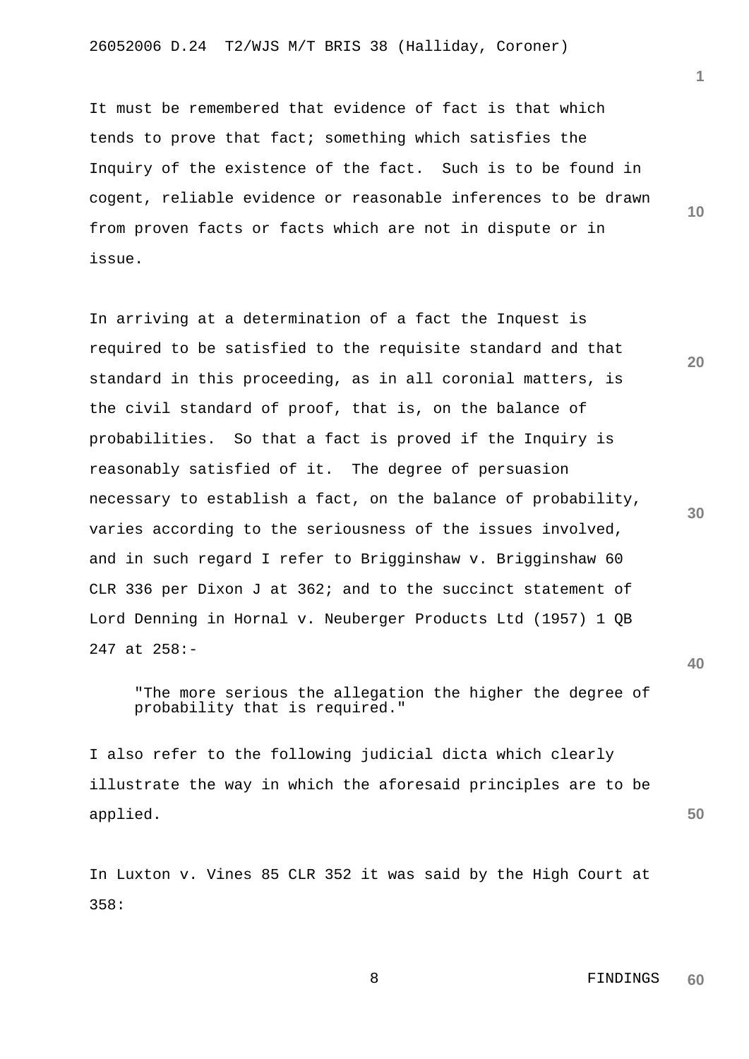It must be remembered that evidence of fact is that which tends to prove that fact; something which satisfies the Inquiry of the existence of the fact. Such is to be found in cogent, reliable evidence or reasonable inferences to be drawn from proven facts or facts which are not in dispute or in issue.

In arriving at a determination of a fact the Inquest is required to be satisfied to the requisite standard and that standard in this proceeding, as in all coronial matters, is the civil standard of proof, that is, on the balance of probabilities. So that a fact is proved if the Inquiry is reasonably satisfied of it. The degree of persuasion necessary to establish a fact, on the balance of probability, varies according to the seriousness of the issues involved, and in such regard I refer to Brigginshaw v. Brigginshaw 60 CLR 336 per Dixon J at 362; and to the succinct statement of Lord Denning in Hornal v. Neuberger Products Ltd (1957) 1 QB 247 at 258:-

> "The more serious the allegation the higher the degree of probability that is required."

I also refer to the following judicial dicta which clearly illustrate the way in which the aforesaid principles are to be applied.

In Luxton v. Vines 85 CLR 352 it was said by the High Court at 358: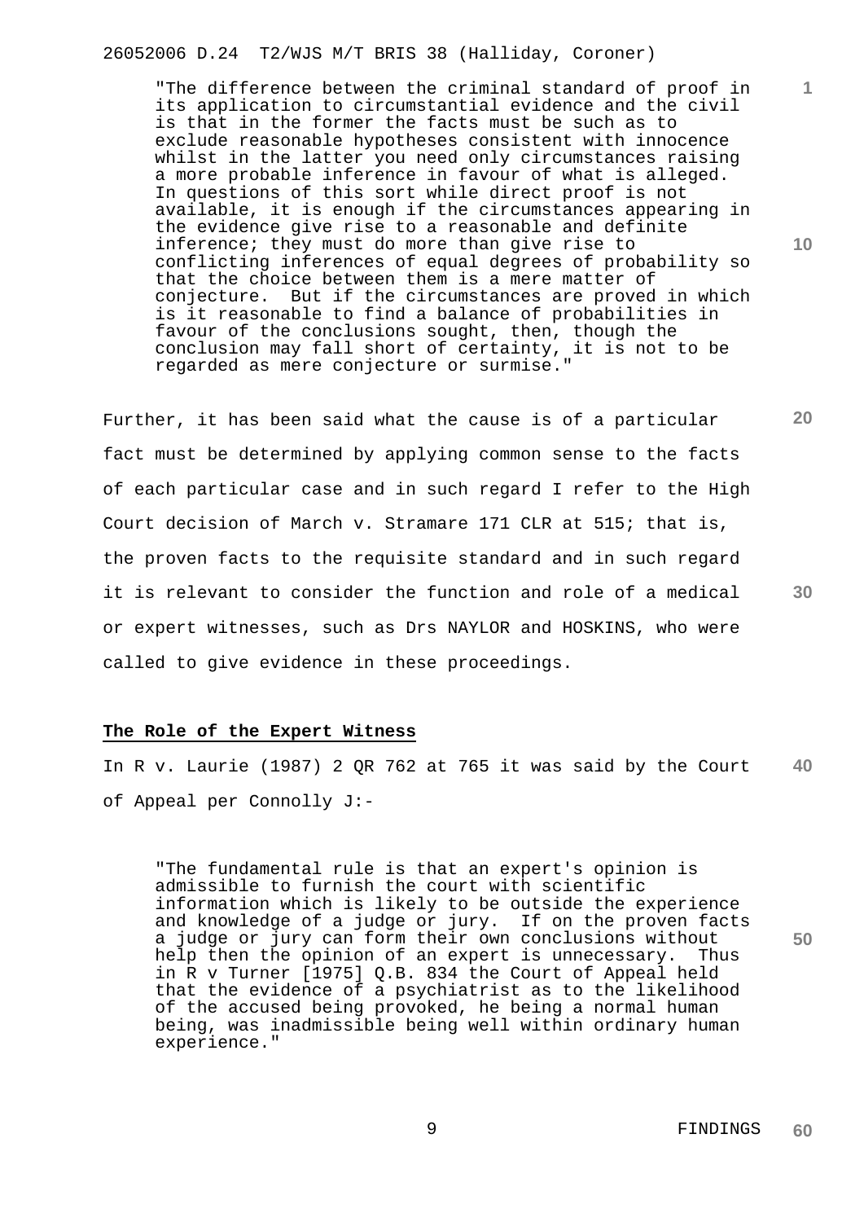> "The difference between the criminal standard of proof in its application to circumstantial evidence and the civil is that in the former the facts must be such as to exclude reasonable hypotheses consistent with innocence whilst in the latter you need only circumstances raising a more probable inference in favour of what is alleged. In questions of this sort while direct proof is not available, it is enough if the circumstances appearing in the evidence give rise to a reasonable and definite inference; they must do more than give rise to conflicting inferences of equal degrees of probability so that the choice between them is a mere matter of conjecture. But if the circumstances are proved in which is it reasonable to find a balance of probabilities in favour of the conclusions sought, then, though the conclusion may fall short of certainty, it is not to be regarded as mere conjecture or surmise."

Further, it has been said what the cause is of a particular fact must be determined by applying common sense to the facts of each particular case and in such regard I refer to the High Court decision of March v. Stramare 171 CLR at 515; that is, the proven facts to the requisite standard and in such regard it is relevant to consider the function and role of a medical or expert witnesses, such as Drs NAYLOR and HOSKINS, who were called to give evidence in these proceedings.

**The Role of the Expert Witness**

In R v. Laurie (1987) 2 QR 762 at 765 it was said by the Court of Appeal per Connolly J:-

> "The fundamental rule is that an expert's opinion is admissible to furnish the court with scientific information which is likely to be outside the experience and knowledge of a judge or jury. If on the proven facts a judge or jury can form their own conclusions without help then the opinion of an expert is unnecessary. Thus in R v Turner [1975] Q.B. 834 the Court of Appeal held that the evidence of a psychiatrist as to the likelihood of the accused being provoked, he being a normal human being, was inadmissible being well within ordinary human experience."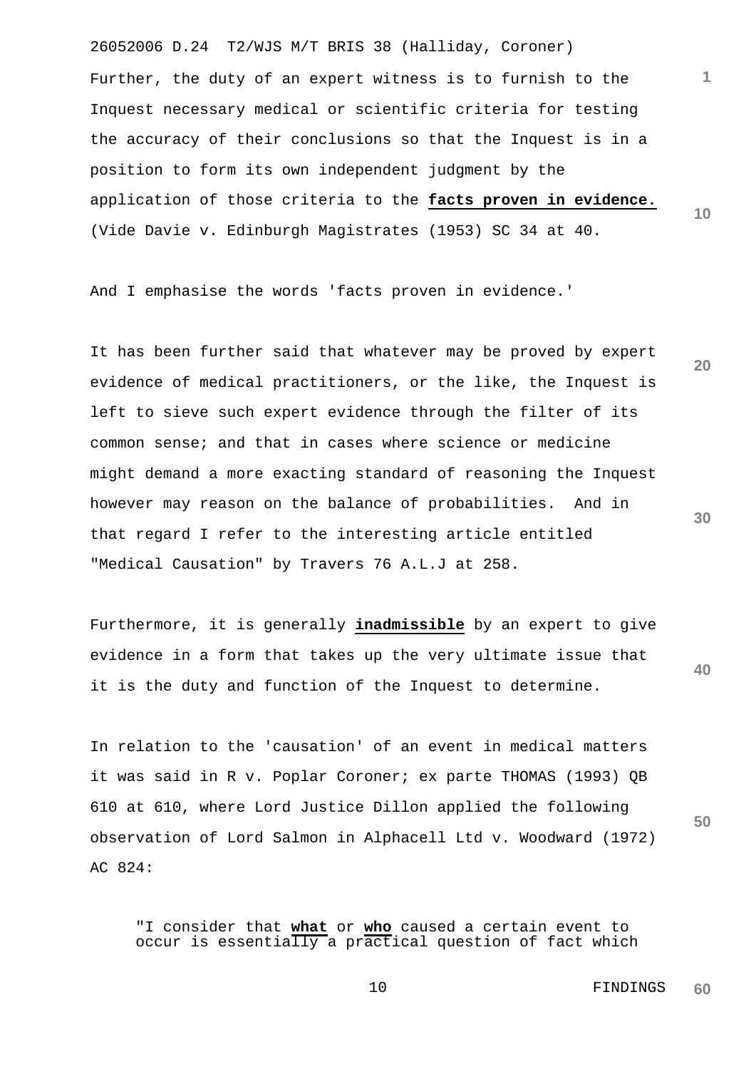Further, the duty of an expert witness is to furnish to the Inquest necessary medical or scientific criteria for testing the accuracy of their conclusions so that the Inquest is in a position to form its own independent judgment by the application of those criteria to the **facts proven in evidence.** (Vide Davie v. Edinburgh Magistrates (1953) SC 34 at 40.

And I emphasise the words 'facts proven in evidence.'

It has been further said that whatever may be proved by expert evidence of medical practitioners, or the like, the Inquest is left to sieve such expert evidence through the filter of its common sense; and that in cases where science or medicine might demand a more exacting standard of reasoning the Inquest however may reason on the balance of probabilities. And in that regard I refer to the interesting article entitled "Medical Causation" by Travers 76 A.L.J at 258.

Furthermore, it is generally **inadmissible** by an expert to give evidence in a form that takes up the very ultimate issue that it is the duty and function of the Inquest to determine.

In relation to the 'causation' of an event in medical matters it was said in R v. Poplar Coroner; ex parte THOMAS (1993) QB 610 at 610, where Lord Justice Dillon applied the following observation of Lord Salmon in Alphacell Ltd v. Woodward (1972) AC 824:

> "I consider that **what** or **who** caused a certain event to occur is essentially a practical question of fact which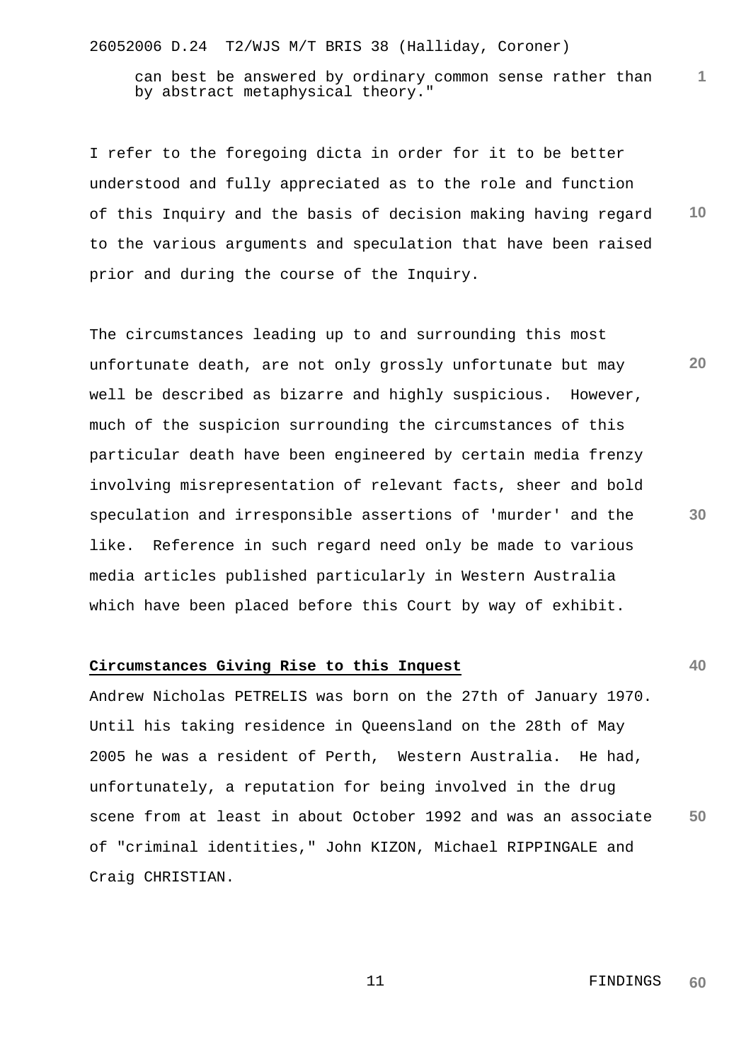can best be answered by ordinary common sense rather than by abstract metaphysical theory."

I refer to the foregoing dicta in order for it to be better understood and fully appreciated as to the role and function of this Inquiry and the basis of decision making having regard to the various arguments and speculation that have been raised prior and during the course of the Inquiry.

The circumstances leading up to and surrounding this most unfortunate death, are not only grossly unfortunate but may well be described as bizarre and highly suspicious. However, much of the suspicion surrounding the circumstances of this particular death have been engineered by certain media frenzy involving misrepresentation of relevant facts, sheer and bold speculation and irresponsible assertions of 'murder' and the like. Reference in such regard need only be made to various media articles published particularly in Western Australia which have been placed before this Court by way of exhibit.

## Circumstances Giving Rise to this Inquest

Andrew Nicholas PETRELIS was born on the 27th of January 1970. Until his taking residence in Queensland on the 28th of May 2005 he was a resident of Perth, Western Australia. He had, unfortunately, a reputation for being involved in the drug scene from at least in about October 1992 and was an associate of "criminal identities," John KIZON, Michael RIPPINGALE and Craig CHRISTIAN.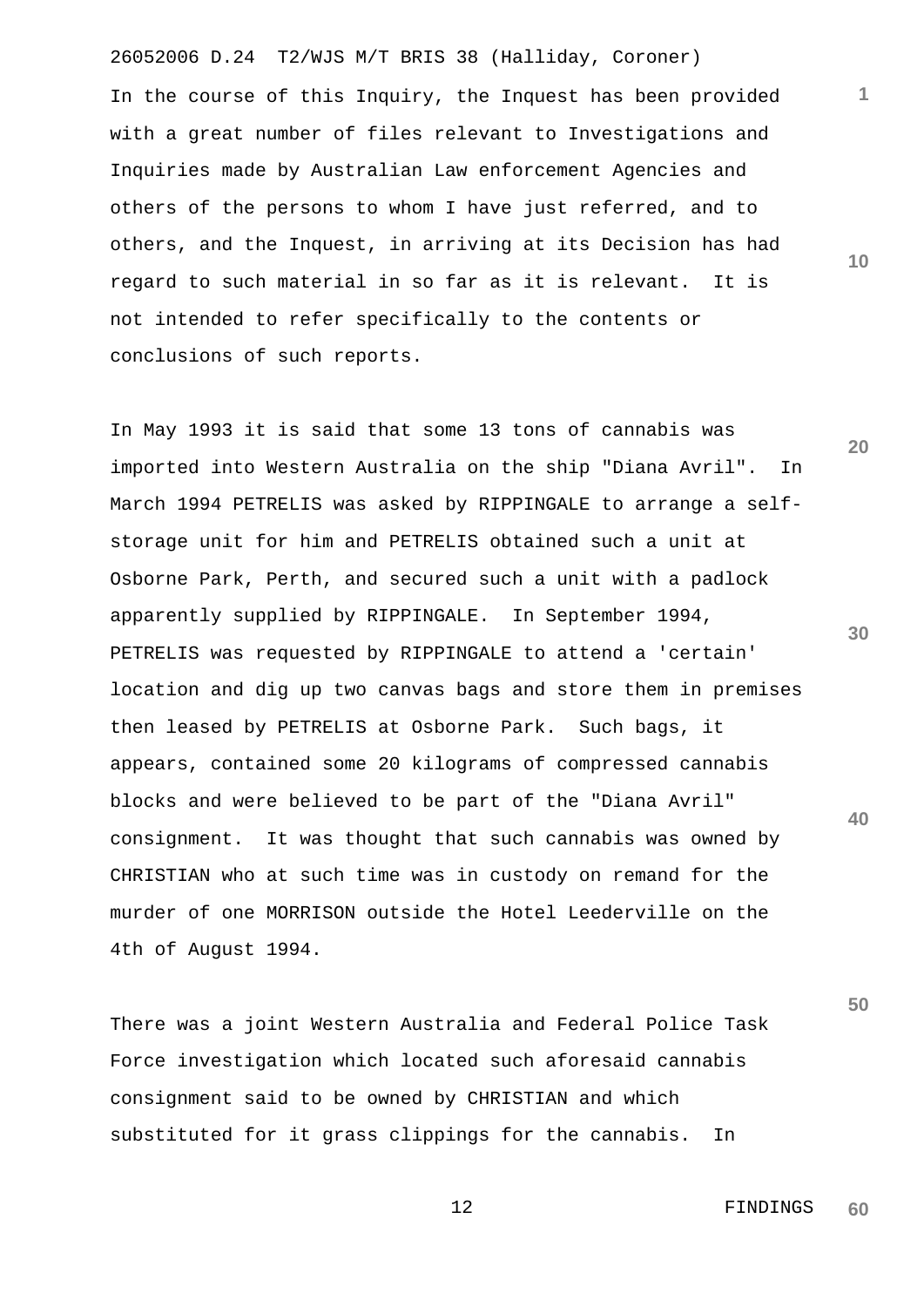In the course of this Inquiry, the Inquest has been provided with a great number of files relevant to Investigations and Inquiries made by Australian Law enforcement Agencies and others of the persons to whom I have just referred, and to others, and the Inquest, in arriving at its Decision has had regard to such material in so far as it is relevant. It is not intended to refer specifically to the contents or conclusions of such reports.

In May 1993 it is said that some 13 tons of cannabis was imported into Western Australia on the ship "Diana Avril". In March 1994 PETRELIS was asked by RIPPINGALE to arrange a self-storage unit for him and PETRELIS obtained such a unit at Osborne Park, Perth, and secured such a unit with a padlock apparently supplied by RIPPINGALE. In September 1994, PETRELIS was requested by RIPPINGALE to attend a 'certain' location and dig up two canvas bags and store them in premises then leased by PETRELIS at Osborne Park. Such bags, it appears, contained some 20 kilograms of compressed cannabis blocks and were believed to be part of the "Diana Avril" consignment. It was thought that such cannabis was owned by CHRISTIAN who at such time was in custody on remand for the murder of one MORRISON outside the Hotel Leederville on the 4th of August 1994.

There was a joint Western Australia and Federal Police Task Force investigation which located such aforesaid cannabis consignment said to be owned by CHRISTIAN and which substituted for it grass clippings for the cannabis. In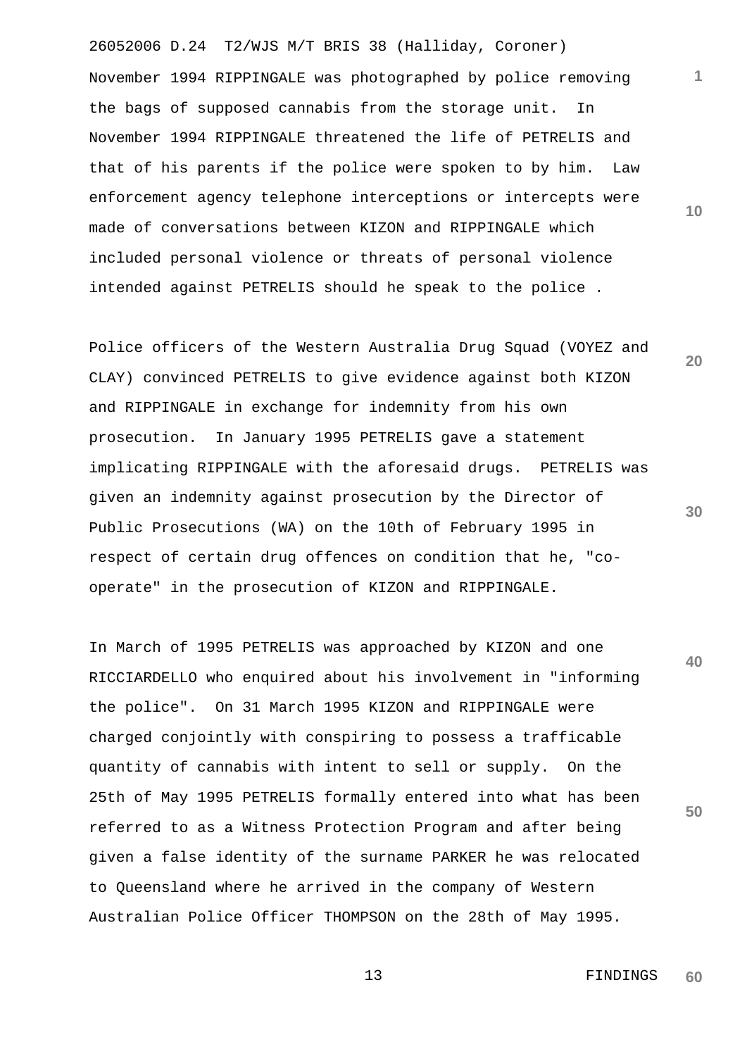November 1994 RIPPINGALE was photographed by police removing the bags of supposed cannabis from the storage unit. In November 1994 RIPPINGALE threatened the life of PETRELIS and that of his parents if the police were spoken to by him. Law enforcement agency telephone interceptions or intercepts were made of conversations between KIZON and RIPPINGALE which included personal violence or threats of personal violence intended against PETRELIS should he speak to the police .

Police officers of the Western Australia Drug Squad (VOYEZ and CLAY) convinced PETRELIS to give evidence against both KIZON and RIPPINGALE in exchange for indemnity from his own prosecution. In January 1995 PETRELIS gave a statement implicating RIPPINGALE with the aforesaid drugs. PETRELIS was given an indemnity against prosecution by the Director of Public Prosecutions (WA) on the 10th of February 1995 in respect of certain drug offences on condition that he, "co-operate" in the prosecution of KIZON and RIPPINGALE.

In March of 1995 PETRELIS was approached by KIZON and one RICCIARDELLO who enquired about his involvement in "informing the police". On 31 March 1995 KIZON and RIPPINGALE were charged conjointly with conspiring to possess a trafficable quantity of cannabis with intent to sell or supply. On the 25th of May 1995 PETRELIS formally entered into what has been referred to as a Witness Protection Program and after being given a false identity of the surname PARKER he was relocated to Queensland where he arrived in the company of Western Australian Police Officer THOMPSON on the 28th of May 1995.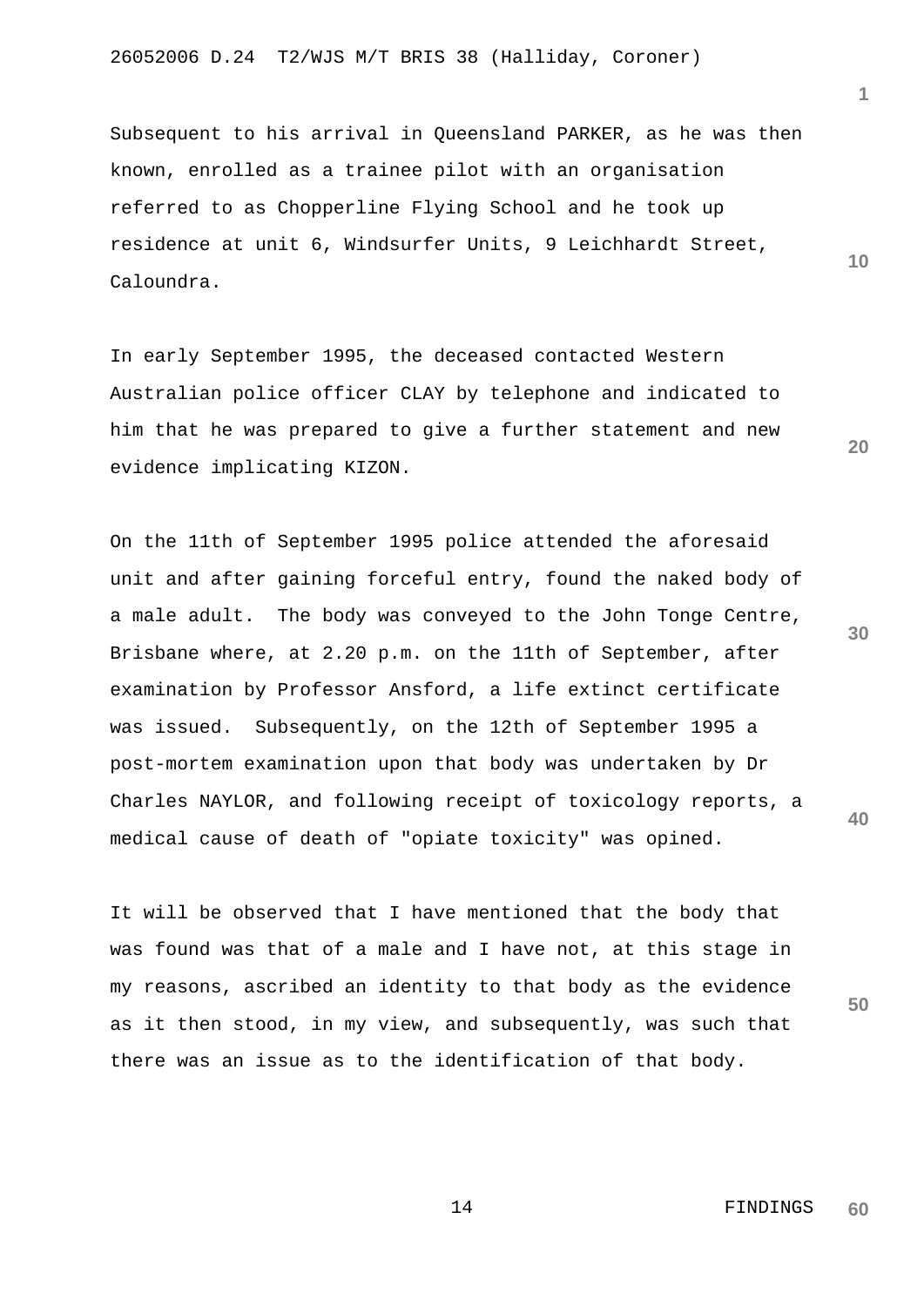Subsequent to his arrival in Queensland PARKER, as he was then known, enrolled as a trainee pilot with an organisation referred to as Chopperline Flying School and he took up residence at unit 6, Windsurfer Units, 9 Leichhardt Street, Caloundra.

In early September 1995, the deceased contacted Western Australian police officer CLAY by telephone and indicated to him that he was prepared to give a further statement and new evidence implicating KIZON.

On the 11th of September 1995 police attended the aforesaid unit and after gaining forceful entry, found the naked body of a male adult. The body was conveyed to the John Tonge Centre, Brisbane where, at 2.20 p.m. on the 11th of September, after examination by Professor Ansford, a life extinct certificate was issued. Subsequently, on the 12th of September 1995 a post-mortem examination upon that body was undertaken by Dr Charles NAYLOR, and following receipt of toxicology reports, a medical cause of death of "opiate toxicity" was opined.

It will be observed that I have mentioned that the body that was found was that of a male and I have not, at this stage in my reasons, ascribed an identity to that body as the evidence as it then stood, in my view, and subsequently, was such that there was an issue as to the identification of that body.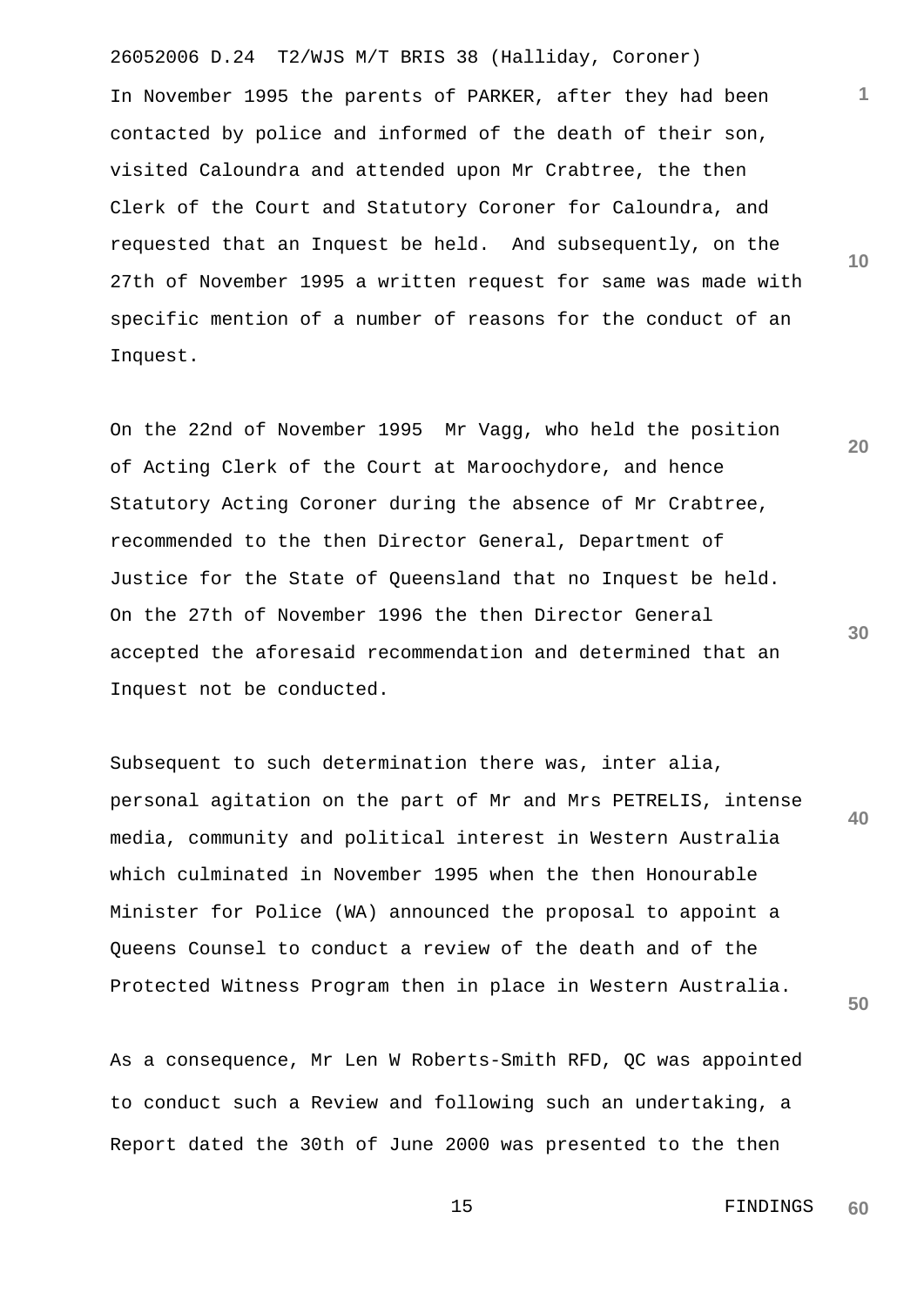In November 1995 the parents of PARKER, after they had been contacted by police and informed of the death of their son, visited Caloundra and attended upon Mr Crabtree, the then Clerk of the Court and Statutory Coroner for Caloundra, and requested that an Inquest be held. And subsequently, on the 27th of November 1995 a written request for same was made with specific mention of a number of reasons for the conduct of an Inquest.

On the 22nd of November 1995 Mr Vagg, who held the position of Acting Clerk of the Court at Maroochydore, and hence Statutory Acting Coroner during the absence of Mr Crabtree, recommended to the then Director General, Department of Justice for the State of Queensland that no Inquest be held. On the 27th of November 1996 the then Director General accepted the aforesaid recommendation and determined that an Inquest not be conducted.

Subsequent to such determination there was, inter alia, personal agitation on the part of Mr and Mrs PETRELIS, intense media, community and political interest in Western Australia which culminated in November 1995 when the then Honourable Minister for Police (WA) announced the proposal to appoint a Queens Counsel to conduct a review of the death and of the Protected Witness Program then in place in Western Australia.

As a consequence, Mr Len W Roberts-Smith RFD, QC was appointed to conduct such a Review and following such an undertaking, a Report dated the 30th of June 2000 was presented to the then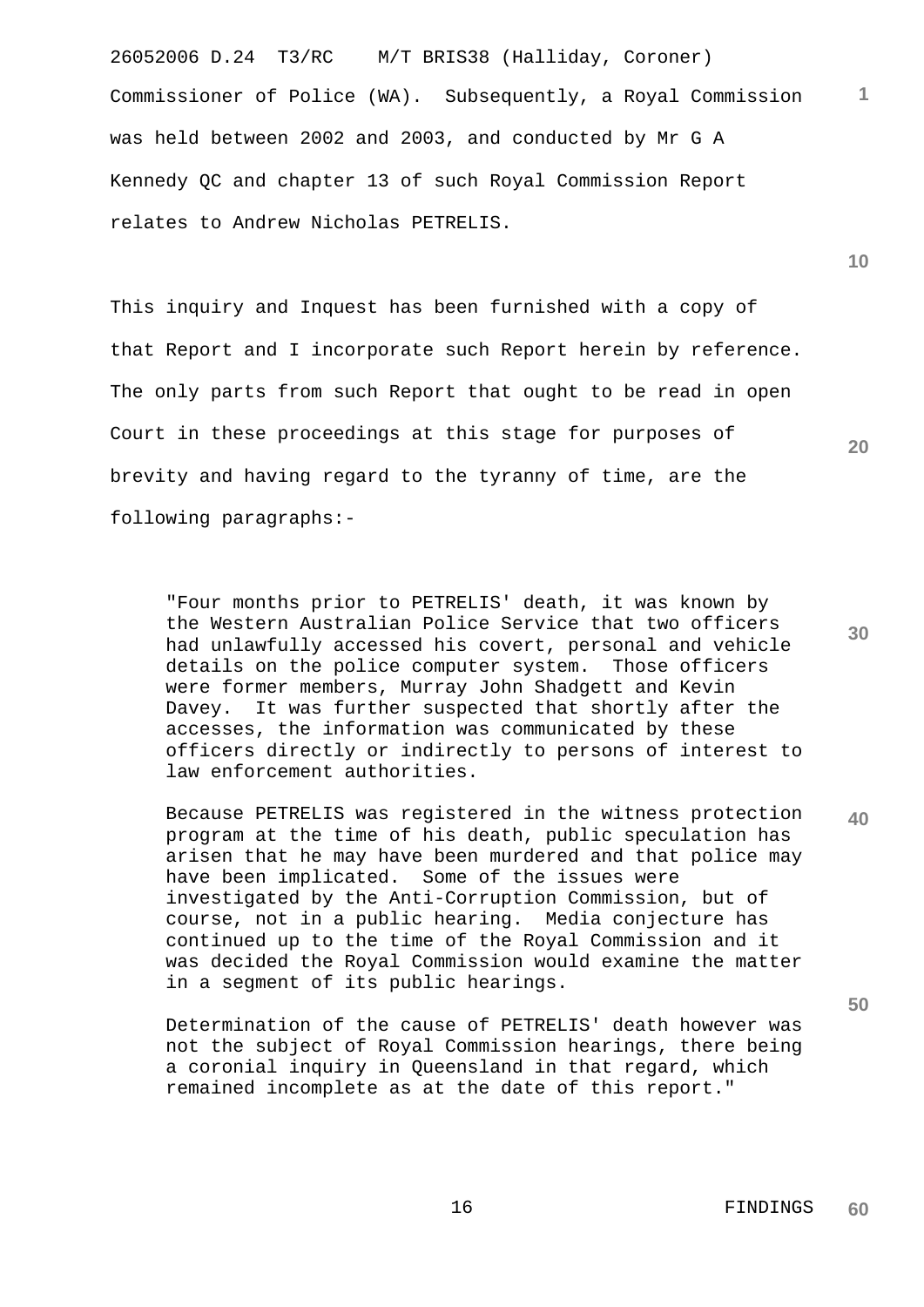Commissioner of Police (WA). Subsequently, a Royal Commission was held between 2002 and 2003, and conducted by Mr G A Kennedy QC and chapter 13 of such Royal Commission Report relates to Andrew Nicholas PETRELIS.

This inquiry and Inquest has been furnished with a copy of that Report and I incorporate such Report herein by reference. The only parts from such Report that ought to be read in open Court in these proceedings at this stage for purposes of brevity and having regard to the tyranny of time, are the following paragraphs:-

> "Four months prior to PETRELIS' death, it was known by the Western Australian Police Service that two officers had unlawfully accessed his covert, personal and vehicle details on the police computer system. Those officers were former members, Murray John Shadgett and Kevin Davey. It was further suspected that shortly after the accesses, the information was communicated by these officers directly or indirectly to persons of interest to law enforcement authorities.
>
> Because PETRELIS was registered in the witness protection program at the time of his death, public speculation has arisen that he may have been murdered and that police may have been implicated. Some of the issues were investigated by the Anti-Corruption Commission, but of course, not in a public hearing. Media conjecture has continued up to the time of the Royal Commission and it was decided the Royal Commission would examine the matter in a segment of its public hearings.
>
> Determination of the cause of PETRELIS' death however was not the subject of Royal Commission hearings, there being a coronial inquiry in Queensland in that regard, which remained incomplete as at the date of this report."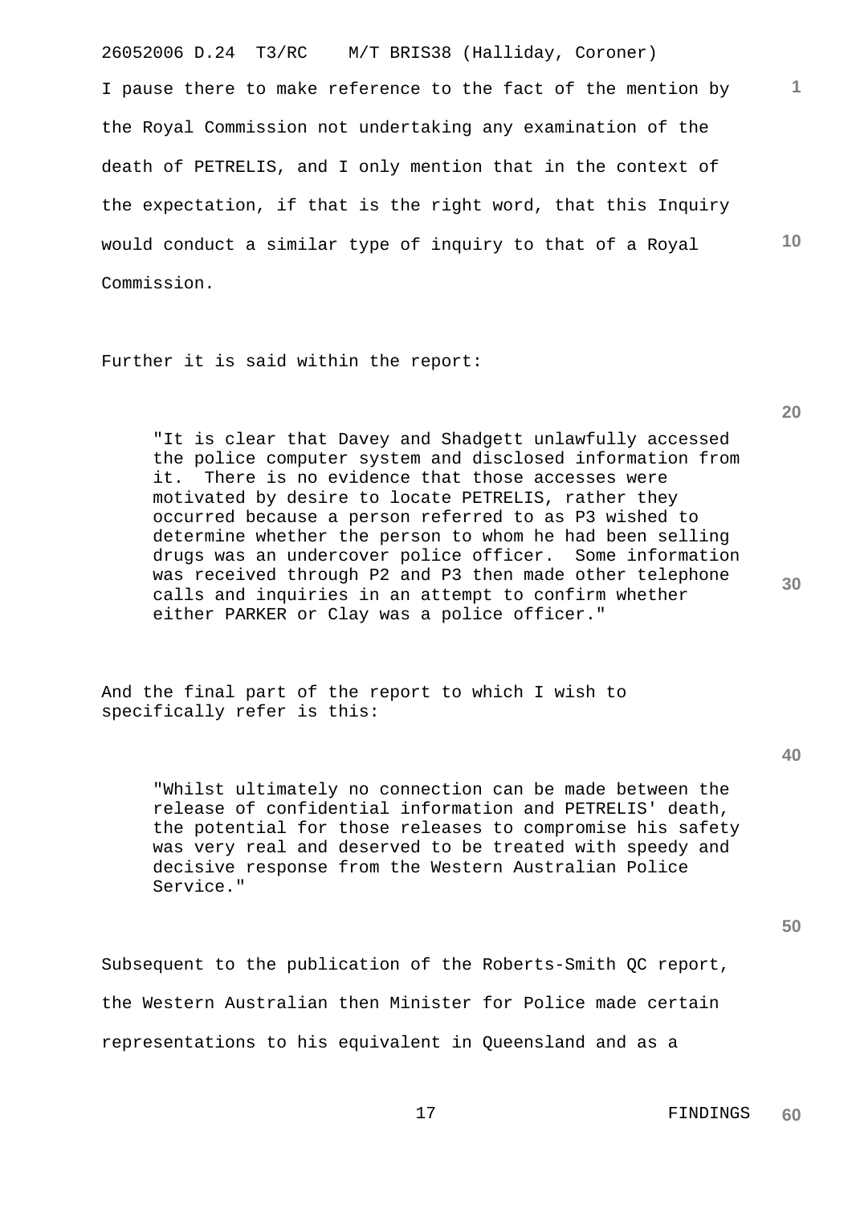I pause there to make reference to the fact of the mention by the Royal Commission not undertaking any examination of the death of PETRELIS, and I only mention that in the context of the expectation, if that is the right word, that this Inquiry would conduct a similar type of inquiry to that of a Royal Commission.

Further it is said within the report:

> "It is clear that Davey and Shadgett unlawfully accessed the police computer system and disclosed information from it. There is no evidence that those accesses were motivated by desire to locate PETRELIS, rather they occurred because a person referred to as P3 wished to determine whether the person to whom he had been selling drugs was an undercover police officer. Some information was received through P2 and P3 then made other telephone calls and inquiries in an attempt to confirm whether either PARKER or Clay was a police officer."

And the final part of the report to which I wish to specifically refer is this:

> "Whilst ultimately no connection can be made between the release of confidential information and PETRELIS' death, the potential for those releases to compromise his safety was very real and deserved to be treated with speedy and decisive response from the Western Australian Police Service."

Subsequent to the publication of the Roberts-Smith QC report, the Western Australian then Minister for Police made certain representations to his equivalent in Queensland and as a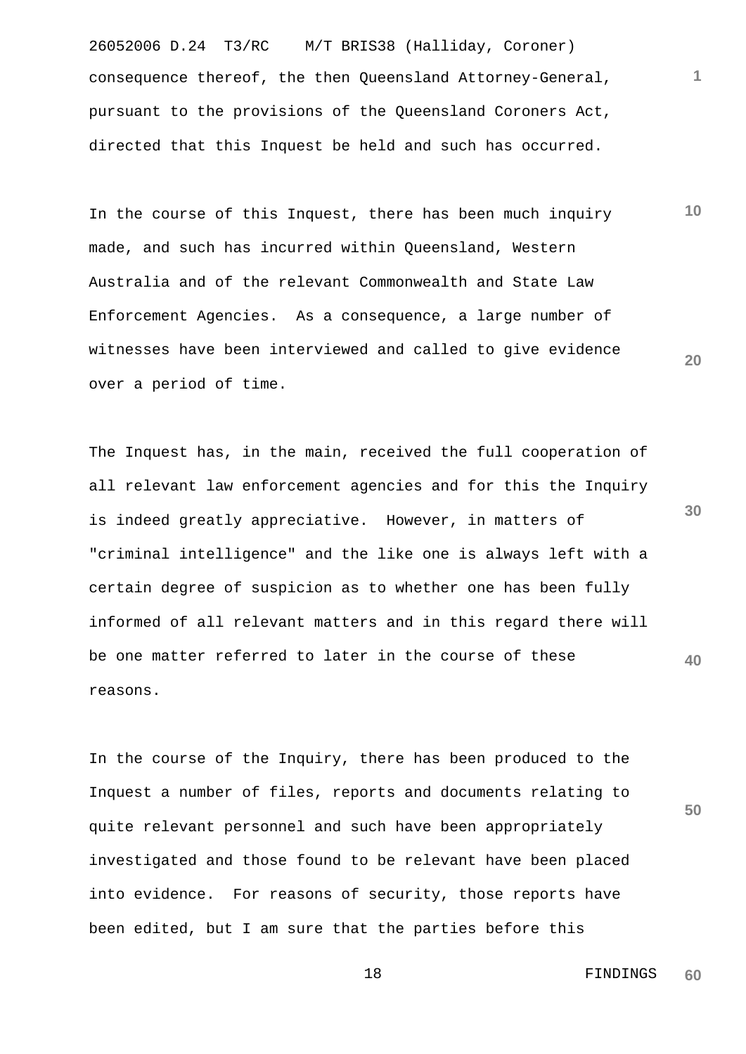consequence thereof, the then Queensland Attorney-General, pursuant to the provisions of the Queensland Coroners Act, directed that this Inquest be held and such has occurred.

In the course of this Inquest, there has been much inquiry made, and such has incurred within Queensland, Western Australia and of the relevant Commonwealth and State Law Enforcement Agencies. As a consequence, a large number of witnesses have been interviewed and called to give evidence over a period of time.

The Inquest has, in the main, received the full cooperation of all relevant law enforcement agencies and for this the Inquiry is indeed greatly appreciative. However, in matters of "criminal intelligence" and the like one is always left with a certain degree of suspicion as to whether one has been fully informed of all relevant matters and in this regard there will be one matter referred to later in the course of these reasons.

In the course of the Inquiry, there has been produced to the Inquest a number of files, reports and documents relating to quite relevant personnel and such have been appropriately investigated and those found to be relevant have been placed into evidence. For reasons of security, those reports have been edited, but I am sure that the parties before this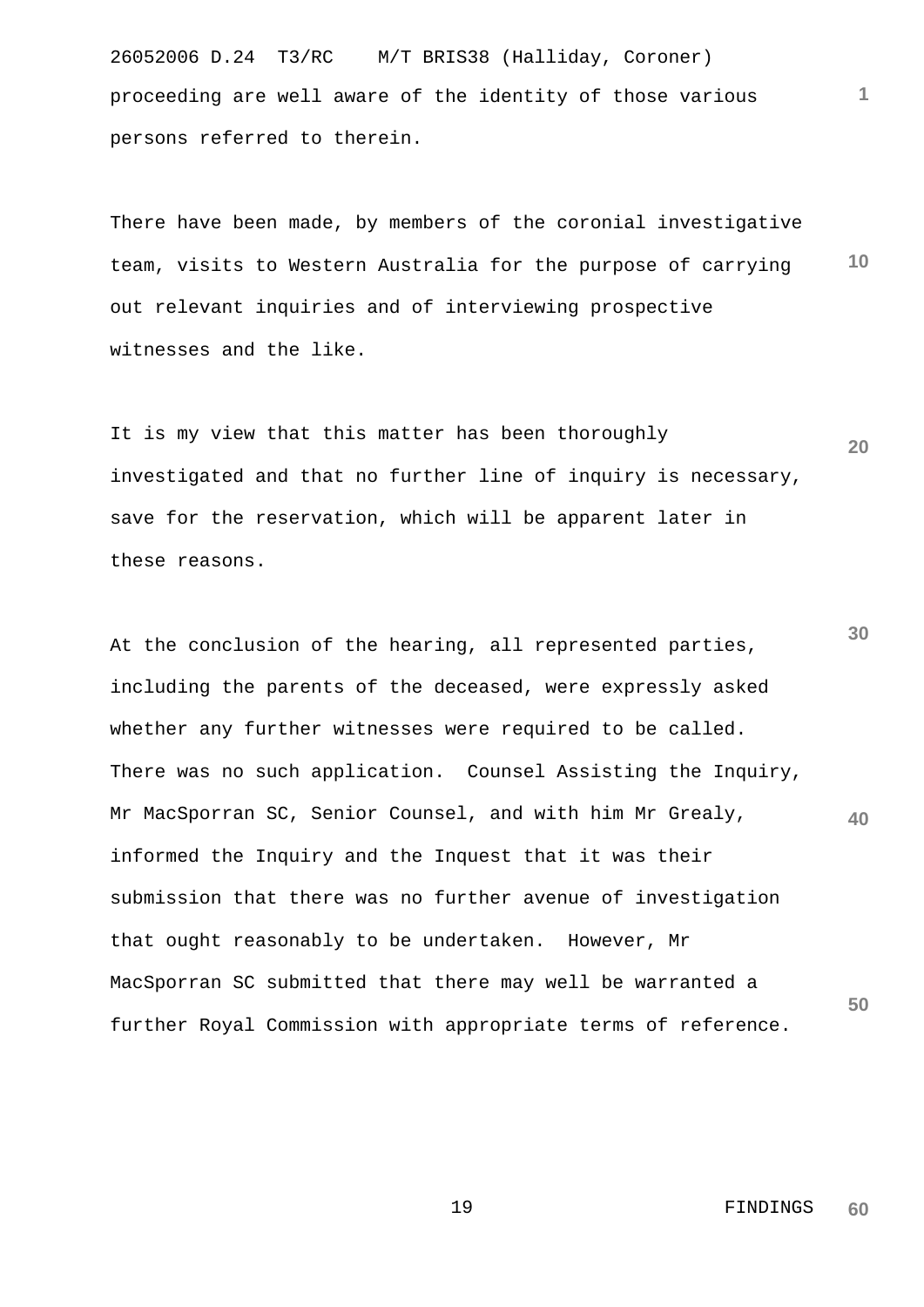proceeding are well aware of the identity of those various persons referred to therein.

There have been made, by members of the coronial investigative team, visits to Western Australia for the purpose of carrying out relevant inquiries and of interviewing prospective witnesses and the like.

It is my view that this matter has been thoroughly investigated and that no further line of inquiry is necessary, save for the reservation, which will be apparent later in these reasons.

At the conclusion of the hearing, all represented parties, including the parents of the deceased, were expressly asked whether any further witnesses were required to be called. There was no such application. Counsel Assisting the Inquiry, Mr MacSporran SC, Senior Counsel, and with him Mr Grealy, informed the Inquiry and the Inquest that it was their submission that there was no further avenue of investigation that ought reasonably to be undertaken. However, Mr MacSporran SC submitted that there may well be warranted a further Royal Commission with appropriate terms of reference.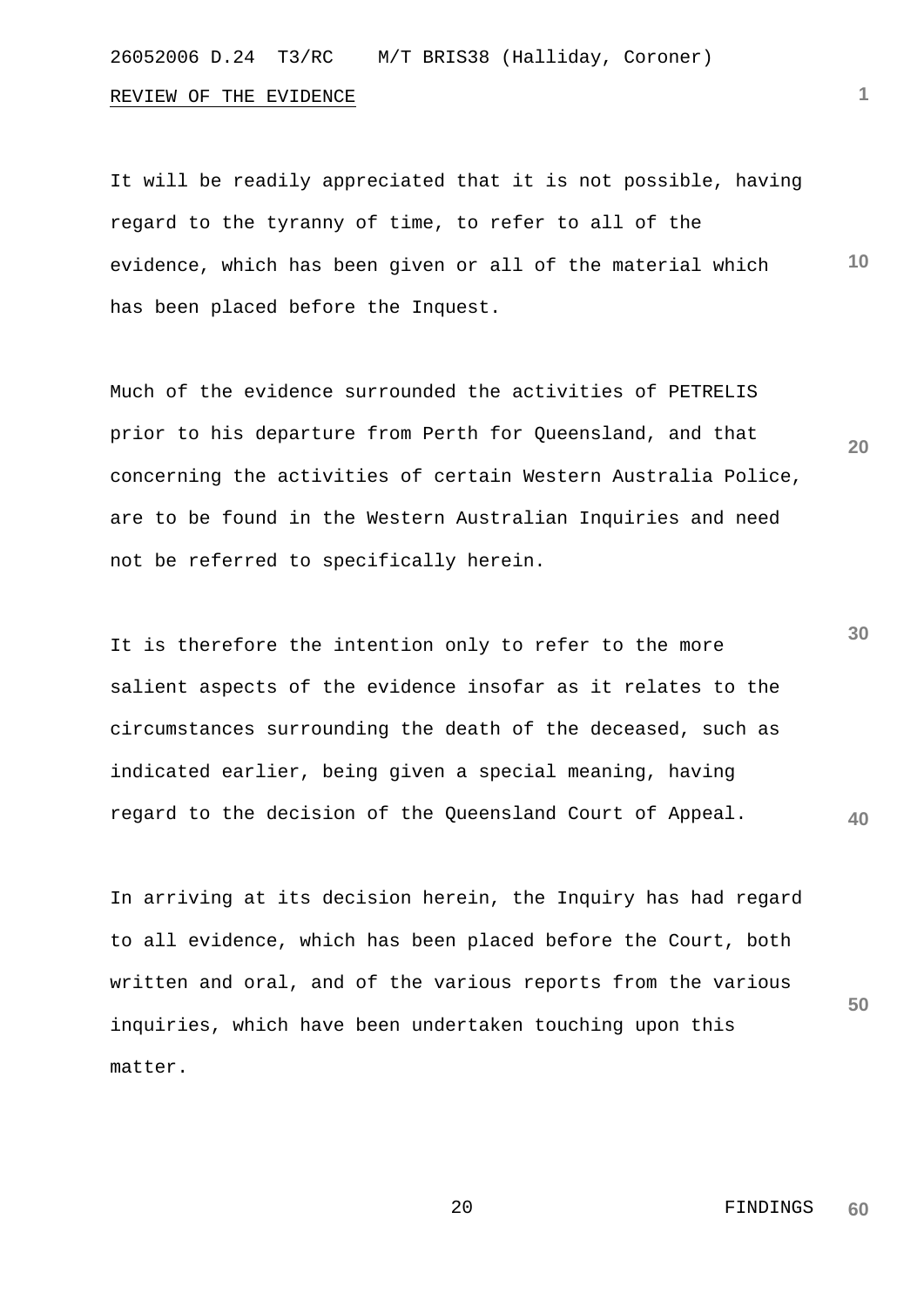## REVIEW OF THE EVIDENCE

It will be readily appreciated that it is not possible, having regard to the tyranny of time, to refer to all of the evidence, which has been given or all of the material which has been placed before the Inquest.

Much of the evidence surrounded the activities of PETRELIS prior to his departure from Perth for Queensland, and that concerning the activities of certain Western Australia Police, are to be found in the Western Australian Inquiries and need not be referred to specifically herein.

It is therefore the intention only to refer to the more salient aspects of the evidence insofar as it relates to the circumstances surrounding the death of the deceased, such as indicated earlier, being given a special meaning, having regard to the decision of the Queensland Court of Appeal.

In arriving at its decision herein, the Inquiry has had regard to all evidence, which has been placed before the Court, both written and oral, and of the various reports from the various inquiries, which have been undertaken touching upon this matter.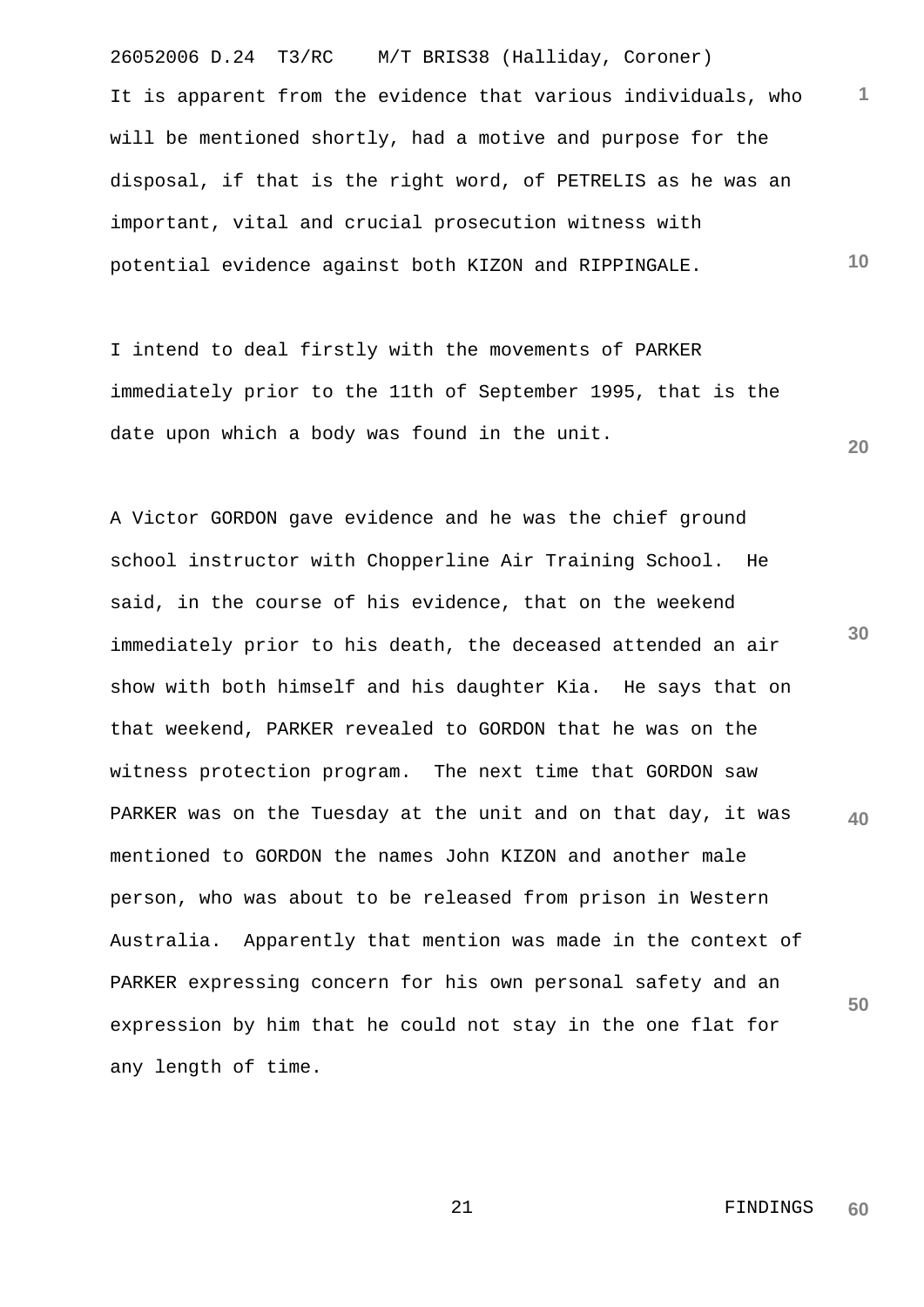It is apparent from the evidence that various individuals, who will be mentioned shortly, had a motive and purpose for the disposal, if that is the right word, of PETRELIS as he was an important, vital and crucial prosecution witness with potential evidence against both KIZON and RIPPINGALE.

I intend to deal firstly with the movements of PARKER immediately prior to the 11th of September 1995, that is the date upon which a body was found in the unit.

A Victor GORDON gave evidence and he was the chief ground school instructor with Chopperline Air Training School. He said, in the course of his evidence, that on the weekend immediately prior to his death, the deceased attended an air show with both himself and his daughter Kia. He says that on that weekend, PARKER revealed to GORDON that he was on the witness protection program. The next time that GORDON saw PARKER was on the Tuesday at the unit and on that day, it was mentioned to GORDON the names John KIZON and another male person, who was about to be released from prison in Western Australia. Apparently that mention was made in the context of PARKER expressing concern for his own personal safety and an expression by him that he could not stay in the one flat for any length of time.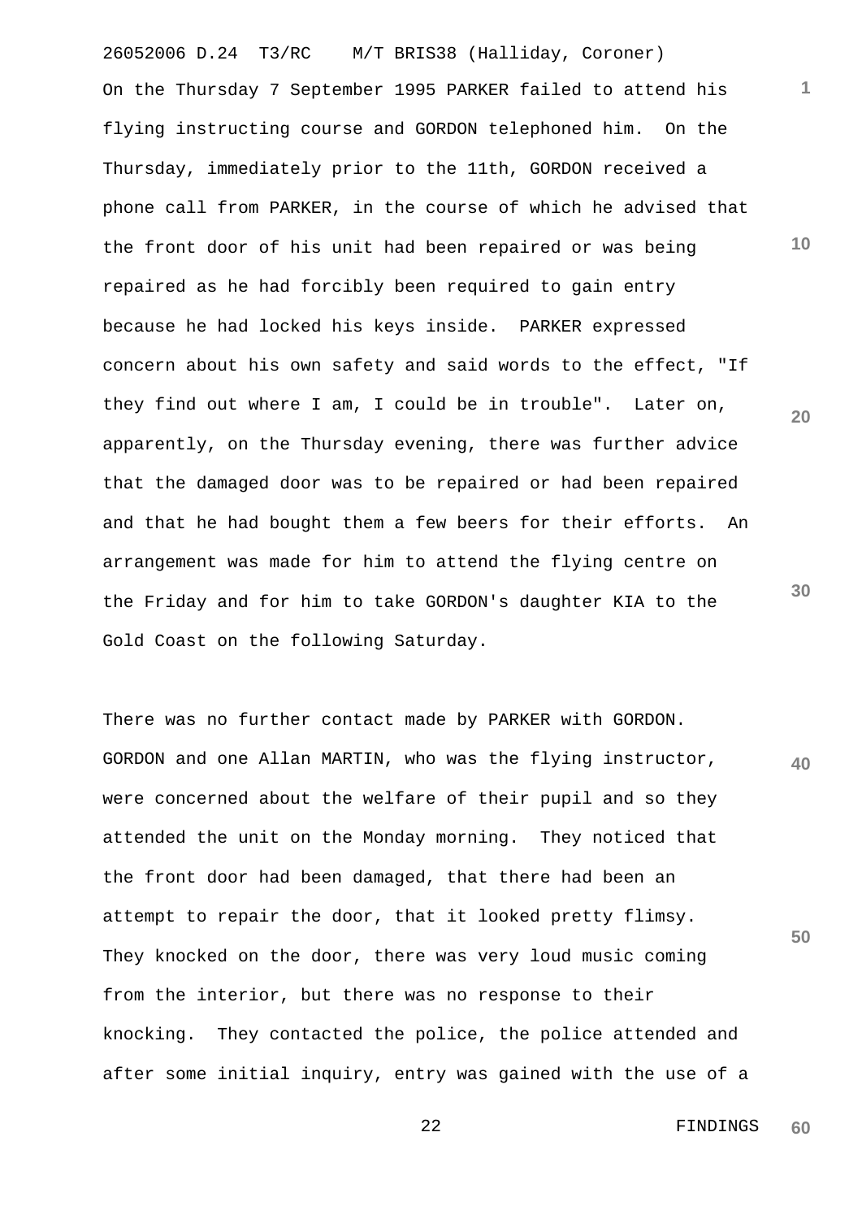On the Thursday 7 September 1995 PARKER failed to attend his flying instructing course and GORDON telephoned him. On the Thursday, immediately prior to the 11th, GORDON received a phone call from PARKER, in the course of which he advised that the front door of his unit had been repaired or was being repaired as he had forcibly been required to gain entry because he had locked his keys inside. PARKER expressed concern about his own safety and said words to the effect, "If they find out where I am, I could be in trouble". Later on, apparently, on the Thursday evening, there was further advice that the damaged door was to be repaired or had been repaired and that he had bought them a few beers for their efforts. An arrangement was made for him to attend the flying centre on the Friday and for him to take GORDON's daughter KIA to the Gold Coast on the following Saturday.

There was no further contact made by PARKER with GORDON. GORDON and one Allan MARTIN, who was the flying instructor, were concerned about the welfare of their pupil and so they attended the unit on the Monday morning. They noticed that the front door had been damaged, that there had been an attempt to repair the door, that it looked pretty flimsy. They knocked on the door, there was very loud music coming from the interior, but there was no response to their knocking. They contacted the police, the police attended and after some initial inquiry, entry was gained with the use of a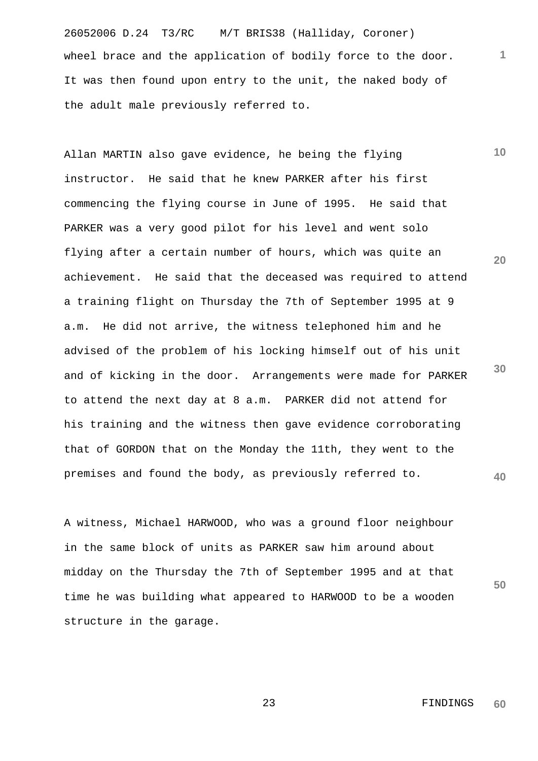wheel brace and the application of bodily force to the door. It was then found upon entry to the unit, the naked body of the adult male previously referred to.

Allan MARTIN also gave evidence, he being the flying instructor. He said that he knew PARKER after his first commencing the flying course in June of 1995. He said that PARKER was a very good pilot for his level and went solo flying after a certain number of hours, which was quite an achievement. He said that the deceased was required to attend a training flight on Thursday the 7th of September 1995 at 9 a.m. He did not arrive, the witness telephoned him and he advised of the problem of his locking himself out of his unit and of kicking in the door. Arrangements were made for PARKER to attend the next day at 8 a.m. PARKER did not attend for his training and the witness then gave evidence corroborating that of GORDON that on the Monday the 11th, they went to the premises and found the body, as previously referred to.

A witness, Michael HARWOOD, who was a ground floor neighbour in the same block of units as PARKER saw him around about midday on the Thursday the 7th of September 1995 and at that time he was building what appeared to HARWOOD to be a wooden structure in the garage.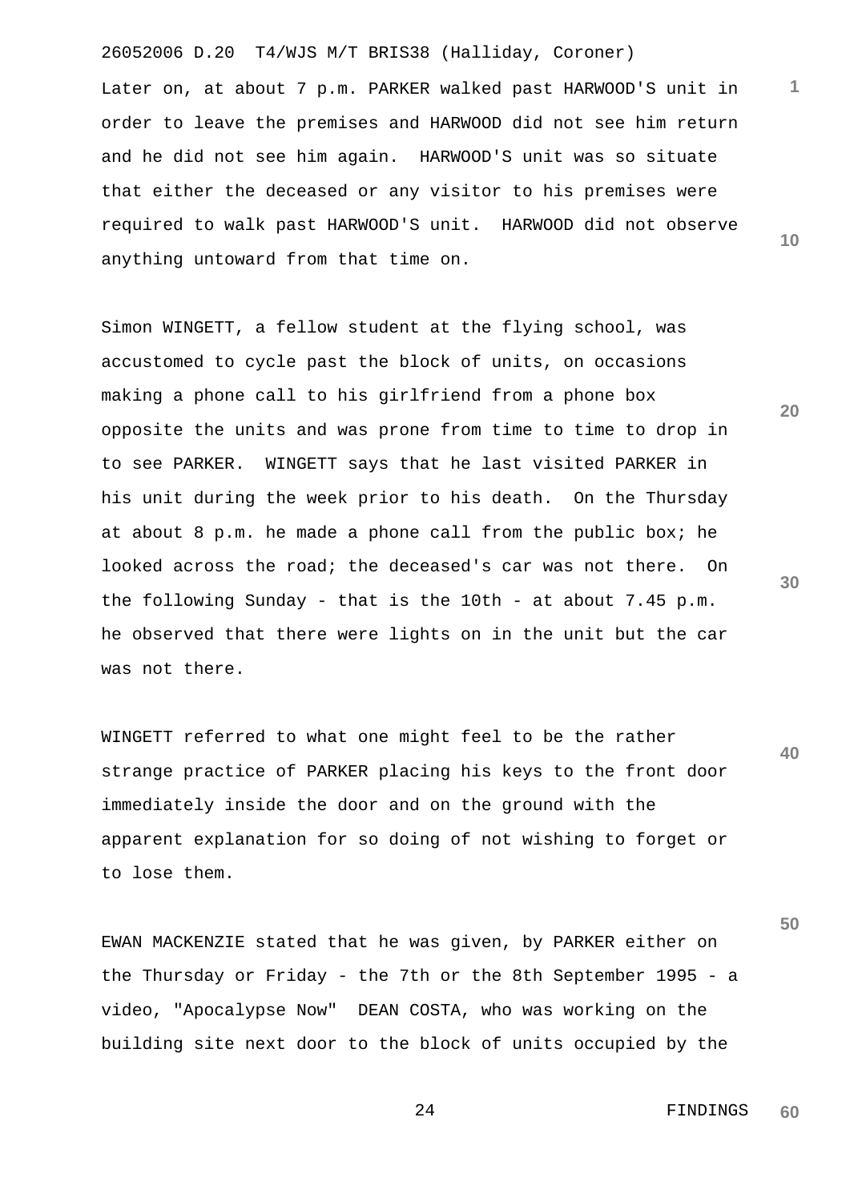Later on, at about 7 p.m. PARKER walked past HARWOOD'S unit in order to leave the premises and HARWOOD did not see him return and he did not see him again. HARWOOD'S unit was so situate that either the deceased or any visitor to his premises were required to walk past HARWOOD'S unit. HARWOOD did not observe anything untoward from that time on.

Simon WINGETT, a fellow student at the flying school, was accustomed to cycle past the block of units, on occasions making a phone call to his girlfriend from a phone box opposite the units and was prone from time to time to drop in to see PARKER. WINGETT says that he last visited PARKER in his unit during the week prior to his death. On the Thursday at about 8 p.m. he made a phone call from the public box; he looked across the road; the deceased's car was not there. On the following Sunday - that is the 10th - at about 7.45 p.m. he observed that there were lights on in the unit but the car was not there.

WINGETT referred to what one might feel to be the rather strange practice of PARKER placing his keys to the front door immediately inside the door and on the ground with the apparent explanation for so doing of not wishing to forget or to lose them.

EWAN MACKENZIE stated that he was given, by PARKER either on the Thursday or Friday - the 7th or the 8th September 1995 - a video, "Apocalypse Now" DEAN COSTA, who was working on the building site next door to the block of units occupied by the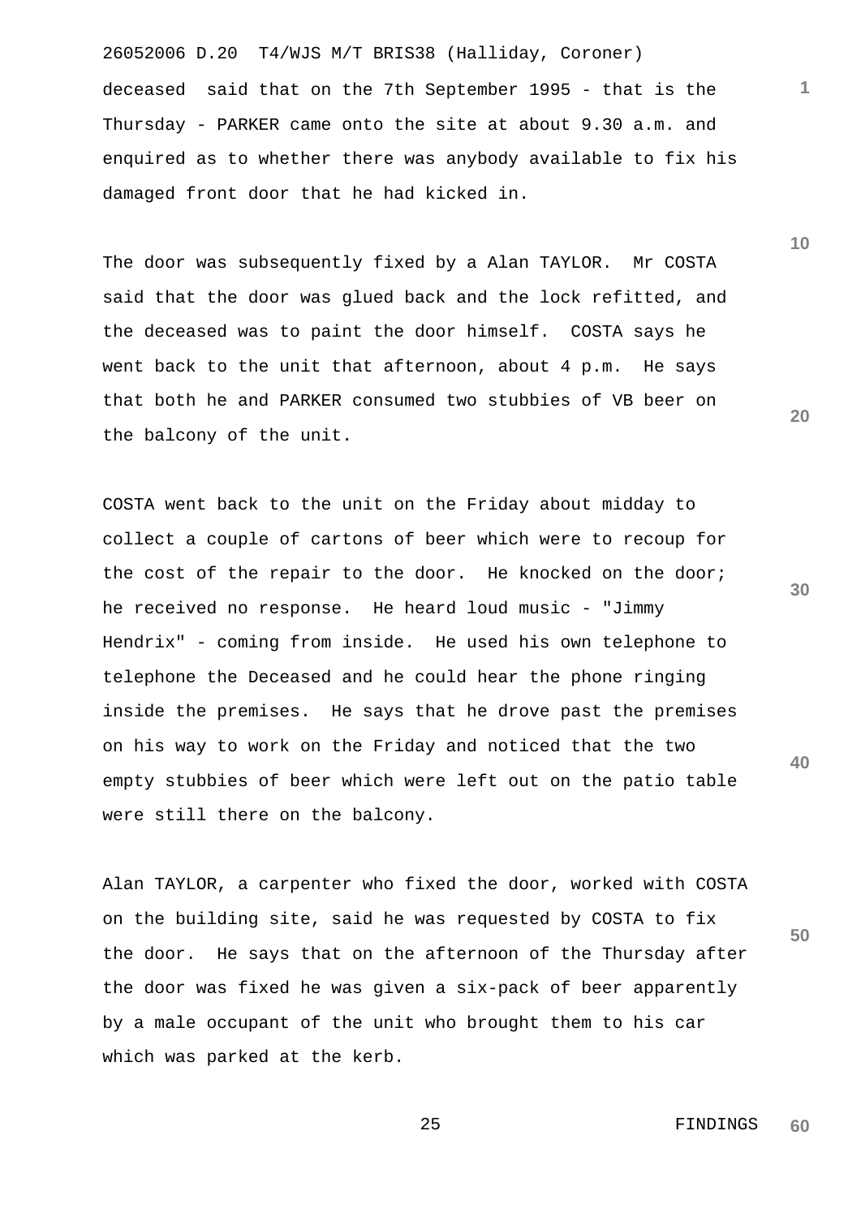deceased said that on the 7th September 1995 - that is the Thursday - PARKER came onto the site at about 9.30 a.m. and enquired as to whether there was anybody available to fix his damaged front door that he had kicked in.

The door was subsequently fixed by a Alan TAYLOR. Mr COSTA said that the door was glued back and the lock refitted, and the deceased was to paint the door himself. COSTA says he went back to the unit that afternoon, about 4 p.m. He says that both he and PARKER consumed two stubbies of VB beer on the balcony of the unit.

COSTA went back to the unit on the Friday about midday to collect a couple of cartons of beer which were to recoup for the cost of the repair to the door. He knocked on the door; he received no response. He heard loud music - "Jimmy Hendrix" - coming from inside. He used his own telephone to telephone the Deceased and he could hear the phone ringing inside the premises. He says that he drove past the premises on his way to work on the Friday and noticed that the two empty stubbies of beer which were left out on the patio table were still there on the balcony.

Alan TAYLOR, a carpenter who fixed the door, worked with COSTA on the building site, said he was requested by COSTA to fix the door. He says that on the afternoon of the Thursday after the door was fixed he was given a six-pack of beer apparently by a male occupant of the unit who brought them to his car which was parked at the kerb.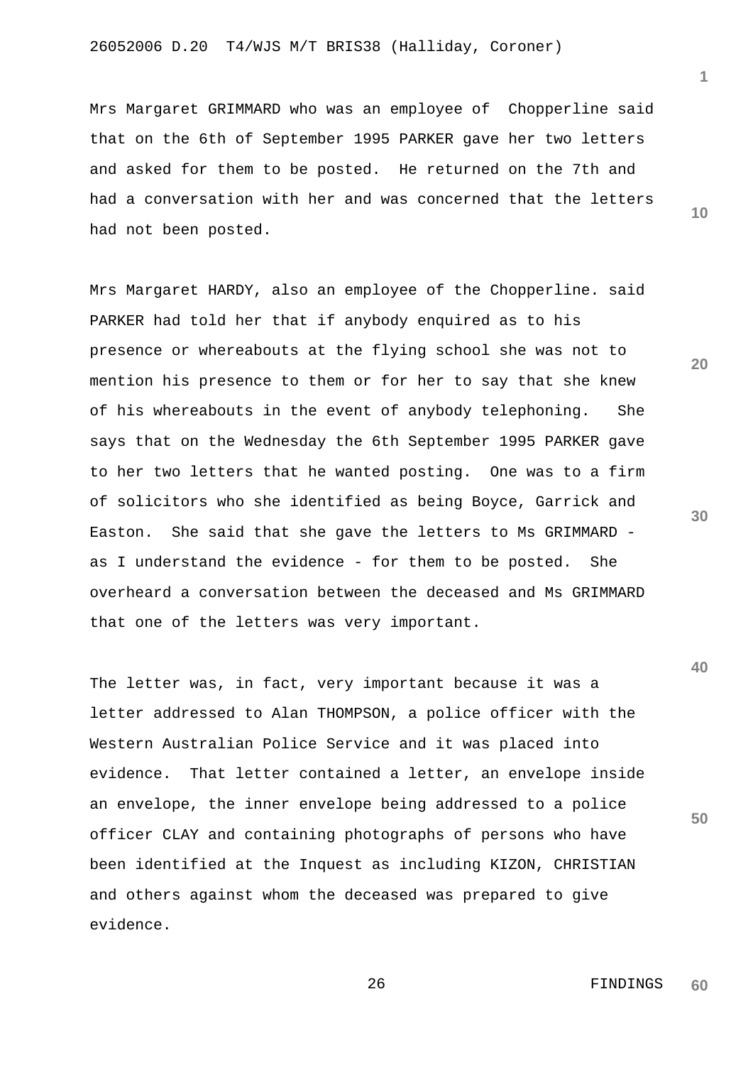Mrs Margaret GRIMMARD who was an employee of  Chopperline said that on the 6th of September 1995 PARKER gave her two letters and asked for them to be posted.  He returned on the 7th and had a conversation with her and was concerned that the letters had not been posted.

Mrs Margaret HARDY, also an employee of the Chopperline. said PARKER had told her that if anybody enquired as to his presence or whereabouts at the flying school she was not to mention his presence to them or for her to say that she knew of his whereabouts in the event of anybody telephoning.   She says that on the Wednesday the 6th September 1995 PARKER gave to her two letters that he wanted posting.  One was to a firm of solicitors who she identified as being Boyce, Garrick and Easton.  She said that she gave the letters to Ms GRIMMARD - as I understand the evidence - for them to be posted.  She overheard a conversation between the deceased and Ms GRIMMARD that one of the letters was very important.

The letter was, in fact, very important because it was a letter addressed to Alan THOMPSON, a police officer with the Western Australian Police Service and it was placed into evidence.  That letter contained a letter, an envelope inside an envelope, the inner envelope being addressed to a police officer CLAY and containing photographs of persons who have been identified at the Inquest as including KIZON, CHRISTIAN and others against whom the deceased was prepared to give evidence.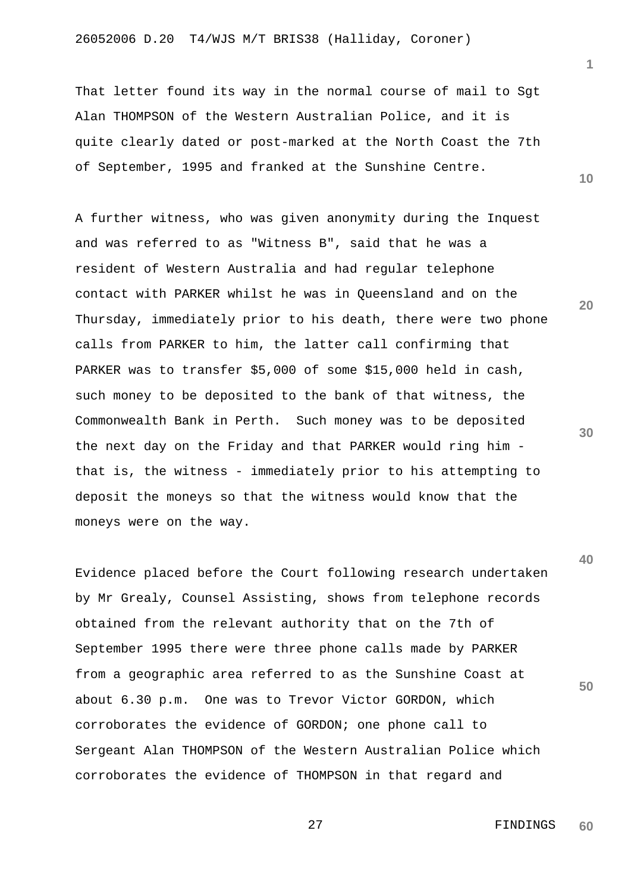That letter found its way in the normal course of mail to Sgt Alan THOMPSON of the Western Australian Police, and it is quite clearly dated or post-marked at the North Coast the 7th of September, 1995 and franked at the Sunshine Centre.

A further witness, who was given anonymity during the Inquest and was referred to as "Witness B", said that he was a resident of Western Australia and had regular telephone contact with PARKER whilst he was in Queensland and on the Thursday, immediately prior to his death, there were two phone calls from PARKER to him, the latter call confirming that PARKER was to transfer $5,000 of some $15,000 held in cash, such money to be deposited to the bank of that witness, the Commonwealth Bank in Perth. Such money was to be deposited the next day on the Friday and that PARKER would ring him - that is, the witness - immediately prior to his attempting to deposit the moneys so that the witness would know that the moneys were on the way.

Evidence placed before the Court following research undertaken by Mr Grealy, Counsel Assisting, shows from telephone records obtained from the relevant authority that on the 7th of September 1995 there were three phone calls made by PARKER from a geographic area referred to as the Sunshine Coast at about 6.30 p.m. One was to Trevor Victor GORDON, which corroborates the evidence of GORDON; one phone call to Sergeant Alan THOMPSON of the Western Australian Police which corroborates the evidence of THOMPSON in that regard and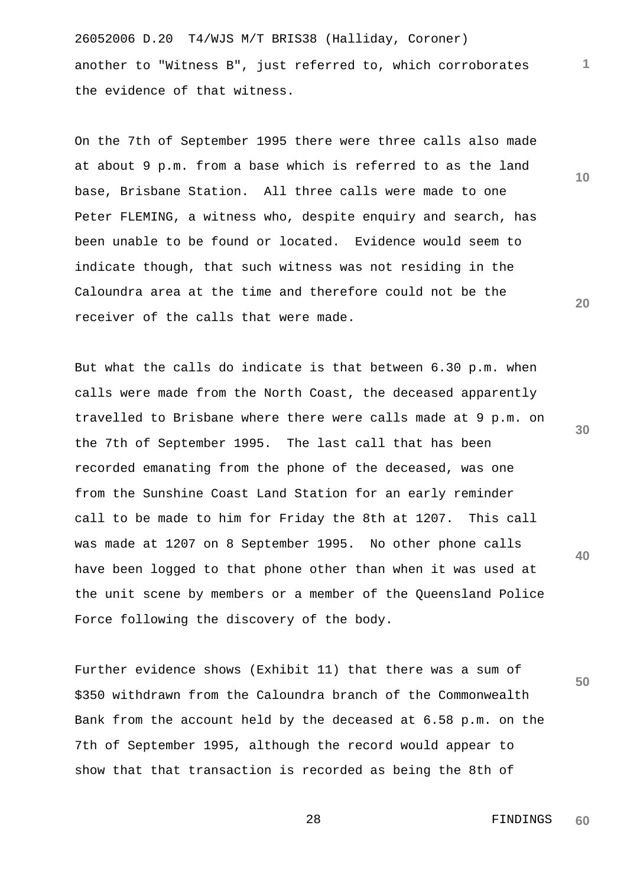another to "Witness B", just referred to, which corroborates the evidence of that witness.

On the 7th of September 1995 there were three calls also made at about 9 p.m. from a base which is referred to as the land base, Brisbane Station. All three calls were made to one Peter FLEMING, a witness who, despite enquiry and search, has been unable to be found or located. Evidence would seem to indicate though, that such witness was not residing in the Caloundra area at the time and therefore could not be the receiver of the calls that were made.

But what the calls do indicate is that between 6.30 p.m. when calls were made from the North Coast, the deceased apparently travelled to Brisbane where there were calls made at 9 p.m. on the 7th of September 1995. The last call that has been recorded emanating from the phone of the deceased, was one from the Sunshine Coast Land Station for an early reminder call to be made to him for Friday the 8th at 1207. This call was made at 1207 on 8 September 1995. No other phone calls have been logged to that phone other than when it was used at the unit scene by members or a member of the Queensland Police Force following the discovery of the body.

Further evidence shows (Exhibit 11) that there was a sum of $350 withdrawn from the Caloundra branch of the Commonwealth Bank from the account held by the deceased at 6.58 p.m. on the 7th of September 1995, although the record would appear to show that that transaction is recorded as being the 8th of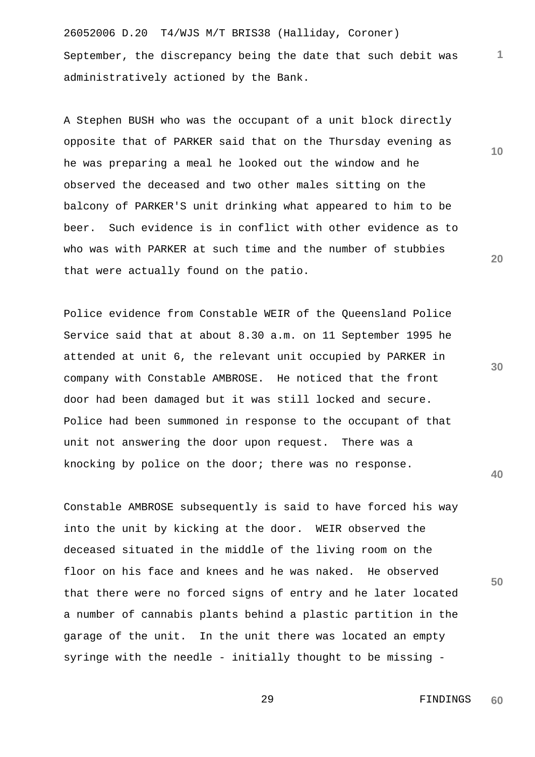September, the discrepancy being the date that such debit was administratively actioned by the Bank.

A Stephen BUSH who was the occupant of a unit block directly opposite that of PARKER said that on the Thursday evening as he was preparing a meal he looked out the window and he observed the deceased and two other males sitting on the balcony of PARKER'S unit drinking what appeared to him to be beer. Such evidence is in conflict with other evidence as to who was with PARKER at such time and the number of stubbies that were actually found on the patio.

Police evidence from Constable WEIR of the Queensland Police Service said that at about 8.30 a.m. on 11 September 1995 he attended at unit 6, the relevant unit occupied by PARKER in company with Constable AMBROSE. He noticed that the front door had been damaged but it was still locked and secure. Police had been summoned in response to the occupant of that unit not answering the door upon request. There was a knocking by police on the door; there was no response.

Constable AMBROSE subsequently is said to have forced his way into the unit by kicking at the door. WEIR observed the deceased situated in the middle of the living room on the floor on his face and knees and he was naked. He observed that there were no forced signs of entry and he later located a number of cannabis plants behind a plastic partition in the garage of the unit. In the unit there was located an empty syringe with the needle - initially thought to be missing -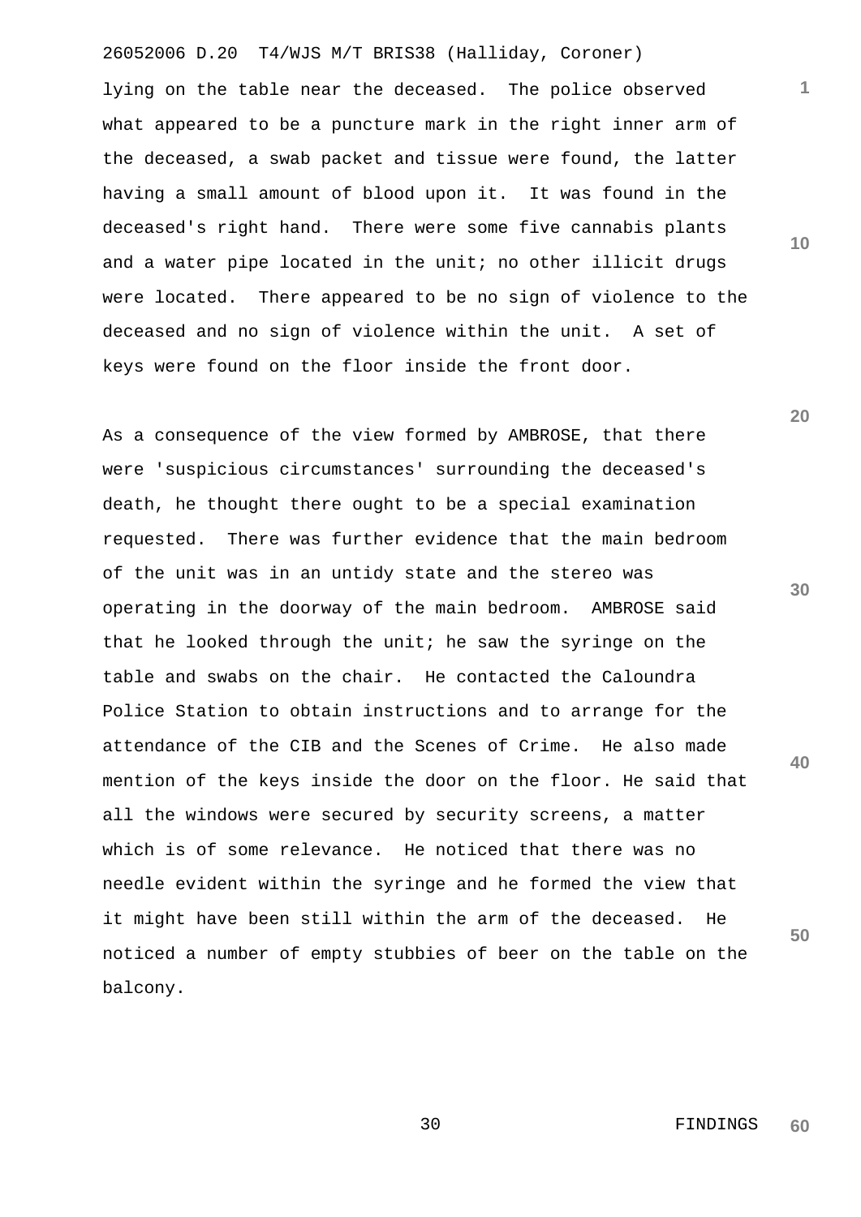lying on the table near the deceased. The police observed what appeared to be a puncture mark in the right inner arm of the deceased, a swab packet and tissue were found, the latter having a small amount of blood upon it. It was found in the deceased's right hand. There were some five cannabis plants and a water pipe located in the unit; no other illicit drugs were located. There appeared to be no sign of violence to the deceased and no sign of violence within the unit. A set of keys were found on the floor inside the front door.

As a consequence of the view formed by AMBROSE, that there were 'suspicious circumstances' surrounding the deceased's death, he thought there ought to be a special examination requested. There was further evidence that the main bedroom of the unit was in an untidy state and the stereo was operating in the doorway of the main bedroom. AMBROSE said that he looked through the unit; he saw the syringe on the table and swabs on the chair. He contacted the Caloundra Police Station to obtain instructions and to arrange for the attendance of the CIB and the Scenes of Crime. He also made mention of the keys inside the door on the floor. He said that all the windows were secured by security screens, a matter which is of some relevance. He noticed that there was no needle evident within the syringe and he formed the view that it might have been still within the arm of the deceased. He noticed a number of empty stubbies of beer on the table on the balcony.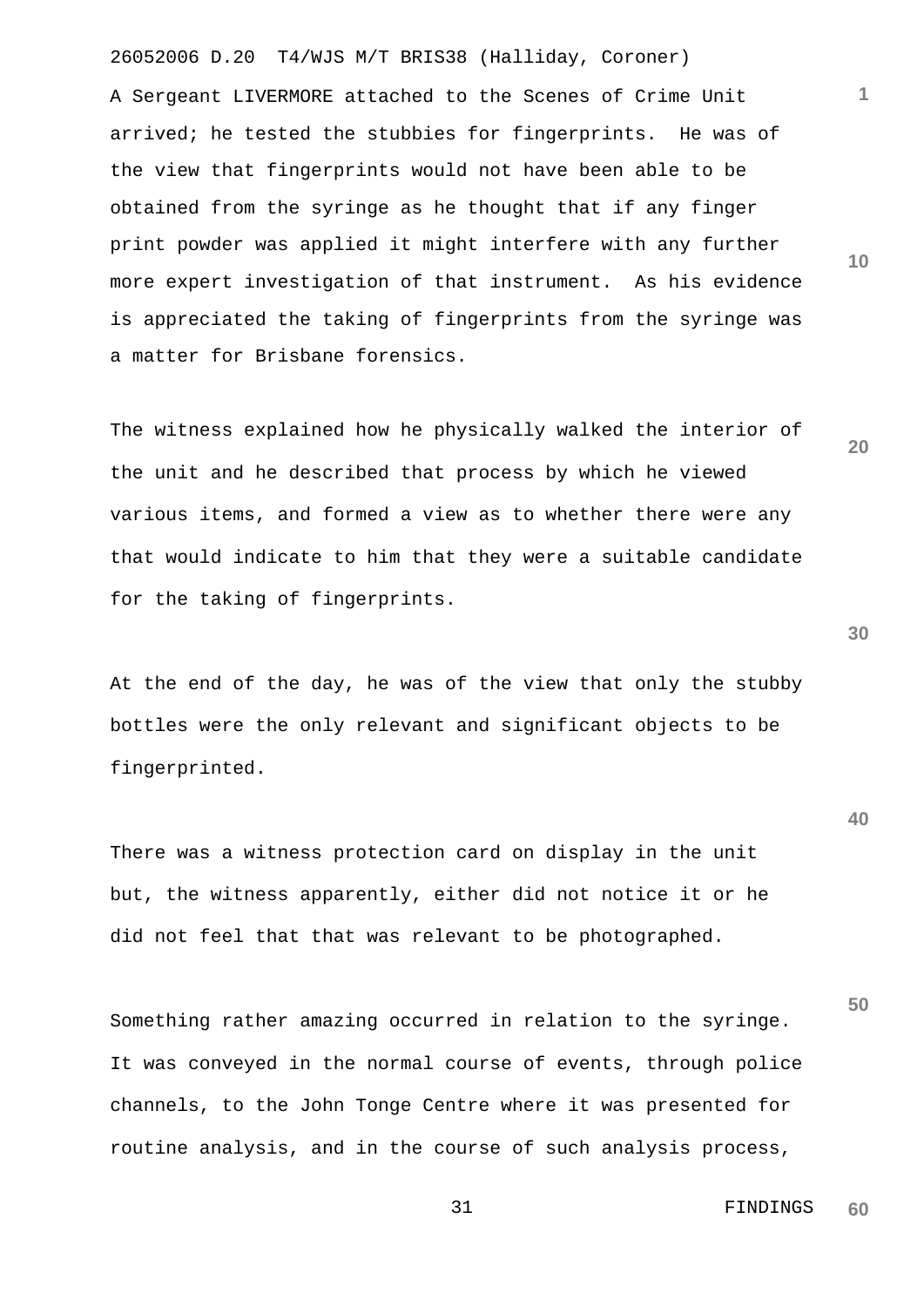A Sergeant LIVERMORE attached to the Scenes of Crime Unit arrived; he tested the stubbies for fingerprints. He was of the view that fingerprints would not have been able to be obtained from the syringe as he thought that if any finger print powder was applied it might interfere with any further more expert investigation of that instrument. As his evidence is appreciated the taking of fingerprints from the syringe was a matter for Brisbane forensics.

The witness explained how he physically walked the interior of the unit and he described that process by which he viewed various items, and formed a view as to whether there were any that would indicate to him that they were a suitable candidate for the taking of fingerprints.

At the end of the day, he was of the view that only the stubby bottles were the only relevant and significant objects to be fingerprinted.

There was a witness protection card on display in the unit but, the witness apparently, either did not notice it or he did not feel that that was relevant to be photographed.

Something rather amazing occurred in relation to the syringe. It was conveyed in the normal course of events, through police channels, to the John Tonge Centre where it was presented for routine analysis, and in the course of such analysis process,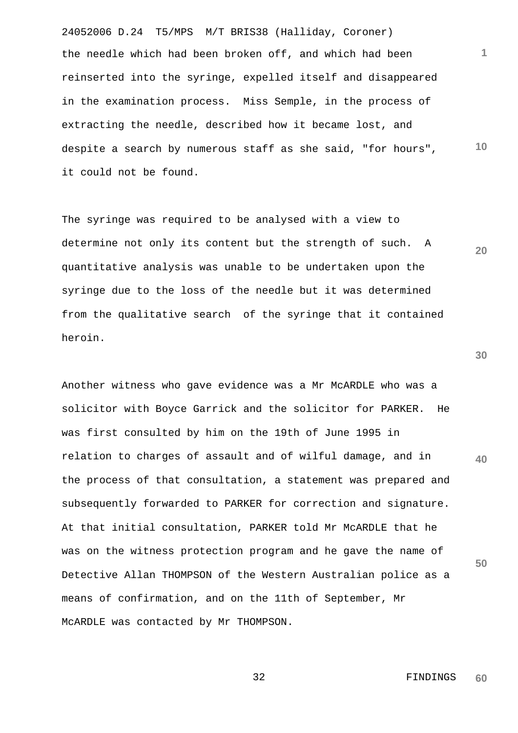the needle which had been broken off, and which had been reinserted into the syringe, expelled itself and disappeared in the examination process. Miss Semple, in the process of extracting the needle, described how it became lost, and despite a search by numerous staff as she said, "for hours", it could not be found.

The syringe was required to be analysed with a view to determine not only its content but the strength of such. A quantitative analysis was unable to be undertaken upon the syringe due to the loss of the needle but it was determined from the qualitative search of the syringe that it contained heroin.

Another witness who gave evidence was a Mr McARDLE who was a solicitor with Boyce Garrick and the solicitor for PARKER. He was first consulted by him on the 19th of June 1995 in relation to charges of assault and of wilful damage, and in the process of that consultation, a statement was prepared and subsequently forwarded to PARKER for correction and signature. At that initial consultation, PARKER told Mr McARDLE that he was on the witness protection program and he gave the name of Detective Allan THOMPSON of the Western Australian police as a means of confirmation, and on the 11th of September, Mr McARDLE was contacted by Mr THOMPSON.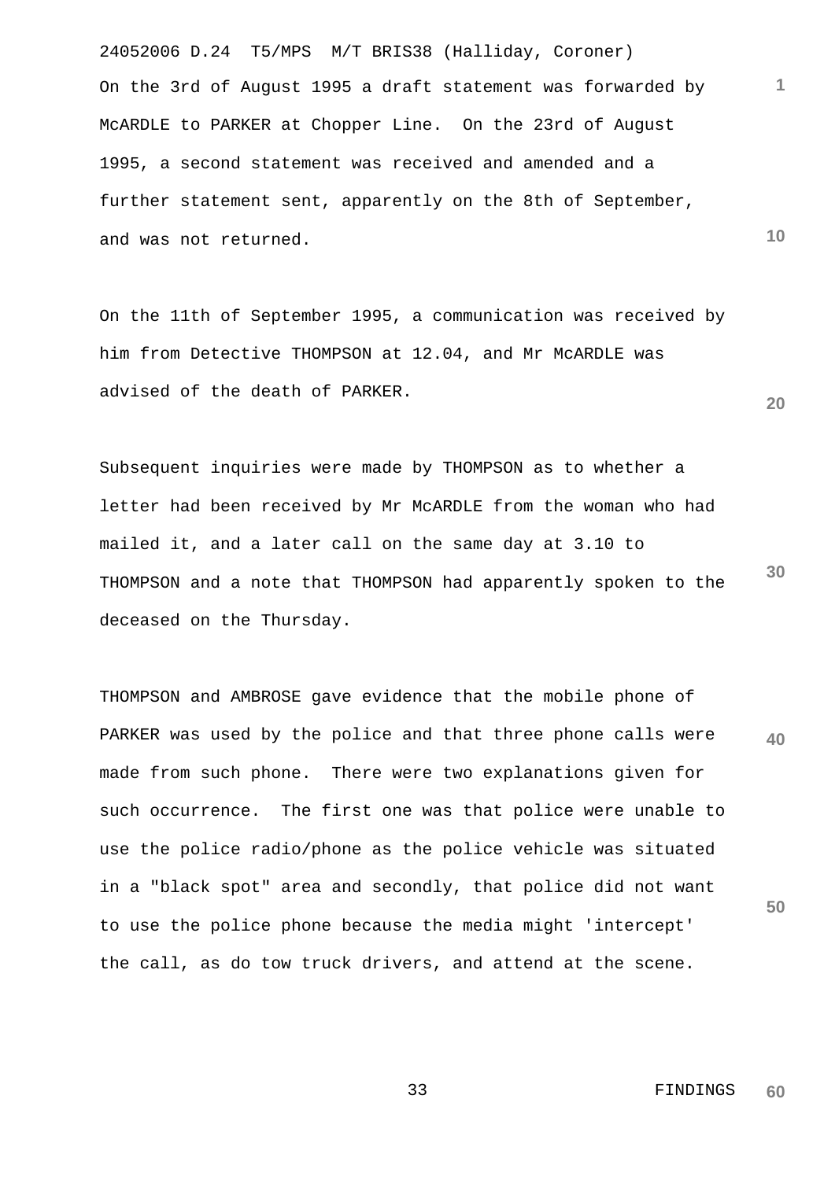On the 3rd of August 1995 a draft statement was forwarded by McARDLE to PARKER at Chopper Line. On the 23rd of August 1995, a second statement was received and amended and a further statement sent, apparently on the 8th of September, and was not returned.

On the 11th of September 1995, a communication was received by him from Detective THOMPSON at 12.04, and Mr McARDLE was advised of the death of PARKER.

Subsequent inquiries were made by THOMPSON as to whether a letter had been received by Mr McARDLE from the woman who had mailed it, and a later call on the same day at 3.10 to THOMPSON and a note that THOMPSON had apparently spoken to the deceased on the Thursday.

THOMPSON and AMBROSE gave evidence that the mobile phone of PARKER was used by the police and that three phone calls were made from such phone. There were two explanations given for such occurrence. The first one was that police were unable to use the police radio/phone as the police vehicle was situated in a "black spot" area and secondly, that police did not want to use the police phone because the media might 'intercept' the call, as do tow truck drivers, and attend at the scene.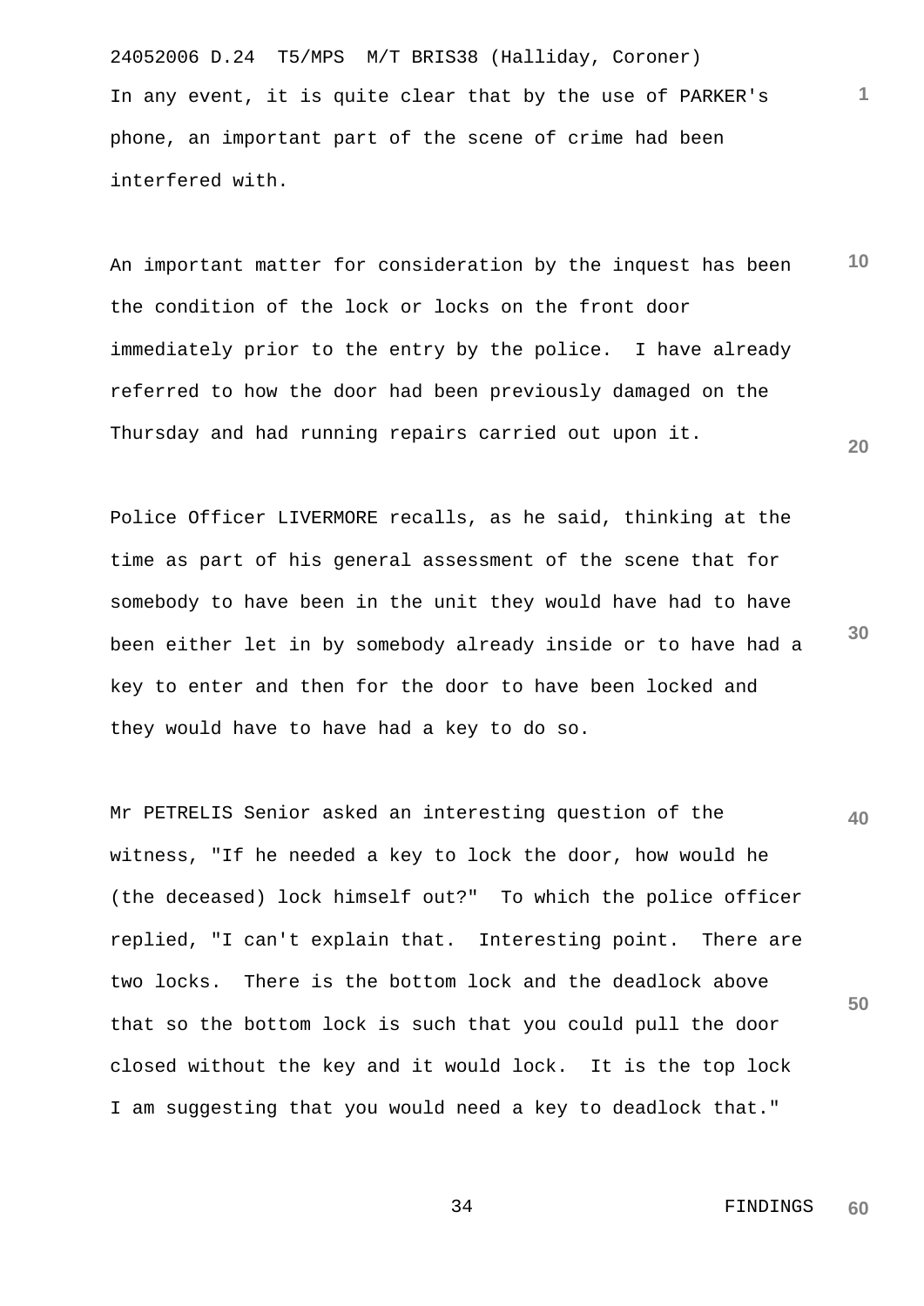In any event, it is quite clear that by the use of PARKER's phone, an important part of the scene of crime had been interfered with.

An important matter for consideration by the inquest has been the condition of the lock or locks on the front door immediately prior to the entry by the police. I have already referred to how the door had been previously damaged on the Thursday and had running repairs carried out upon it.

Police Officer LIVERMORE recalls, as he said, thinking at the time as part of his general assessment of the scene that for somebody to have been in the unit they would have had to have been either let in by somebody already inside or to have had a key to enter and then for the door to have been locked and they would have to have had a key to do so.

Mr PETRELIS Senior asked an interesting question of the witness, "If he needed a key to lock the door, how would he (the deceased) lock himself out?" To which the police officer replied, "I can't explain that. Interesting point. There are two locks. There is the bottom lock and the deadlock above that so the bottom lock is such that you could pull the door closed without the key and it would lock. It is the top lock I am suggesting that you would need a key to deadlock that."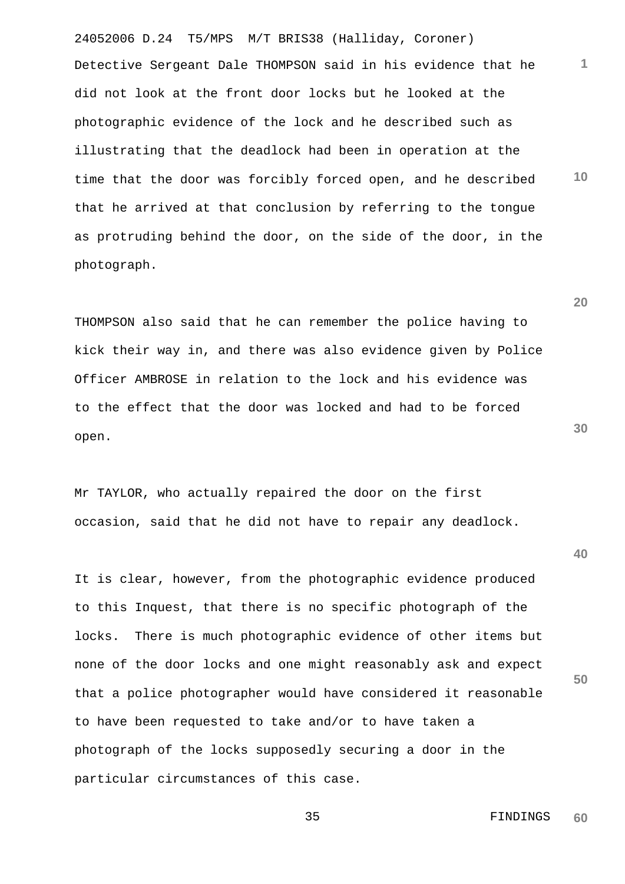Detective Sergeant Dale THOMPSON said in his evidence that he did not look at the front door locks but he looked at the photographic evidence of the lock and he described such as illustrating that the deadlock had been in operation at the time that the door was forcibly forced open, and he described that he arrived at that conclusion by referring to the tongue as protruding behind the door, on the side of the door, in the photograph.

THOMPSON also said that he can remember the police having to kick their way in, and there was also evidence given by Police Officer AMBROSE in relation to the lock and his evidence was to the effect that the door was locked and had to be forced open.

Mr TAYLOR, who actually repaired the door on the first occasion, said that he did not have to repair any deadlock.

It is clear, however, from the photographic evidence produced to this Inquest, that there is no specific photograph of the locks. There is much photographic evidence of other items but none of the door locks and one might reasonably ask and expect that a police photographer would have considered it reasonable to have been requested to take and/or to have taken a photograph of the locks supposedly securing a door in the particular circumstances of this case.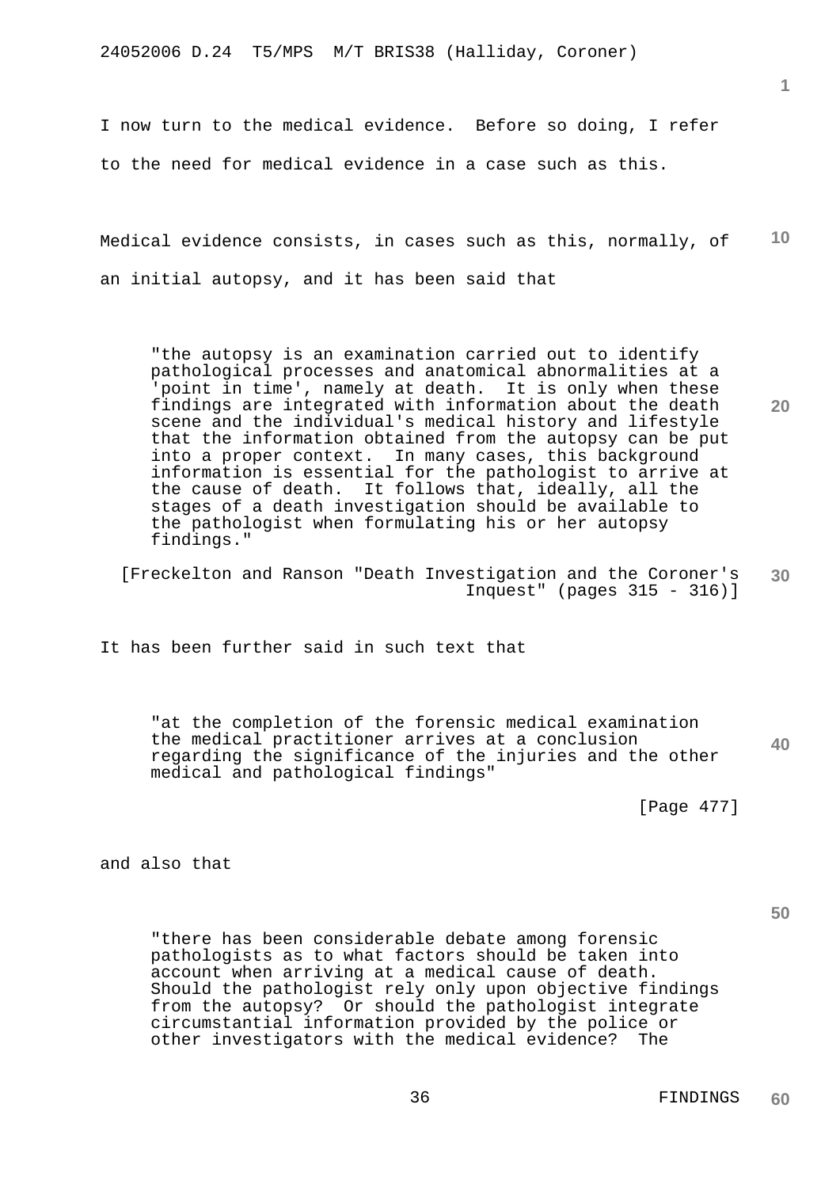I now turn to the medical evidence. Before so doing, I refer to the need for medical evidence in a case such as this.

Medical evidence consists, in cases such as this, normally, of an initial autopsy, and it has been said that

> "the autopsy is an examination carried out to identify pathological processes and anatomical abnormalities at a 'point in time', namely at death. It is only when these findings are integrated with information about the death scene and the individual's medical history and lifestyle that the information obtained from the autopsy can be put into a proper context. In many cases, this background information is essential for the pathologist to arrive at the cause of death. It follows that, ideally, all the stages of a death investigation should be available to the pathologist when formulating his or her autopsy findings."
>
> [Freckelton and Ranson "Death Investigation and the Coroner's Inquest" (pages 315 - 316)]

It has been further said in such text that

> "at the completion of the forensic medical examination the medical practitioner arrives at a conclusion regarding the significance of the injuries and the other medical and pathological findings"
>
> [Page 477]

and also that

> "there has been considerable debate among forensic pathologists as to what factors should be taken into account when arriving at a medical cause of death. Should the pathologist rely only upon objective findings from the autopsy? Or should the pathologist integrate circumstantial information provided by the police or other investigators with the medical evidence? The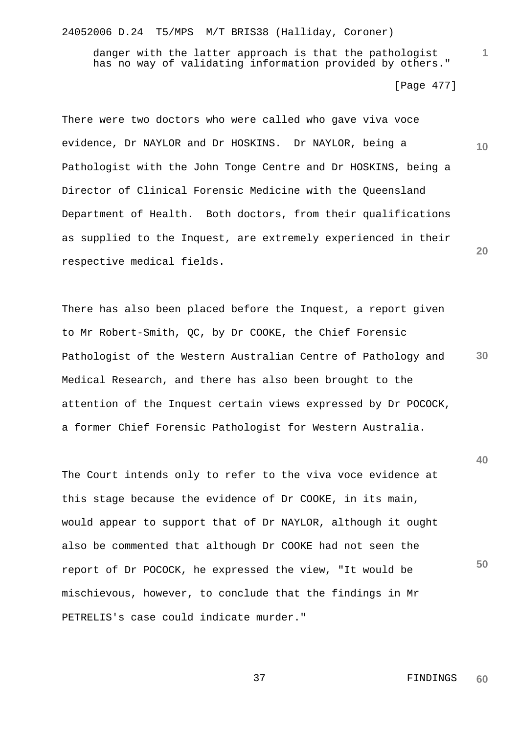danger with the latter approach is that the pathologist has no way of validating information provided by others."

[Page 477]

There were two doctors who were called who gave viva voce evidence, Dr NAYLOR and Dr HOSKINS. Dr NAYLOR, being a Pathologist with the John Tonge Centre and Dr HOSKINS, being a Director of Clinical Forensic Medicine with the Queensland Department of Health. Both doctors, from their qualifications as supplied to the Inquest, are extremely experienced in their respective medical fields.

There has also been placed before the Inquest, a report given to Mr Robert-Smith, QC, by Dr COOKE, the Chief Forensic Pathologist of the Western Australian Centre of Pathology and Medical Research, and there has also been brought to the attention of the Inquest certain views expressed by Dr POCOCK, a former Chief Forensic Pathologist for Western Australia.

The Court intends only to refer to the viva voce evidence at this stage because the evidence of Dr COOKE, in its main, would appear to support that of Dr NAYLOR, although it ought also be commented that although Dr COOKE had not seen the report of Dr POCOCK, he expressed the view, "It would be mischievous, however, to conclude that the findings in Mr PETRELIS's case could indicate murder."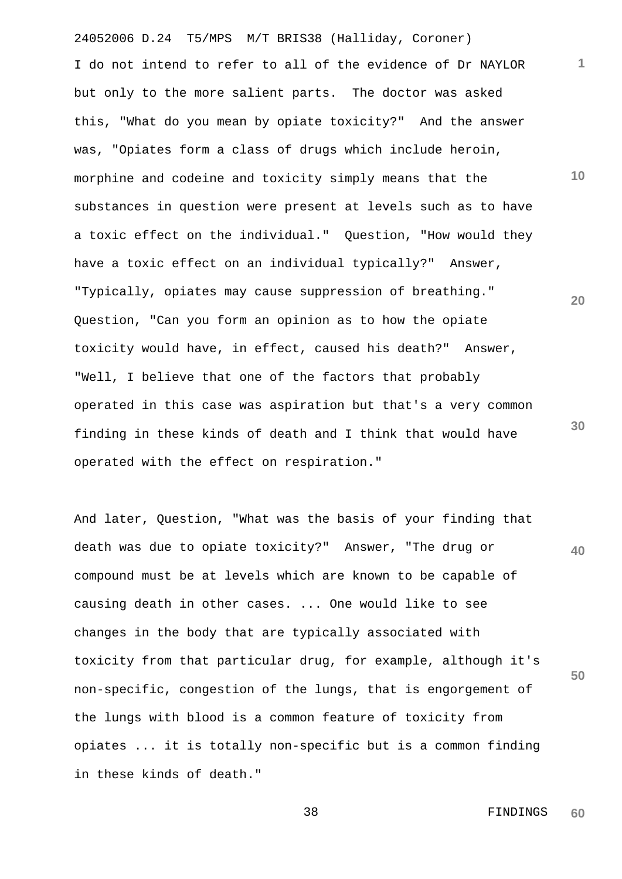I do not intend to refer to all of the evidence of Dr NAYLOR but only to the more salient parts. The doctor was asked this, "What do you mean by opiate toxicity?" And the answer was, "Opiates form a class of drugs which include heroin, morphine and codeine and toxicity simply means that the substances in question were present at levels such as to have a toxic effect on the individual." Question, "How would they have a toxic effect on an individual typically?" Answer, "Typically, opiates may cause suppression of breathing." Question, "Can you form an opinion as to how the opiate toxicity would have, in effect, caused his death?" Answer, "Well, I believe that one of the factors that probably operated in this case was aspiration but that's a very common finding in these kinds of death and I think that would have operated with the effect on respiration."

And later, Question, "What was the basis of your finding that death was due to opiate toxicity?" Answer, "The drug or compound must be at levels which are known to be capable of causing death in other cases. ... One would like to see changes in the body that are typically associated with toxicity from that particular drug, for example, although it's non-specific, congestion of the lungs, that is engorgement of the lungs with blood is a common feature of toxicity from opiates ... it is totally non-specific but is a common finding in these kinds of death."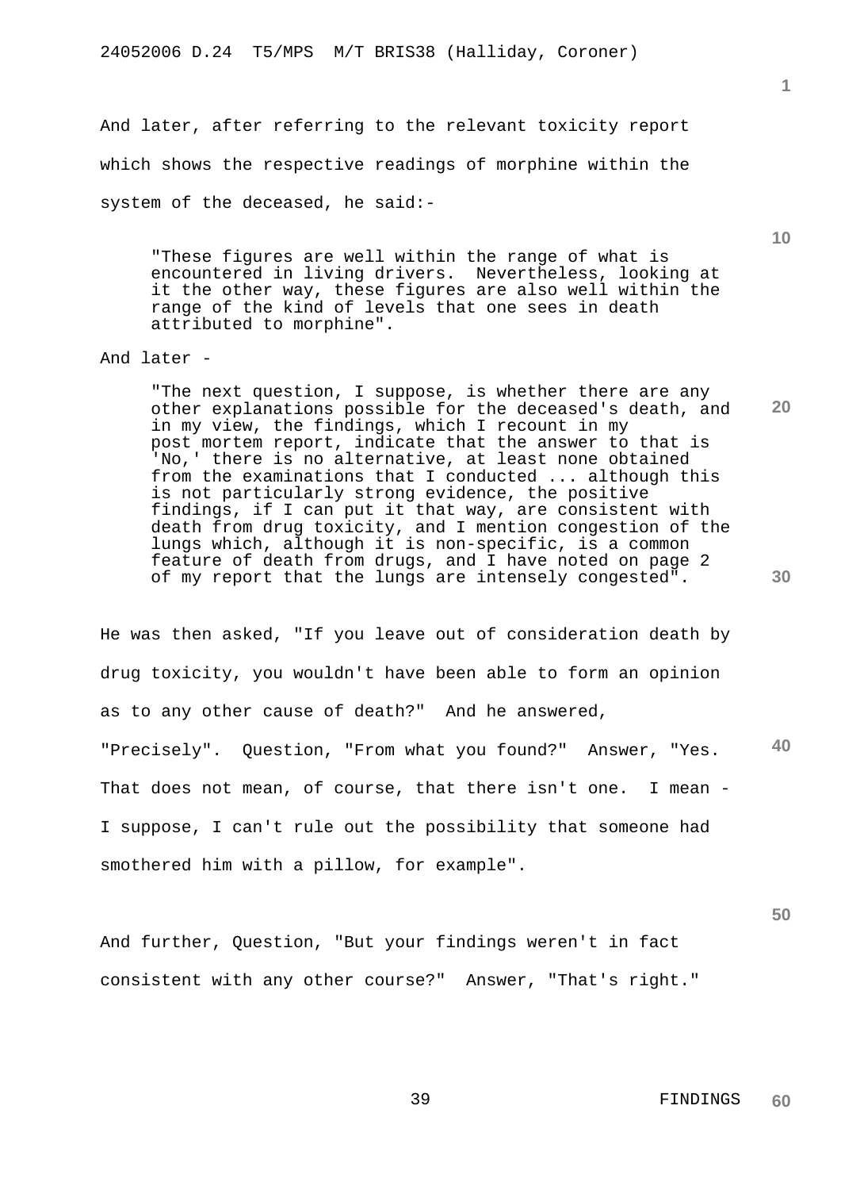And later, after referring to the relevant toxicity report which shows the respective readings of morphine within the system of the deceased, he said:-

> "These figures are well within the range of what is encountered in living drivers. Nevertheless, looking at it the other way, these figures are also well within the range of the kind of levels that one sees in death attributed to morphine".

And later -

> "The next question, I suppose, is whether there are any other explanations possible for the deceased's death, and in my view, the findings, which I recount in my post mortem report, indicate that the answer to that is 'No,' there is no alternative, at least none obtained from the examinations that I conducted ... although this is not particularly strong evidence, the positive findings, if I can put it that way, are consistent with death from drug toxicity, and I mention congestion of the lungs which, although it is non-specific, is a common feature of death from drugs, and I have noted on page 2 of my report that the lungs are intensely congested".

He was then asked, "If you leave out of consideration death by drug toxicity, you wouldn't have been able to form an opinion as to any other cause of death?" And he answered, "Precisely". Question, "From what you found?" Answer, "Yes. That does not mean, of course, that there isn't one. I mean - I suppose, I can't rule out the possibility that someone had smothered him with a pillow, for example".

And further, Question, "But your findings weren't in fact consistent with any other course?" Answer, "That's right."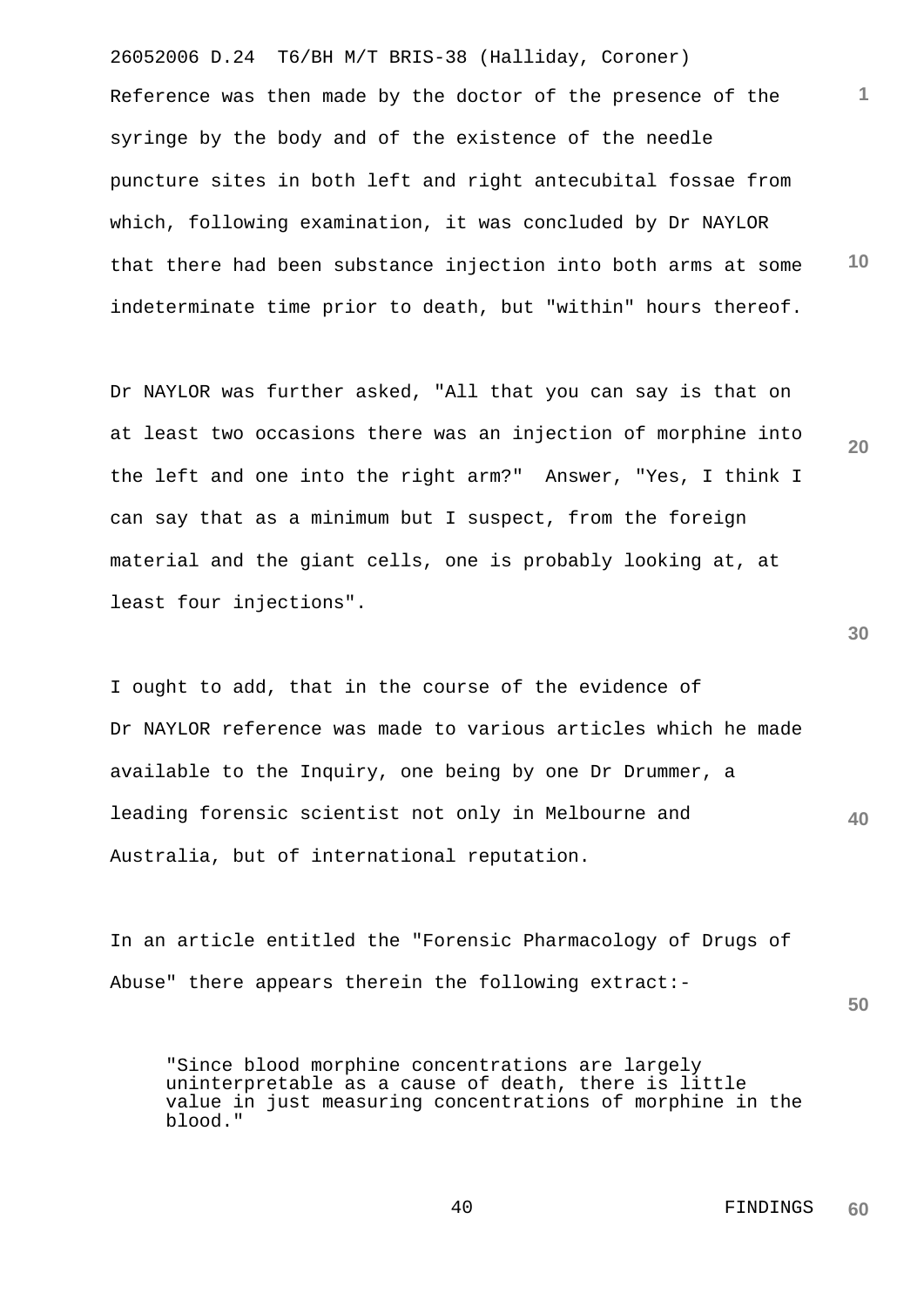Reference was then made by the doctor of the presence of the syringe by the body and of the existence of the needle puncture sites in both left and right antecubital fossae from which, following examination, it was concluded by Dr NAYLOR that there had been substance injection into both arms at some indeterminate time prior to death, but "within" hours thereof.

Dr NAYLOR was further asked, "All that you can say is that on at least two occasions there was an injection of morphine into the left and one into the right arm?" Answer, "Yes, I think I can say that as a minimum but I suspect, from the foreign material and the giant cells, one is probably looking at, at least four injections".

I ought to add, that in the course of the evidence of Dr NAYLOR reference was made to various articles which he made available to the Inquiry, one being by one Dr Drummer, a leading forensic scientist not only in Melbourne and Australia, but of international reputation.

In an article entitled the "Forensic Pharmacology of Drugs of Abuse" there appears therein the following extract:-

> "Since blood morphine concentrations are largely uninterpretable as a cause of death, there is little value in just measuring concentrations of morphine in the blood."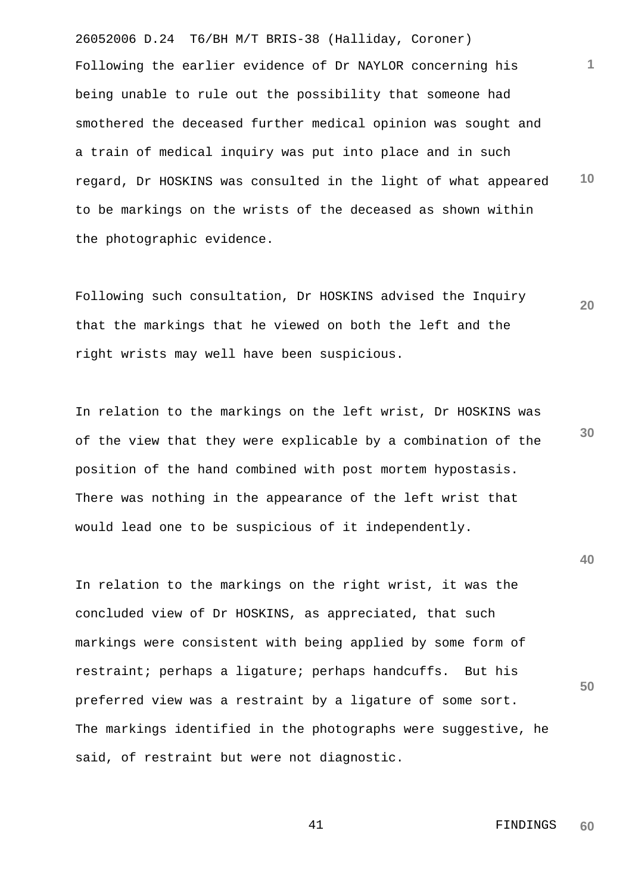Following the earlier evidence of Dr NAYLOR concerning his being unable to rule out the possibility that someone had smothered the deceased further medical opinion was sought and a train of medical inquiry was put into place and in such regard, Dr HOSKINS was consulted in the light of what appeared to be markings on the wrists of the deceased as shown within the photographic evidence.

Following such consultation, Dr HOSKINS advised the Inquiry that the markings that he viewed on both the left and the right wrists may well have been suspicious.

In relation to the markings on the left wrist, Dr HOSKINS was of the view that they were explicable by a combination of the position of the hand combined with post mortem hypostasis. There was nothing in the appearance of the left wrist that would lead one to be suspicious of it independently.

In relation to the markings on the right wrist, it was the concluded view of Dr HOSKINS, as appreciated, that such markings were consistent with being applied by some form of restraint; perhaps a ligature; perhaps handcuffs. But his preferred view was a restraint by a ligature of some sort. The markings identified in the photographs were suggestive, he said, of restraint but were not diagnostic.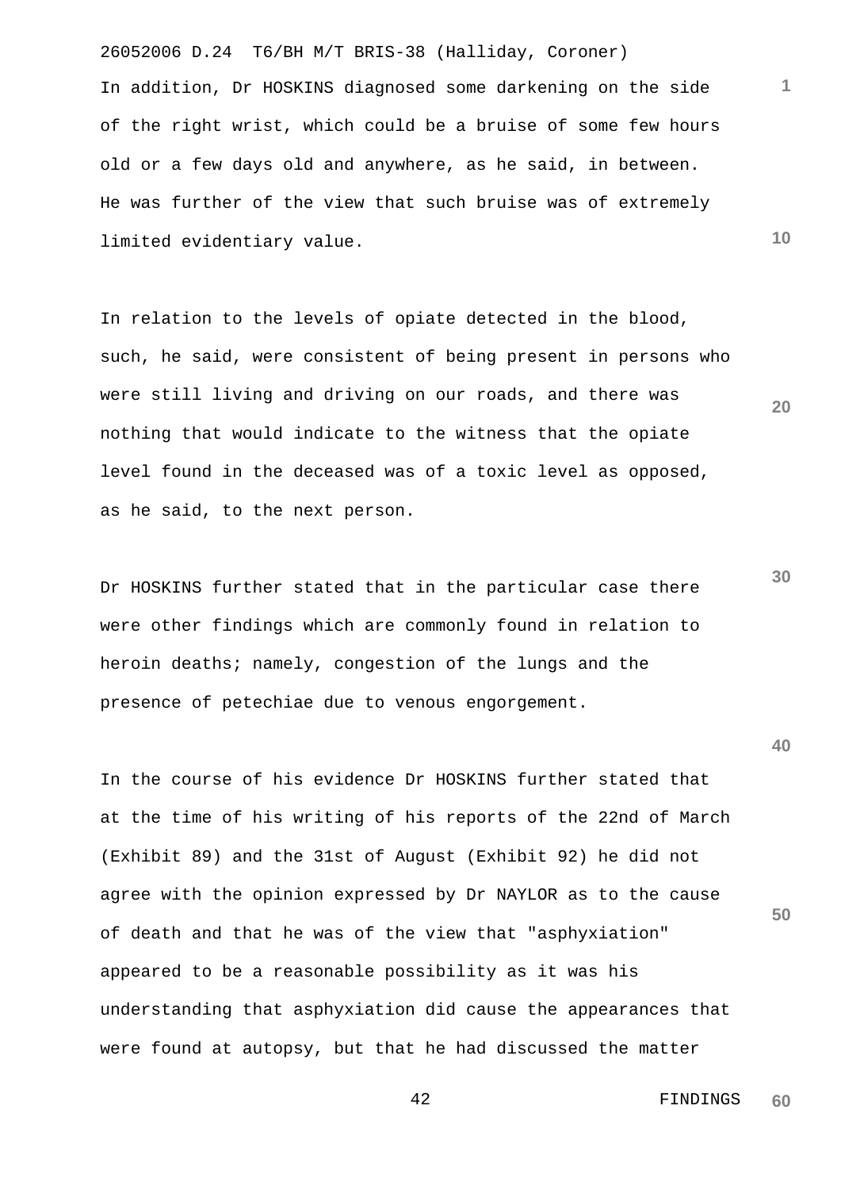In addition, Dr HOSKINS diagnosed some darkening on the side of the right wrist, which could be a bruise of some few hours old or a few days old and anywhere, as he said, in between. He was further of the view that such bruise was of extremely limited evidentiary value.

In relation to the levels of opiate detected in the blood, such, he said, were consistent of being present in persons who were still living and driving on our roads, and there was nothing that would indicate to the witness that the opiate level found in the deceased was of a toxic level as opposed, as he said, to the next person.

Dr HOSKINS further stated that in the particular case there were other findings which are commonly found in relation to heroin deaths; namely, congestion of the lungs and the presence of petechiae due to venous engorgement.

In the course of his evidence Dr HOSKINS further stated that at the time of his writing of his reports of the 22nd of March (Exhibit 89) and the 31st of August (Exhibit 92) he did not agree with the opinion expressed by Dr NAYLOR as to the cause of death and that he was of the view that "asphyxiation" appeared to be a reasonable possibility as it was his understanding that asphyxiation did cause the appearances that were found at autopsy, but that he had discussed the matter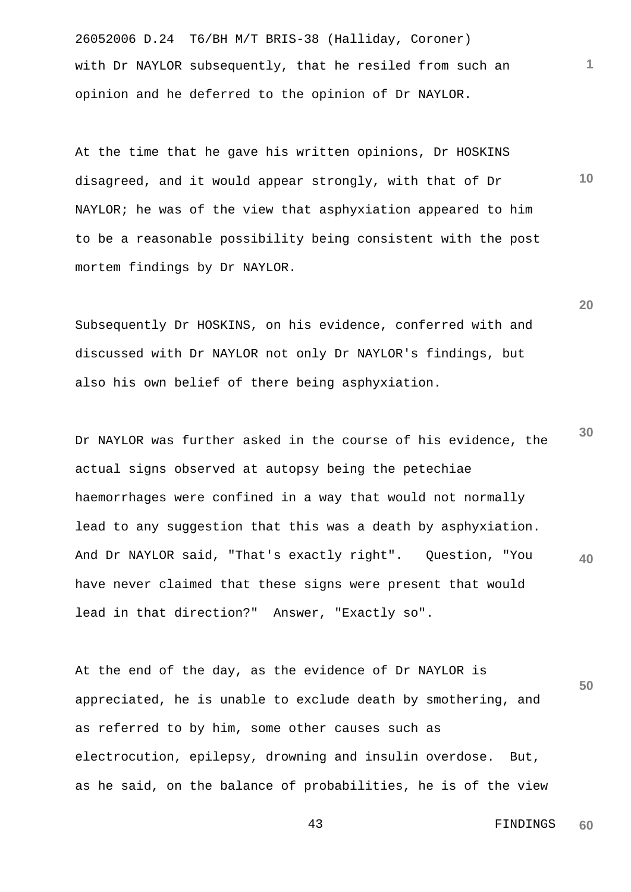with Dr NAYLOR subsequently, that he resiled from such an opinion and he deferred to the opinion of Dr NAYLOR.

At the time that he gave his written opinions, Dr HOSKINS disagreed, and it would appear strongly, with that of Dr NAYLOR; he was of the view that asphyxiation appeared to him to be a reasonable possibility being consistent with the post mortem findings by Dr NAYLOR.

Subsequently Dr HOSKINS, on his evidence, conferred with and discussed with Dr NAYLOR not only Dr NAYLOR's findings, but also his own belief of there being asphyxiation.

Dr NAYLOR was further asked in the course of his evidence, the actual signs observed at autopsy being the petechiae haemorrhages were confined in a way that would not normally lead to any suggestion that this was a death by asphyxiation. And Dr NAYLOR said, "That's exactly right". Question, "You have never claimed that these signs were present that would lead in that direction?" Answer, "Exactly so".

At the end of the day, as the evidence of Dr NAYLOR is appreciated, he is unable to exclude death by smothering, and as referred to by him, some other causes such as electrocution, epilepsy, drowning and insulin overdose. But, as he said, on the balance of probabilities, he is of the view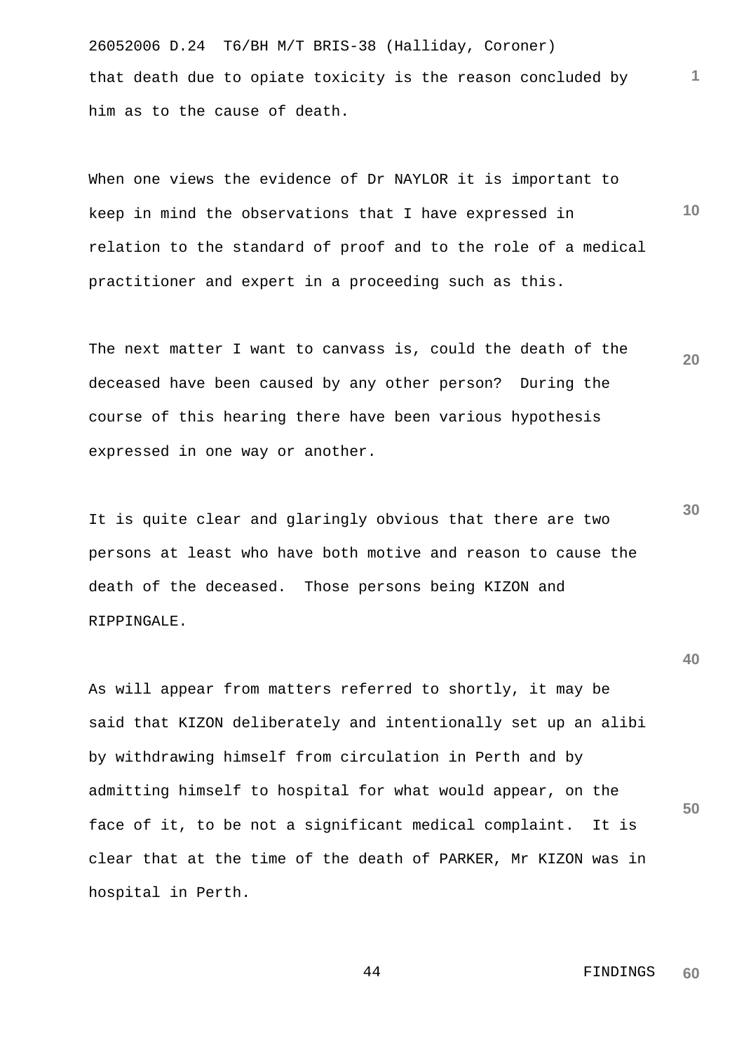that death due to opiate toxicity is the reason concluded by him as to the cause of death.

When one views the evidence of Dr NAYLOR it is important to keep in mind the observations that I have expressed in relation to the standard of proof and to the role of a medical practitioner and expert in a proceeding such as this.

The next matter I want to canvass is, could the death of the deceased have been caused by any other person? During the course of this hearing there have been various hypothesis expressed in one way or another.

It is quite clear and glaringly obvious that there are two persons at least who have both motive and reason to cause the death of the deceased. Those persons being KIZON and RIPPINGALE.

As will appear from matters referred to shortly, it may be said that KIZON deliberately and intentionally set up an alibi by withdrawing himself from circulation in Perth and by admitting himself to hospital for what would appear, on the face of it, to be not a significant medical complaint. It is clear that at the time of the death of PARKER, Mr KIZON was in hospital in Perth.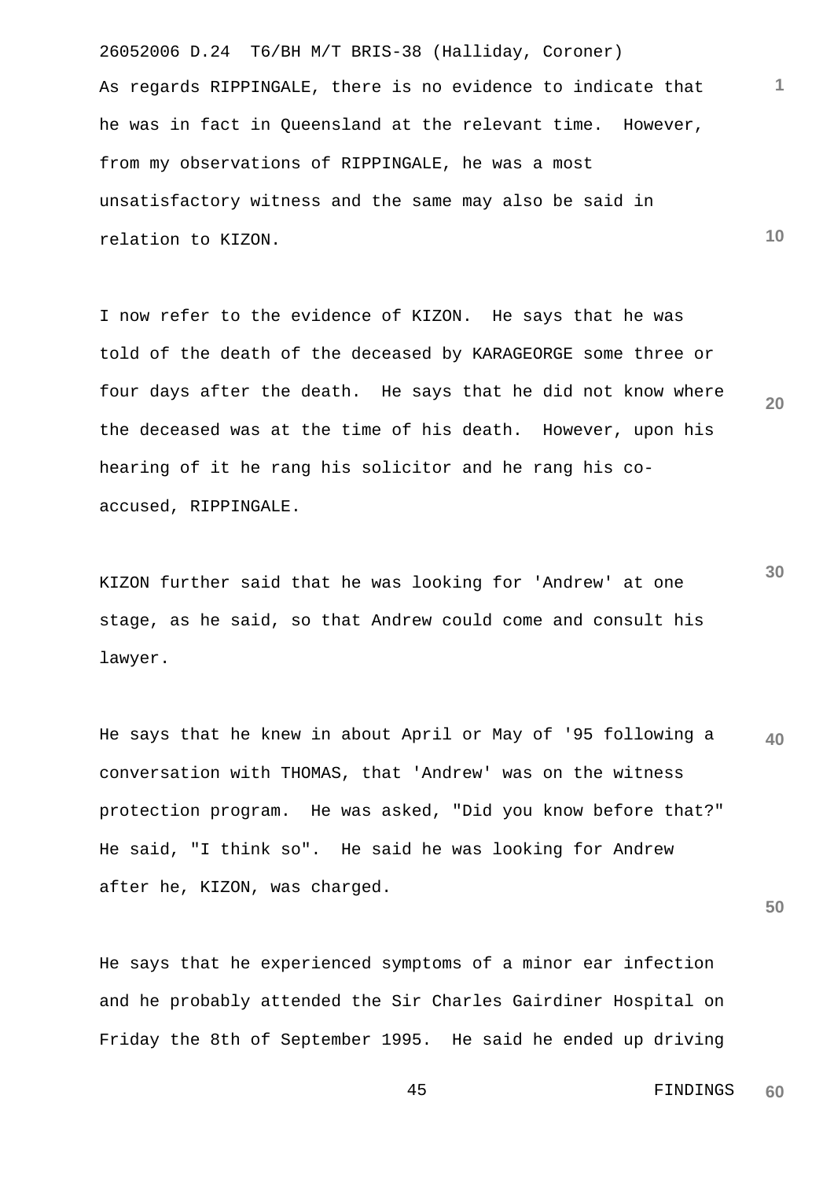As regards RIPPINGALE, there is no evidence to indicate that he was in fact in Queensland at the relevant time. However, from my observations of RIPPINGALE, he was a most unsatisfactory witness and the same may also be said in relation to KIZON.

I now refer to the evidence of KIZON. He says that he was told of the death of the deceased by KARAGEORGE some three or four days after the death. He says that he did not know where the deceased was at the time of his death. However, upon his hearing of it he rang his solicitor and he rang his co-accused, RIPPINGALE.

KIZON further said that he was looking for 'Andrew' at one stage, as he said, so that Andrew could come and consult his lawyer.

He says that he knew in about April or May of '95 following a conversation with THOMAS, that 'Andrew' was on the witness protection program. He was asked, "Did you know before that?" He said, "I think so". He said he was looking for Andrew after he, KIZON, was charged.

He says that he experienced symptoms of a minor ear infection and he probably attended the Sir Charles Gairdiner Hospital on Friday the 8th of September 1995. He said he ended up driving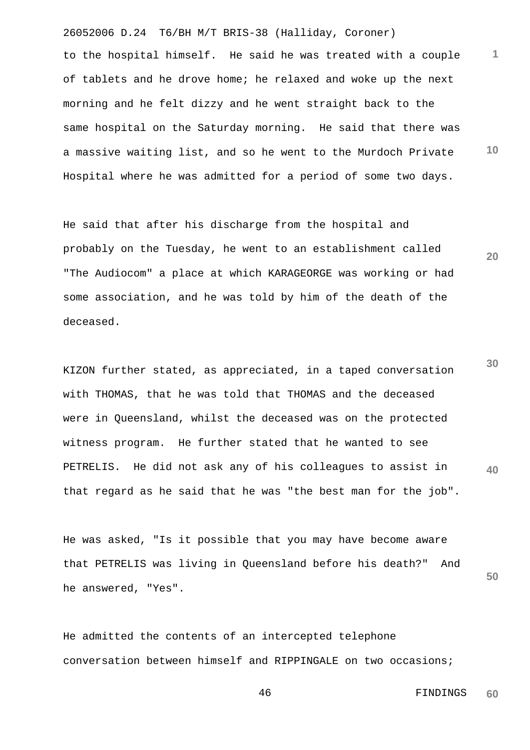to the hospital himself. He said he was treated with a couple of tablets and he drove home; he relaxed and woke up the next morning and he felt dizzy and he went straight back to the same hospital on the Saturday morning. He said that there was a massive waiting list, and so he went to the Murdoch Private Hospital where he was admitted for a period of some two days.

He said that after his discharge from the hospital and probably on the Tuesday, he went to an establishment called "The Audiocom" a place at which KARAGEORGE was working or had some association, and he was told by him of the death of the deceased.

KIZON further stated, as appreciated, in a taped conversation with THOMAS, that he was told that THOMAS and the deceased were in Queensland, whilst the deceased was on the protected witness program. He further stated that he wanted to see PETRELIS. He did not ask any of his colleagues to assist in that regard as he said that he was "the best man for the job".

He was asked, "Is it possible that you may have become aware that PETRELIS was living in Queensland before his death?" And he answered, "Yes".

He admitted the contents of an intercepted telephone conversation between himself and RIPPINGALE on two occasions;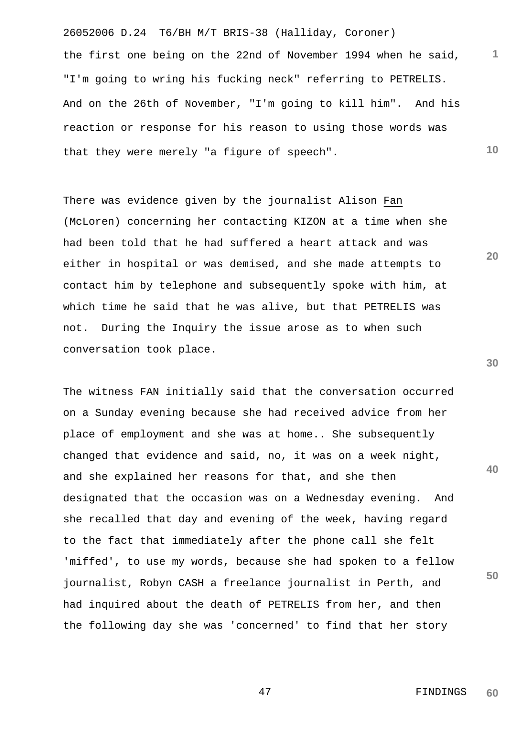the first one being on the 22nd of November 1994 when he said, "I'm going to wring his fucking neck" referring to PETRELIS. And on the 26th of November, "I'm going to kill him". And his reaction or response for his reason to using those words was that they were merely "a figure of speech".

There was evidence given by the journalist Alison Fan (McLoren) concerning her contacting KIZON at a time when she had been told that he had suffered a heart attack and was either in hospital or was demised, and she made attempts to contact him by telephone and subsequently spoke with him, at which time he said that he was alive, but that PETRELIS was not. During the Inquiry the issue arose as to when such conversation took place.

The witness FAN initially said that the conversation occurred on a Sunday evening because she had received advice from her place of employment and she was at home.. She subsequently changed that evidence and said, no, it was on a week night, and she explained her reasons for that, and she then designated that the occasion was on a Wednesday evening. And she recalled that day and evening of the week, having regard to the fact that immediately after the phone call she felt 'miffed', to use my words, because she had spoken to a fellow journalist, Robyn CASH a freelance journalist in Perth, and had inquired about the death of PETRELIS from her, and then the following day she was 'concerned' to find that her story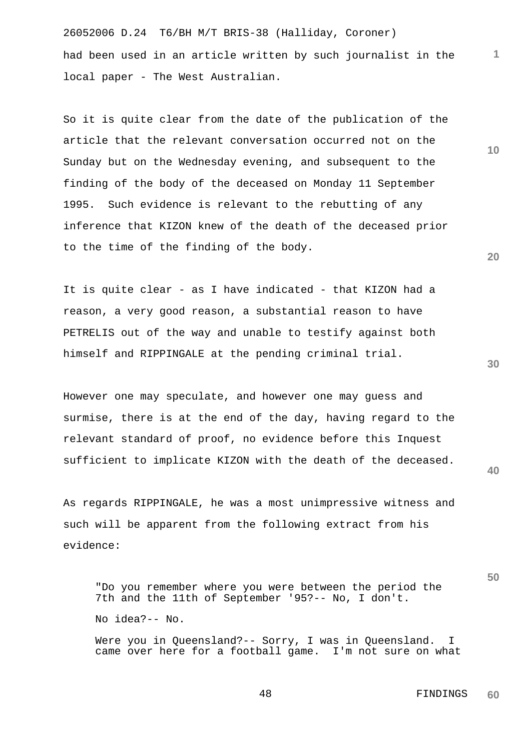had been used in an article written by such journalist in the local paper - The West Australian.

So it is quite clear from the date of the publication of the article that the relevant conversation occurred not on the Sunday but on the Wednesday evening, and subsequent to the finding of the body of the deceased on Monday 11 September 1995. Such evidence is relevant to the rebutting of any inference that KIZON knew of the death of the deceased prior to the time of the finding of the body.

It is quite clear - as I have indicated - that KIZON had a reason, a very good reason, a substantial reason to have PETRELIS out of the way and unable to testify against both himself and RIPPINGALE at the pending criminal trial.

However one may speculate, and however one may guess and surmise, there is at the end of the day, having regard to the relevant standard of proof, no evidence before this Inquest sufficient to implicate KIZON with the death of the deceased.

As regards RIPPINGALE, he was a most unimpressive witness and such will be apparent from the following extract from his evidence:

> "Do you remember where you were between the period the 7th and the 11th of September '95?-- No, I don't.
>
> No idea?-- No.
>
> Were you in Queensland?-- Sorry, I was in Queensland. I came over here for a football game. I'm not sure on what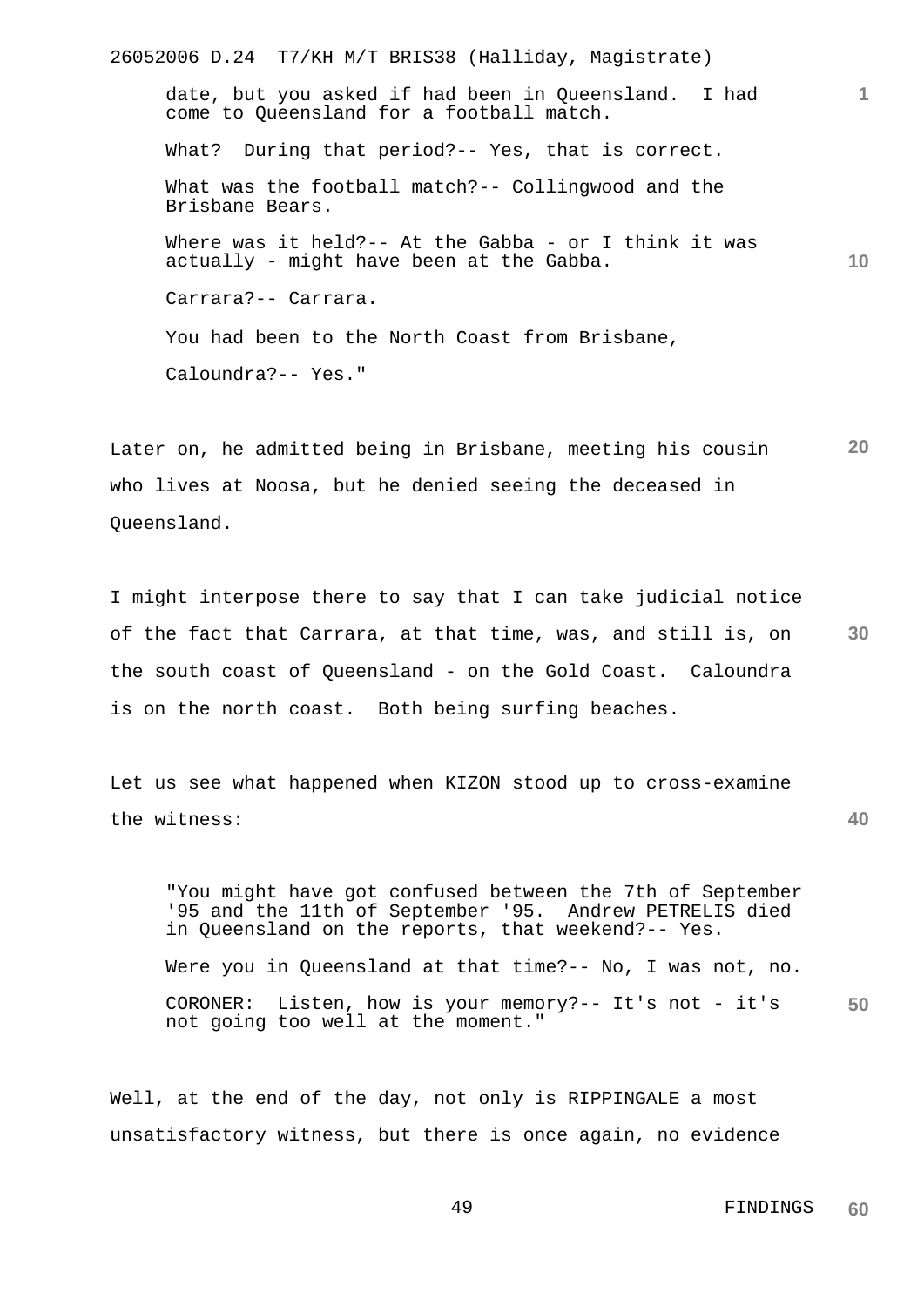> date, but you asked if had been in Queensland. I had come to Queensland for a football match.
>
> What? During that period?-- Yes, that is correct.
>
> What was the football match?-- Collingwood and the Brisbane Bears.
>
> Where was it held?-- At the Gabba - or I think it was actually - might have been at the Gabba.
>
> Carrara?-- Carrara.
>
> You had been to the North Coast from Brisbane,
>
> Caloundra?-- Yes."

Later on, he admitted being in Brisbane, meeting his cousin who lives at Noosa, but he denied seeing the deceased in Queensland.

I might interpose there to say that I can take judicial notice of the fact that Carrara, at that time, was, and still is, on the south coast of Queensland - on the Gold Coast. Caloundra is on the north coast. Both being surfing beaches.

Let us see what happened when KIZON stood up to cross-examine the witness:

> "You might have got confused between the 7th of September '95 and the 11th of September '95. Andrew PETRELIS died in Queensland on the reports, that weekend?-- Yes.
>
> Were you in Queensland at that time?-- No, I was not, no.
>
> CORONER: Listen, how is your memory?-- It's not - it's not going too well at the moment."

Well, at the end of the day, not only is RIPPINGALE a most unsatisfactory witness, but there is once again, no evidence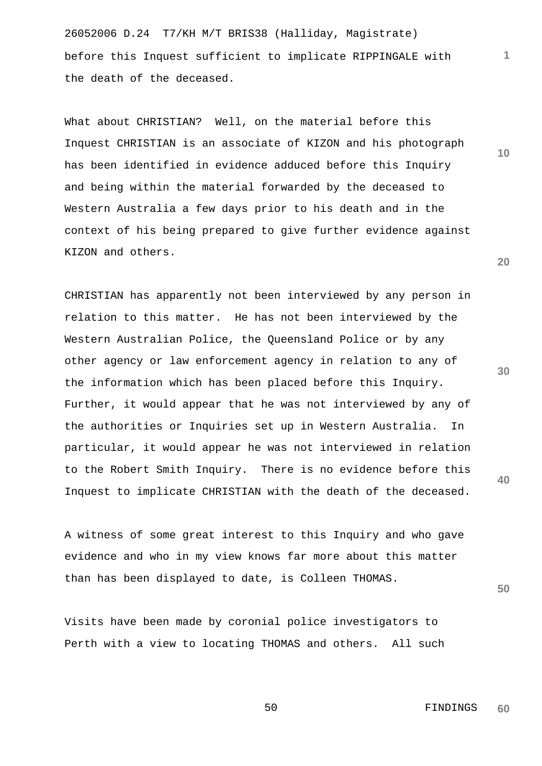before this Inquest sufficient to implicate RIPPINGALE with the death of the deceased.

What about CHRISTIAN? Well, on the material before this Inquest CHRISTIAN is an associate of KIZON and his photograph has been identified in evidence adduced before this Inquiry and being within the material forwarded by the deceased to Western Australia a few days prior to his death and in the context of his being prepared to give further evidence against KIZON and others.

CHRISTIAN has apparently not been interviewed by any person in relation to this matter. He has not been interviewed by the Western Australian Police, the Queensland Police or by any other agency or law enforcement agency in relation to any of the information which has been placed before this Inquiry. Further, it would appear that he was not interviewed by any of the authorities or Inquiries set up in Western Australia. In particular, it would appear he was not interviewed in relation to the Robert Smith Inquiry. There is no evidence before this Inquest to implicate CHRISTIAN with the death of the deceased.

A witness of some great interest to this Inquiry and who gave evidence and who in my view knows far more about this matter than has been displayed to date, is Colleen THOMAS.

Visits have been made by coronial police investigators to Perth with a view to locating THOMAS and others. All such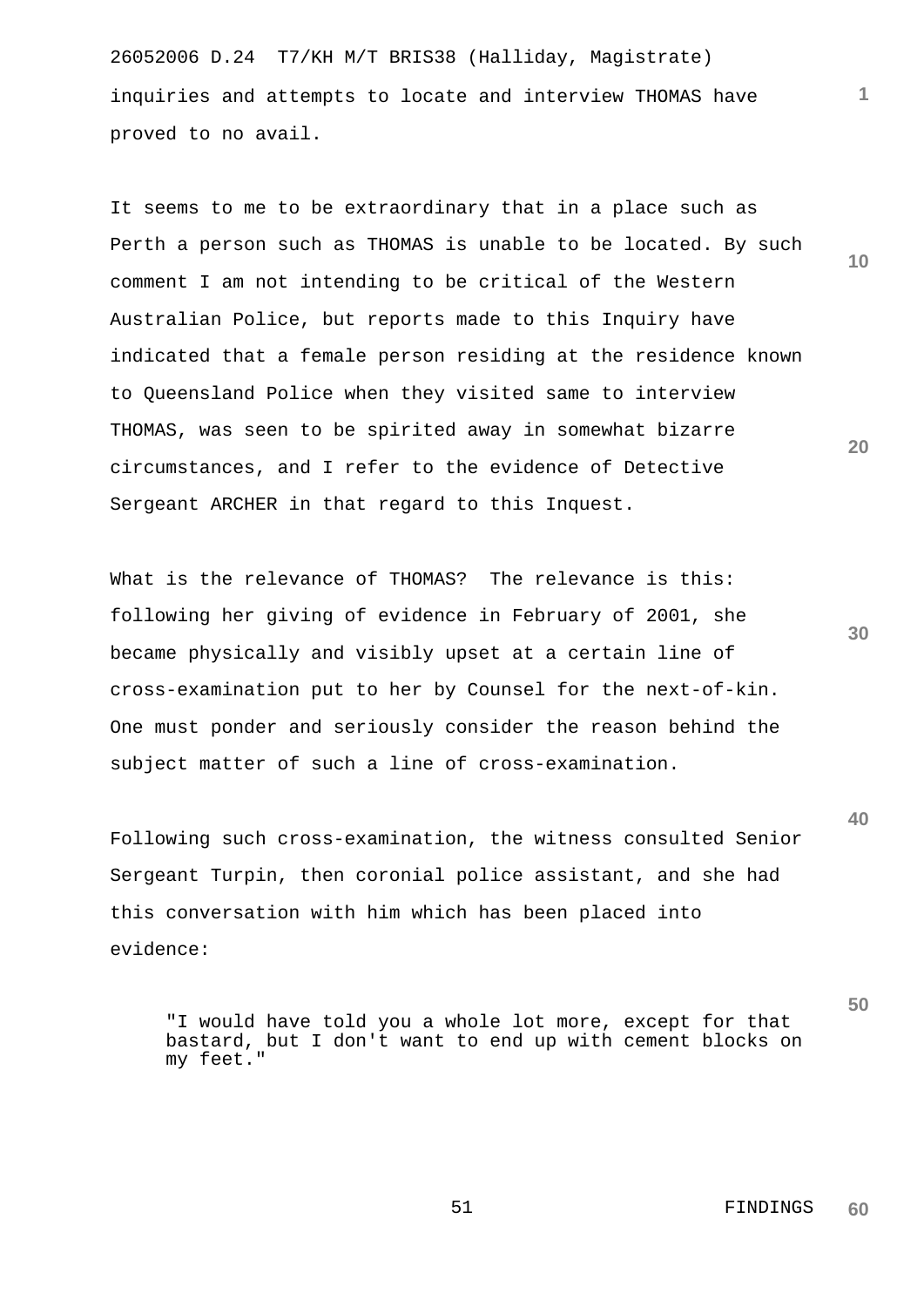inquiries and attempts to locate and interview THOMAS have proved to no avail.

It seems to me to be extraordinary that in a place such as Perth a person such as THOMAS is unable to be located. By such comment I am not intending to be critical of the Western Australian Police, but reports made to this Inquiry have indicated that a female person residing at the residence known to Queensland Police when they visited same to interview THOMAS, was seen to be spirited away in somewhat bizarre circumstances, and I refer to the evidence of Detective Sergeant ARCHER in that regard to this Inquest.

What is the relevance of THOMAS? The relevance is this: following her giving of evidence in February of 2001, she became physically and visibly upset at a certain line of cross-examination put to her by Counsel for the next-of-kin. One must ponder and seriously consider the reason behind the subject matter of such a line of cross-examination.

Following such cross-examination, the witness consulted Senior Sergeant Turpin, then coronial police assistant, and she had this conversation with him which has been placed into evidence:

> "I would have told you a whole lot more, except for that bastard, but I don't want to end up with cement blocks on my feet."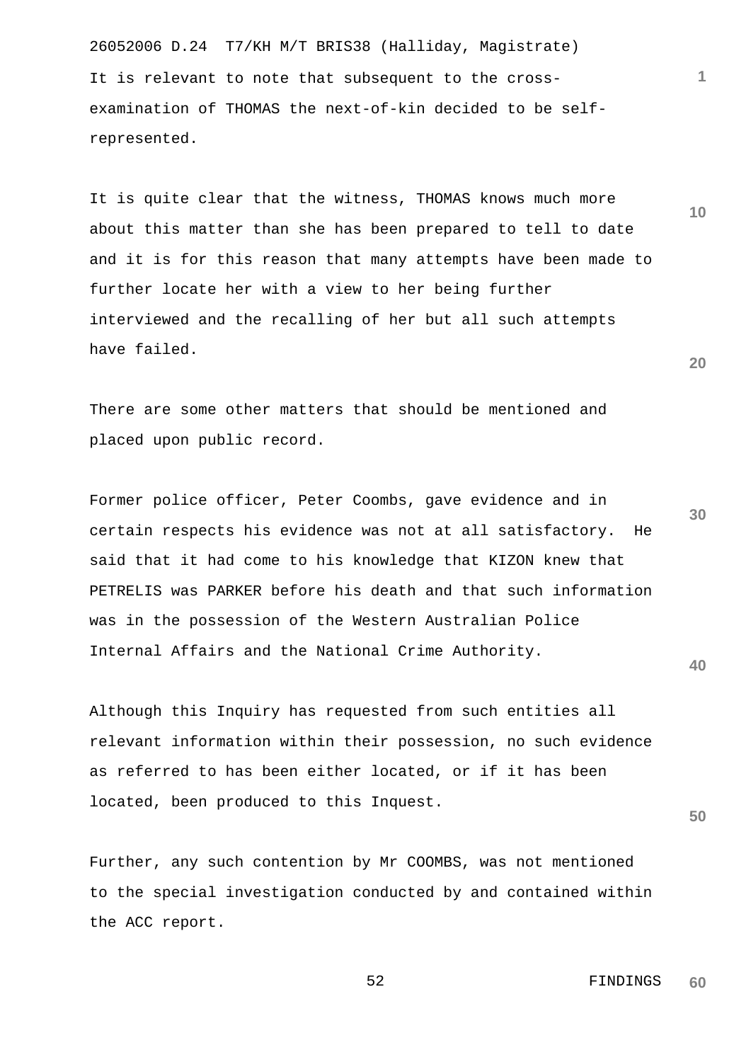It is relevant to note that subsequent to the cross-examination of THOMAS the next-of-kin decided to be self-represented.

It is quite clear that the witness, THOMAS knows much more about this matter than she has been prepared to tell to date and it is for this reason that many attempts have been made to further locate her with a view to her being further interviewed and the recalling of her but all such attempts have failed.

There are some other matters that should be mentioned and placed upon public record.

Former police officer, Peter Coombs, gave evidence and in certain respects his evidence was not at all satisfactory. He said that it had come to his knowledge that KIZON knew that PETRELIS was PARKER before his death and that such information was in the possession of the Western Australian Police Internal Affairs and the National Crime Authority.

Although this Inquiry has requested from such entities all relevant information within their possession, no such evidence as referred to has been either located, or if it has been located, been produced to this Inquest.

Further, any such contention by Mr COOMBS, was not mentioned to the special investigation conducted by and contained within the ACC report.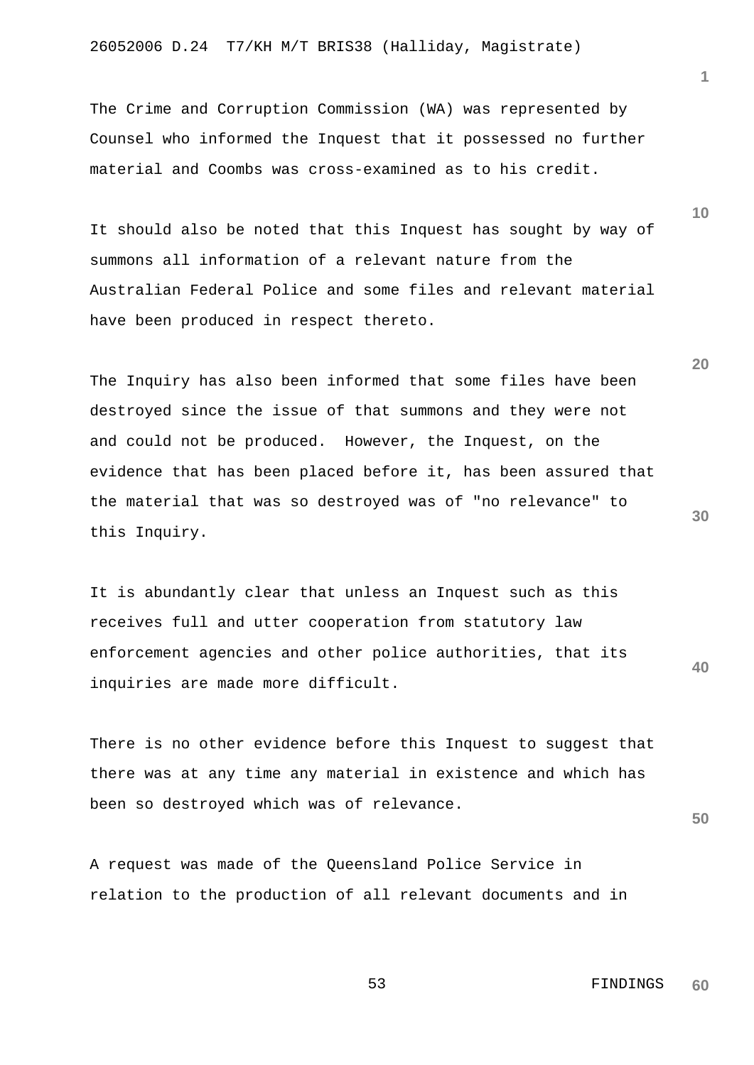The Crime and Corruption Commission (WA) was represented by Counsel who informed the Inquest that it possessed no further material and Coombs was cross-examined as to his credit.

It should also be noted that this Inquest has sought by way of summons all information of a relevant nature from the Australian Federal Police and some files and relevant material have been produced in respect thereto.

The Inquiry has also been informed that some files have been destroyed since the issue of that summons and they were not and could not be produced. However, the Inquest, on the evidence that has been placed before it, has been assured that the material that was so destroyed was of "no relevance" to this Inquiry.

It is abundantly clear that unless an Inquest such as this receives full and utter cooperation from statutory law enforcement agencies and other police authorities, that its inquiries are made more difficult.

There is no other evidence before this Inquest to suggest that there was at any time any material in existence and which has been so destroyed which was of relevance.

A request was made of the Queensland Police Service in relation to the production of all relevant documents and in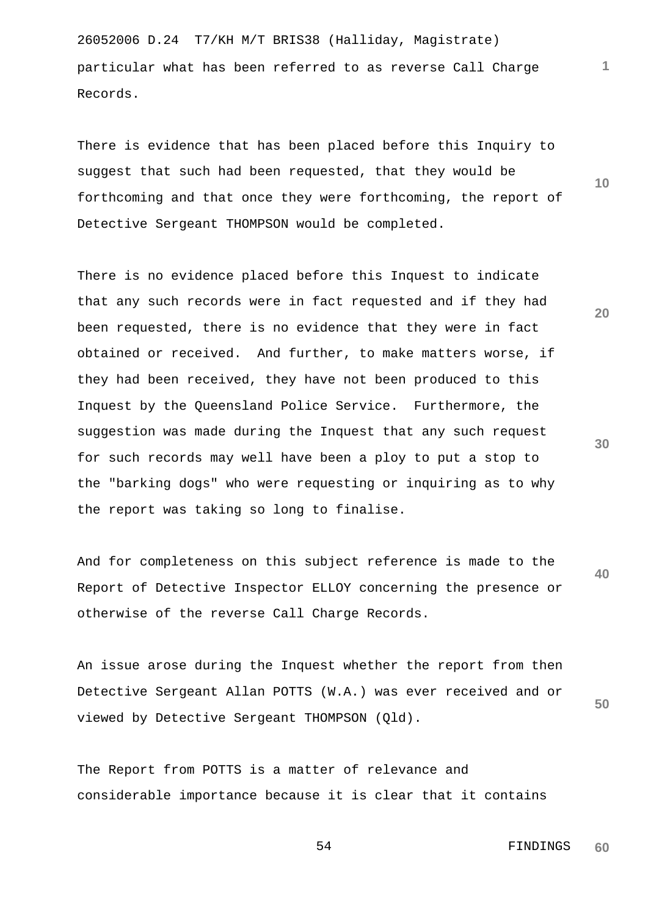particular what has been referred to as reverse Call Charge Records.

There is evidence that has been placed before this Inquiry to suggest that such had been requested, that they would be forthcoming and that once they were forthcoming, the report of Detective Sergeant THOMPSON would be completed.

There is no evidence placed before this Inquest to indicate that any such records were in fact requested and if they had been requested, there is no evidence that they were in fact obtained or received. And further, to make matters worse, if they had been received, they have not been produced to this Inquest by the Queensland Police Service. Furthermore, the suggestion was made during the Inquest that any such request for such records may well have been a ploy to put a stop to the "barking dogs" who were requesting or inquiring as to why the report was taking so long to finalise.

And for completeness on this subject reference is made to the Report of Detective Inspector ELLOY concerning the presence or otherwise of the reverse Call Charge Records.

An issue arose during the Inquest whether the report from then Detective Sergeant Allan POTTS (W.A.) was ever received and or viewed by Detective Sergeant THOMPSON (Qld).

The Report from POTTS is a matter of relevance and considerable importance because it is clear that it contains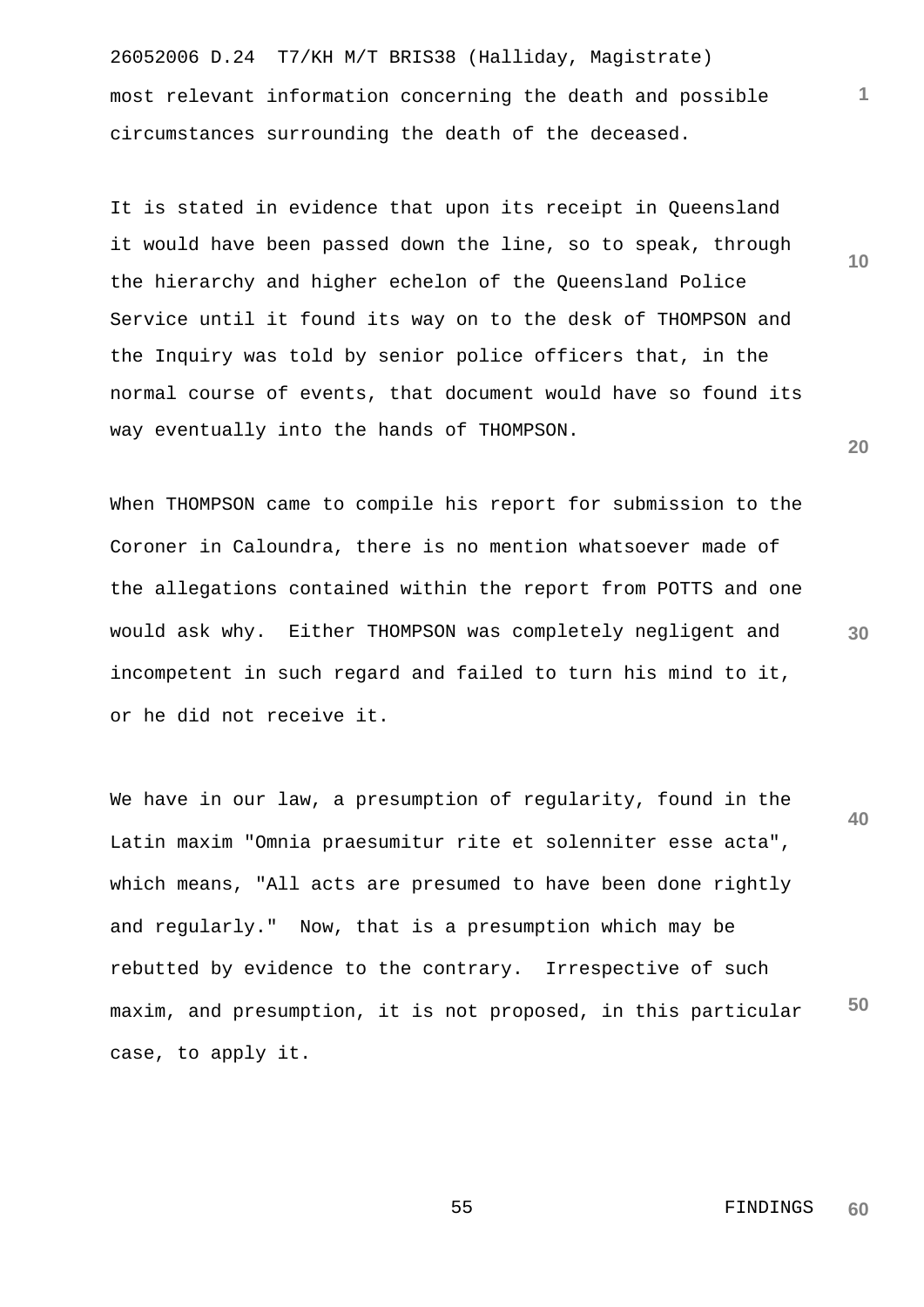most relevant information concerning the death and possible circumstances surrounding the death of the deceased.

It is stated in evidence that upon its receipt in Queensland it would have been passed down the line, so to speak, through the hierarchy and higher echelon of the Queensland Police Service until it found its way on to the desk of THOMPSON and the Inquiry was told by senior police officers that, in the normal course of events, that document would have so found its way eventually into the hands of THOMPSON.

When THOMPSON came to compile his report for submission to the Coroner in Caloundra, there is no mention whatsoever made of the allegations contained within the report from POTTS and one would ask why. Either THOMPSON was completely negligent and incompetent in such regard and failed to turn his mind to it, or he did not receive it.

We have in our law, a presumption of regularity, found in the Latin maxim "Omnia praesumitur rite et solenniter esse acta", which means, "All acts are presumed to have been done rightly and regularly." Now, that is a presumption which may be rebutted by evidence to the contrary. Irrespective of such maxim, and presumption, it is not proposed, in this particular case, to apply it.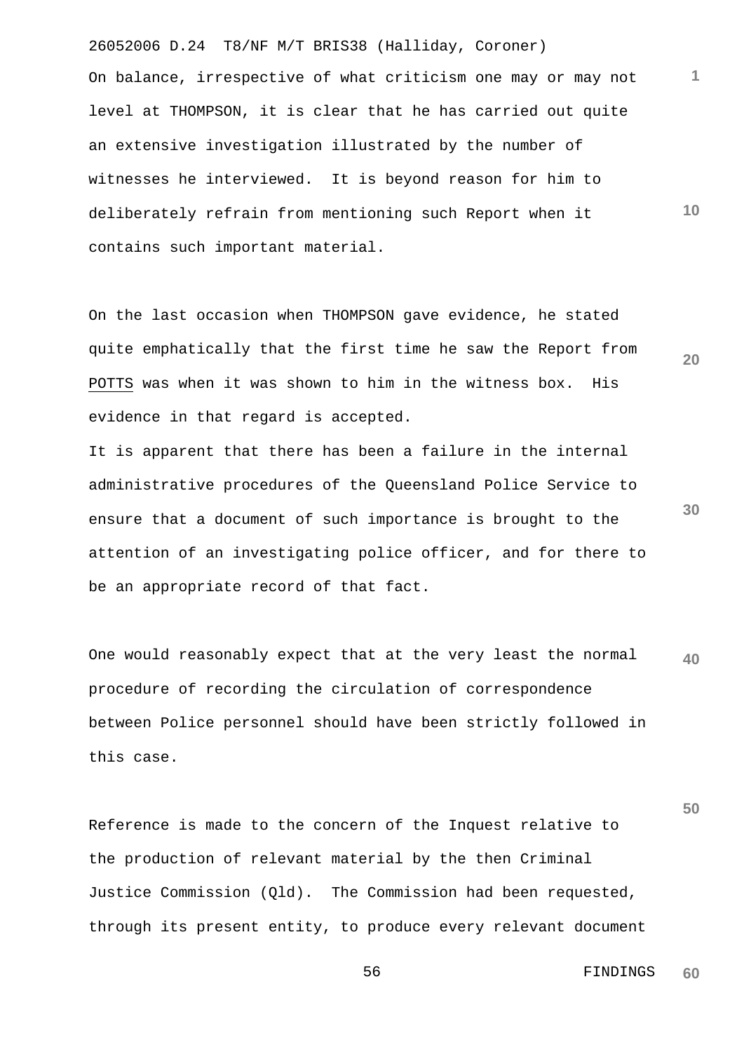On balance, irrespective of what criticism one may or may not level at THOMPSON, it is clear that he has carried out quite an extensive investigation illustrated by the number of witnesses he interviewed. It is beyond reason for him to deliberately refrain from mentioning such Report when it contains such important material.

On the last occasion when THOMPSON gave evidence, he stated quite emphatically that the first time he saw the Report from POTTS was when it was shown to him in the witness box. His evidence in that regard is accepted.

It is apparent that there has been a failure in the internal administrative procedures of the Queensland Police Service to ensure that a document of such importance is brought to the attention of an investigating police officer, and for there to be an appropriate record of that fact.

One would reasonably expect that at the very least the normal procedure of recording the circulation of correspondence between Police personnel should have been strictly followed in this case.

Reference is made to the concern of the Inquest relative to the production of relevant material by the then Criminal Justice Commission (Qld). The Commission had been requested, through its present entity, to produce every relevant document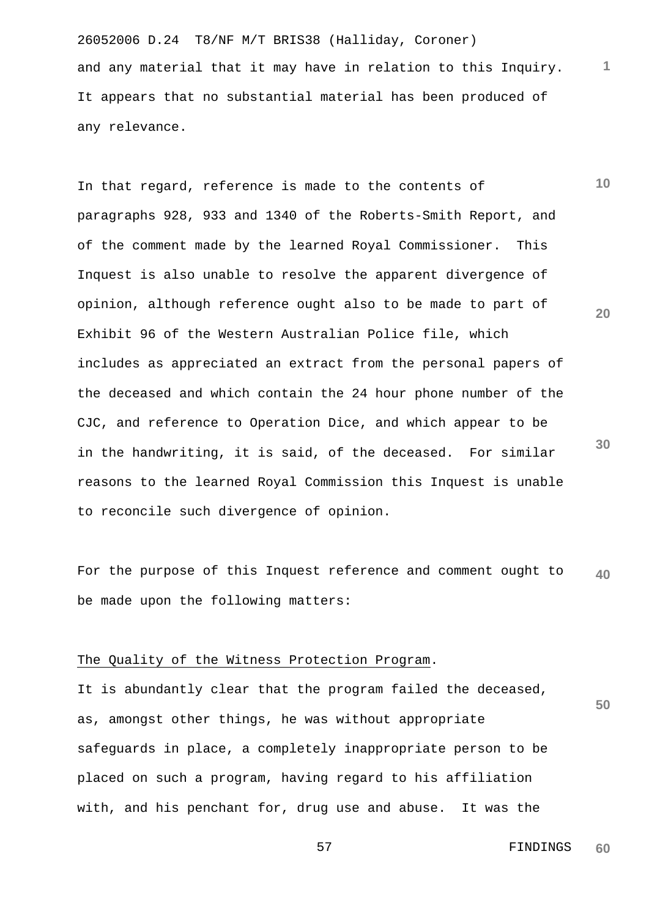and any material that it may have in relation to this Inquiry. It appears that no substantial material has been produced of any relevance.

In that regard, reference is made to the contents of paragraphs 928, 933 and 1340 of the Roberts-Smith Report, and of the comment made by the learned Royal Commissioner. This Inquest is also unable to resolve the apparent divergence of opinion, although reference ought also to be made to part of Exhibit 96 of the Western Australian Police file, which includes as appreciated an extract from the personal papers of the deceased and which contain the 24 hour phone number of the CJC, and reference to Operation Dice, and which appear to be in the handwriting, it is said, of the deceased. For similar reasons to the learned Royal Commission this Inquest is unable to reconcile such divergence of opinion.

For the purpose of this Inquest reference and comment ought to be made upon the following matters:

The Quality of the Witness Protection Program.

It is abundantly clear that the program failed the deceased, as, amongst other things, he was without appropriate safeguards in place, a completely inappropriate person to be placed on such a program, having regard to his affiliation with, and his penchant for, drug use and abuse. It was the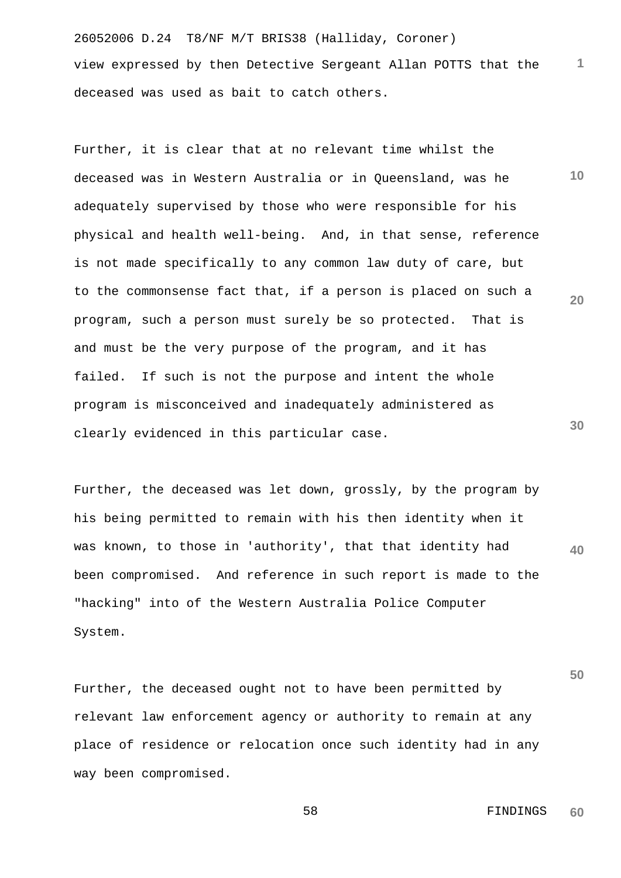view expressed by then Detective Sergeant Allan POTTS that the deceased was used as bait to catch others.

Further, it is clear that at no relevant time whilst the deceased was in Western Australia or in Queensland, was he adequately supervised by those who were responsible for his physical and health well-being. And, in that sense, reference is not made specifically to any common law duty of care, but to the commonsense fact that, if a person is placed on such a program, such a person must surely be so protected. That is and must be the very purpose of the program, and it has failed. If such is not the purpose and intent the whole program is misconceived and inadequately administered as clearly evidenced in this particular case.

Further, the deceased was let down, grossly, by the program by his being permitted to remain with his then identity when it was known, to those in 'authority', that that identity had been compromised. And reference in such report is made to the "hacking" into of the Western Australia Police Computer System.

Further, the deceased ought not to have been permitted by relevant law enforcement agency or authority to remain at any place of residence or relocation once such identity had in any way been compromised.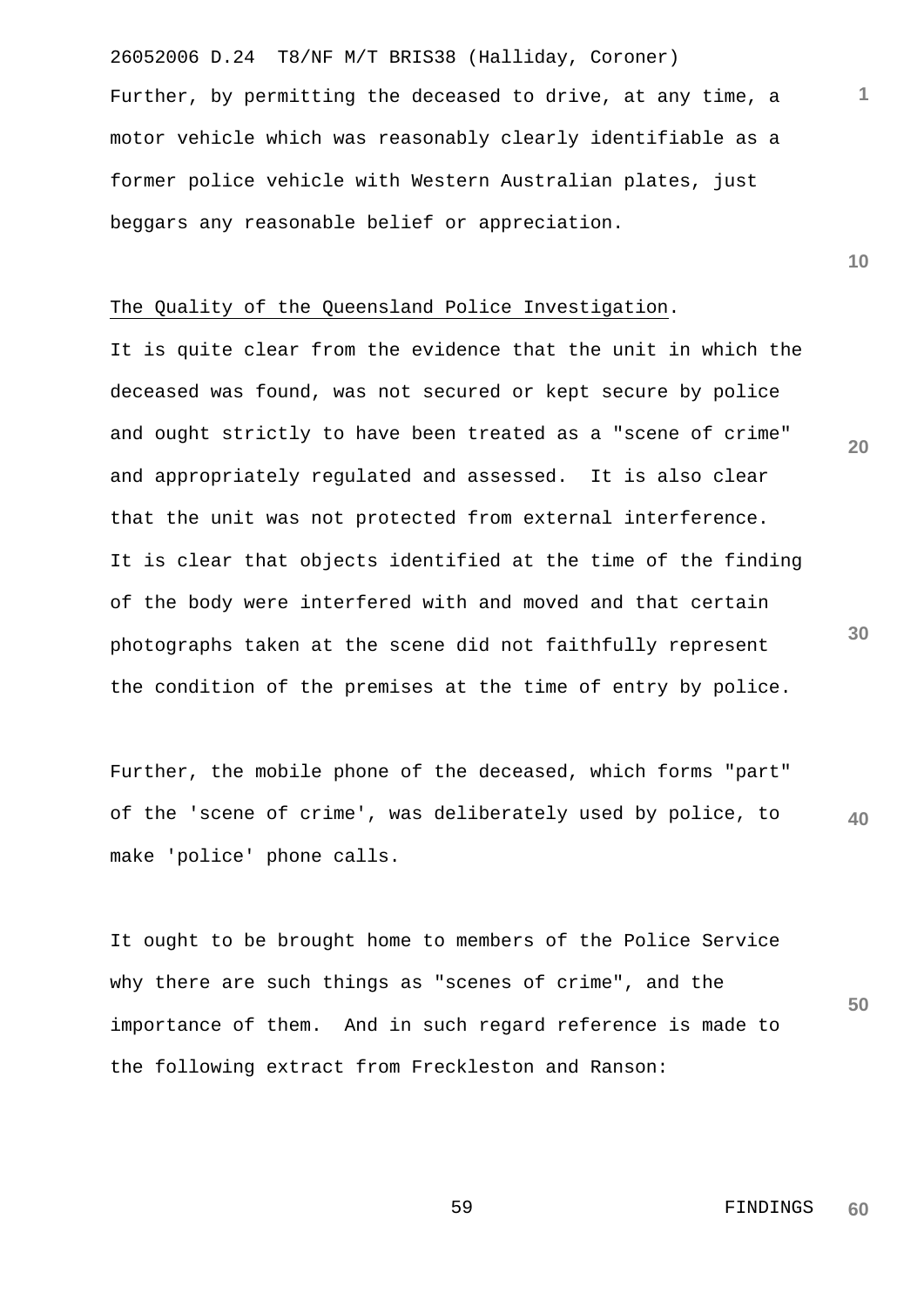Further, by permitting the deceased to drive, at any time, a motor vehicle which was reasonably clearly identifiable as a former police vehicle with Western Australian plates, just beggars any reasonable belief or appreciation.

<u>The Quality of the Queensland Police Investigation</u>.

It is quite clear from the evidence that the unit in which the deceased was found, was not secured or kept secure by police and ought strictly to have been treated as a "scene of crime" and appropriately regulated and assessed.  It is also clear that the unit was not protected from external interference. It is clear that objects identified at the time of the finding of the body were interfered with and moved and that certain photographs taken at the scene did not faithfully represent the condition of the premises at the time of entry by police.

Further, the mobile phone of the deceased, which forms "part" of the 'scene of crime', was deliberately used by police, to make 'police' phone calls.

It ought to be brought home to members of the Police Service why there are such things as "scenes of crime", and the importance of them.  And in such regard reference is made to the following extract from Freckleston and Ranson: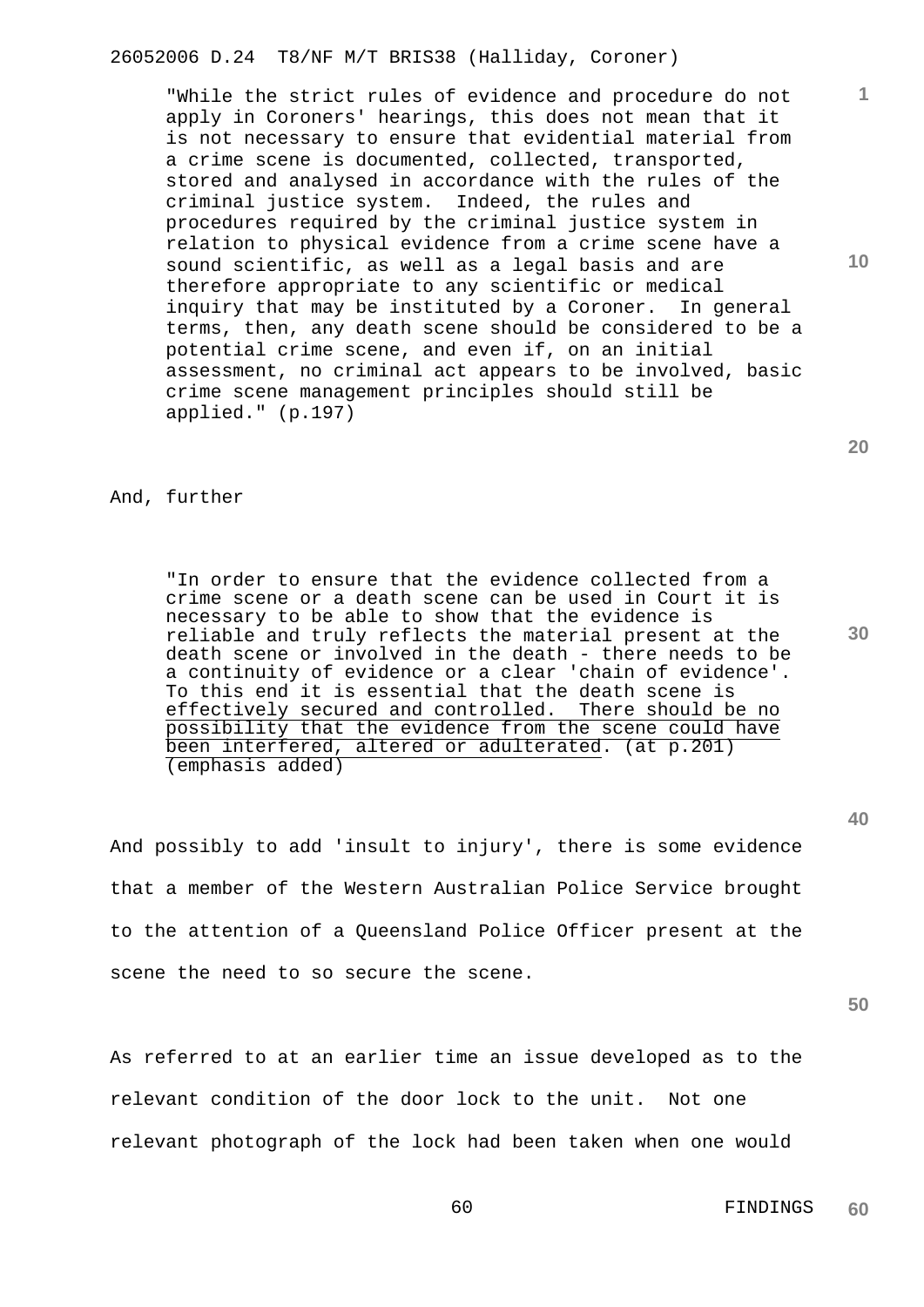"While the strict rules of evidence and procedure do not apply in Coroners' hearings, this does not mean that it is not necessary to ensure that evidential material from a crime scene is documented, collected, transported, stored and analysed in accordance with the rules of the criminal justice system. Indeed, the rules and procedures required by the criminal justice system in relation to physical evidence from a crime scene have a sound scientific, as well as a legal basis and are therefore appropriate to any scientific or medical inquiry that may be instituted by a Coroner. In general terms, then, any death scene should be considered to be a potential crime scene, and even if, on an initial assessment, no criminal act appears to be involved, basic crime scene management principles should still be applied." (p.197)

And, further

> "In order to ensure that the evidence collected from a crime scene or a death scene can be used in Court it is necessary to be able to show that the evidence is reliable and truly reflects the material present at the death scene or involved in the death - there needs to be a continuity of evidence or a clear 'chain of evidence'. To this end it is essential that the death scene is <u>effectively secured and controlled. There should be no possibility that the evidence from the scene could have been interfered, altered or adulterated</u>. (at p.201) (emphasis added)

And possibly to add 'insult to injury', there is some evidence that a member of the Western Australian Police Service brought to the attention of a Queensland Police Officer present at the scene the need to so secure the scene.

As referred to at an earlier time an issue developed as to the relevant condition of the door lock to the unit. Not one relevant photograph of the lock had been taken when one would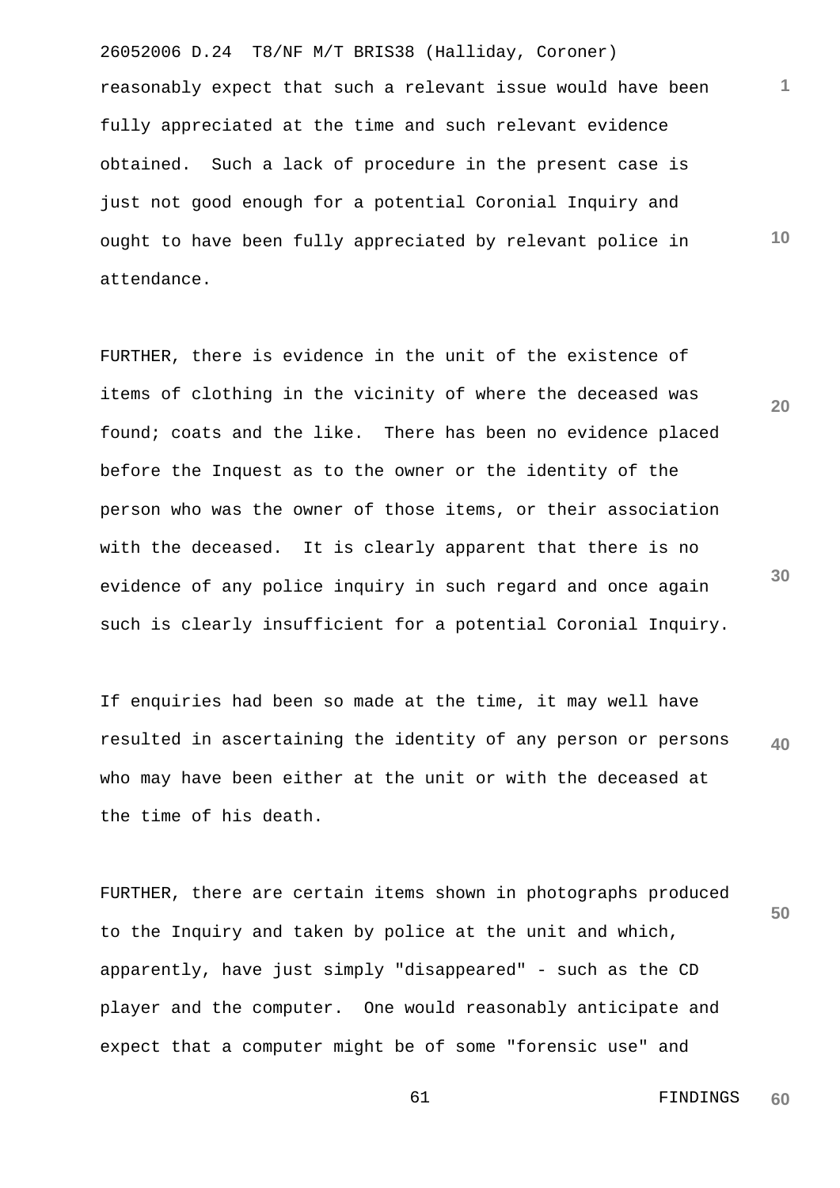reasonably expect that such a relevant issue would have been fully appreciated at the time and such relevant evidence obtained. Such a lack of procedure in the present case is just not good enough for a potential Coronial Inquiry and ought to have been fully appreciated by relevant police in attendance.

FURTHER, there is evidence in the unit of the existence of items of clothing in the vicinity of where the deceased was found; coats and the like. There has been no evidence placed before the Inquest as to the owner or the identity of the person who was the owner of those items, or their association with the deceased. It is clearly apparent that there is no evidence of any police inquiry in such regard and once again such is clearly insufficient for a potential Coronial Inquiry.

If enquiries had been so made at the time, it may well have resulted in ascertaining the identity of any person or persons who may have been either at the unit or with the deceased at the time of his death.

FURTHER, there are certain items shown in photographs produced to the Inquiry and taken by police at the unit and which, apparently, have just simply "disappeared" - such as the CD player and the computer. One would reasonably anticipate and expect that a computer might be of some "forensic use" and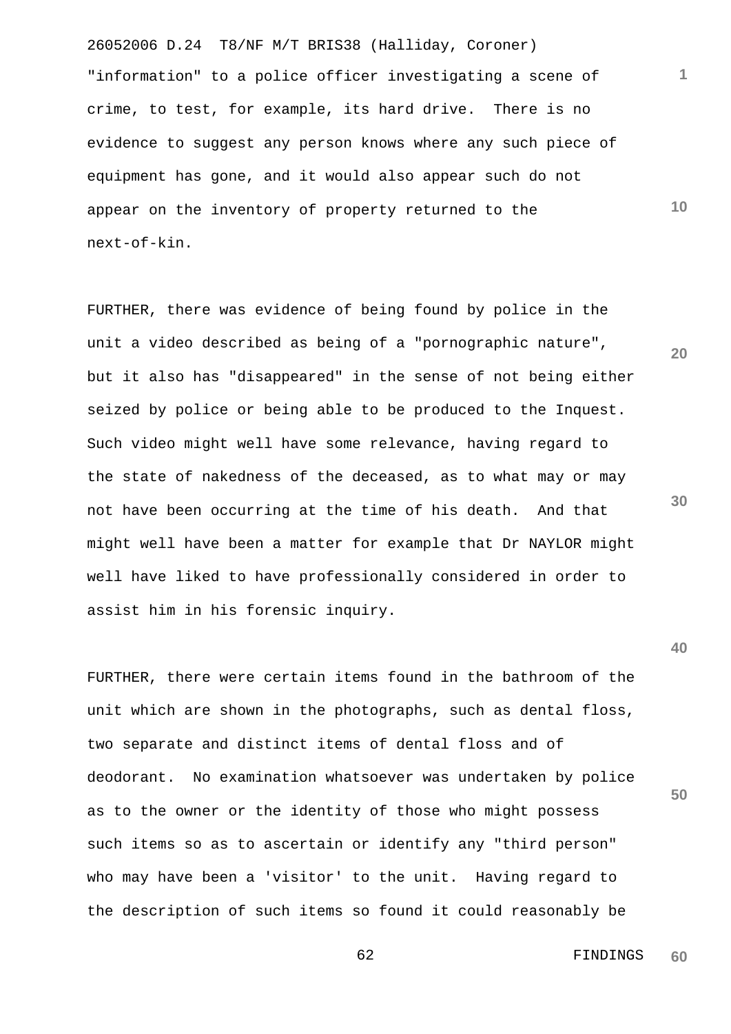"information" to a police officer investigating a scene of crime, to test, for example, its hard drive. There is no evidence to suggest any person knows where any such piece of equipment has gone, and it would also appear such do not appear on the inventory of property returned to the next-of-kin.

FURTHER, there was evidence of being found by police in the unit a video described as being of a "pornographic nature", but it also has "disappeared" in the sense of not being either seized by police or being able to be produced to the Inquest. Such video might well have some relevance, having regard to the state of nakedness of the deceased, as to what may or may not have been occurring at the time of his death. And that might well have been a matter for example that Dr NAYLOR might well have liked to have professionally considered in order to assist him in his forensic inquiry.

FURTHER, there were certain items found in the bathroom of the unit which are shown in the photographs, such as dental floss, two separate and distinct items of dental floss and of deodorant. No examination whatsoever was undertaken by police as to the owner or the identity of those who might possess such items so as to ascertain or identify any "third person" who may have been a 'visitor' to the unit. Having regard to the description of such items so found it could reasonably be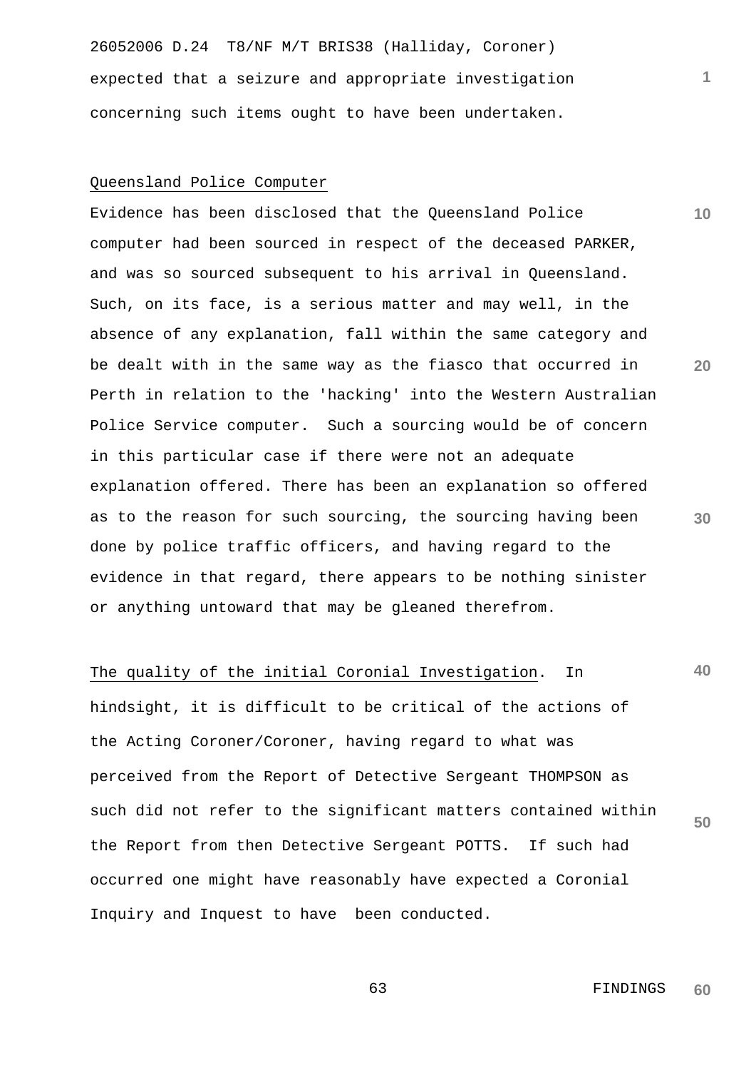expected that a seizure and appropriate investigation concerning such items ought to have been undertaken.

Queensland Police Computer

Evidence has been disclosed that the Queensland Police computer had been sourced in respect of the deceased PARKER, and was so sourced subsequent to his arrival in Queensland. Such, on its face, is a serious matter and may well, in the absence of any explanation, fall within the same category and be dealt with in the same way as the fiasco that occurred in Perth in relation to the 'hacking' into the Western Australian Police Service computer. Such a sourcing would be of concern in this particular case if there were not an adequate explanation offered. There has been an explanation so offered as to the reason for such sourcing, the sourcing having been done by police traffic officers, and having regard to the evidence in that regard, there appears to be nothing sinister or anything untoward that may be gleaned therefrom.

The quality of the initial Coronial Investigation. In hindsight, it is difficult to be critical of the actions of the Acting Coroner/Coroner, having regard to what was perceived from the Report of Detective Sergeant THOMPSON as such did not refer to the significant matters contained within the Report from then Detective Sergeant POTTS. If such had occurred one might have reasonably have expected a Coronial Inquiry and Inquest to have been conducted.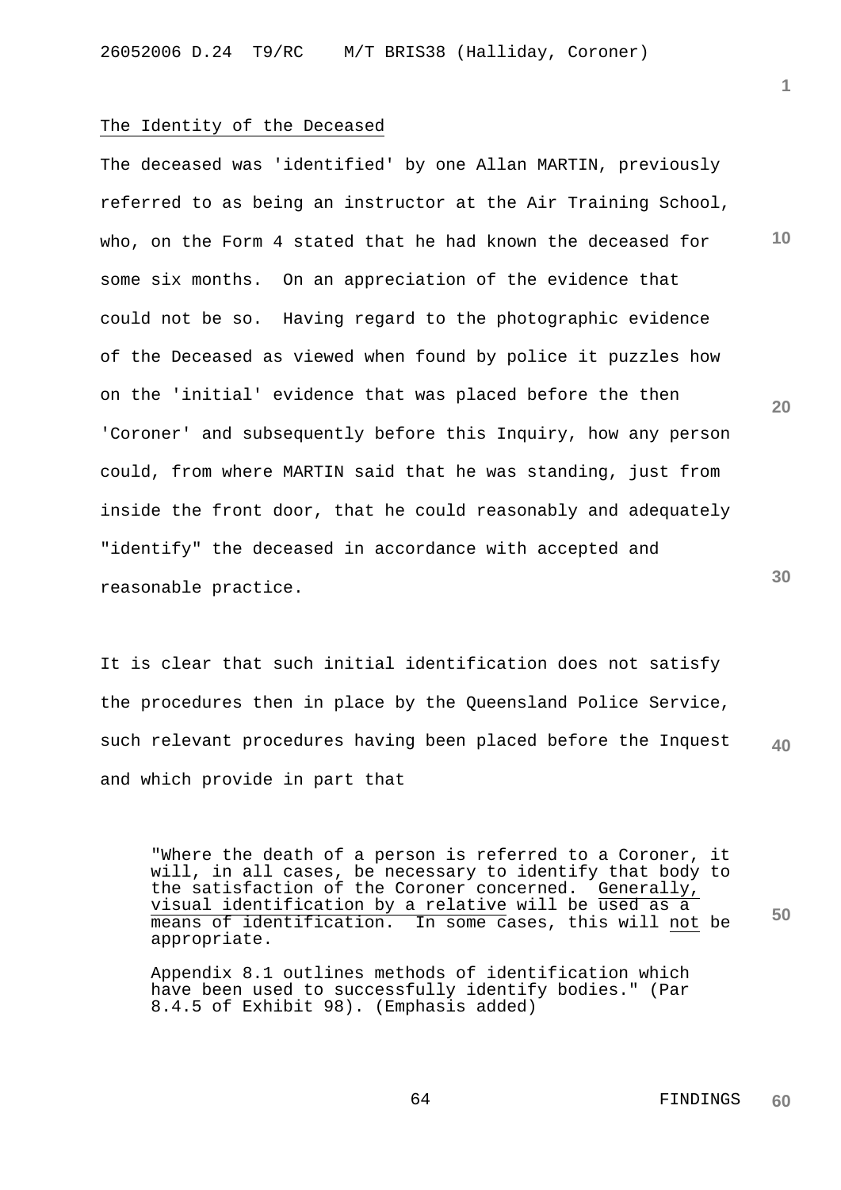The Identity of the Deceased

The deceased was 'identified' by one Allan MARTIN, previously referred to as being an instructor at the Air Training School, who, on the Form 4 stated that he had known the deceased for some six months. On an appreciation of the evidence that could not be so. Having regard to the photographic evidence of the Deceased as viewed when found by police it puzzles how on the 'initial' evidence that was placed before the then 'Coroner' and subsequently before this Inquiry, how any person could, from where MARTIN said that he was standing, just from inside the front door, that he could reasonably and adequately "identify" the deceased in accordance with accepted and reasonable practice.

It is clear that such initial identification does not satisfy the procedures then in place by the Queensland Police Service, such relevant procedures having been placed before the Inquest and which provide in part that

> "Where the death of a person is referred to a Coroner, it will, in all cases, be necessary to identify that body to the satisfaction of the Coroner concerned. Generally, visual identification by a relative will be used as a means of identification. In some cases, this will not be appropriate.
>
> Appendix 8.1 outlines methods of identification which have been used to successfully identify bodies." (Par 8.4.5 of Exhibit 98). (Emphasis added)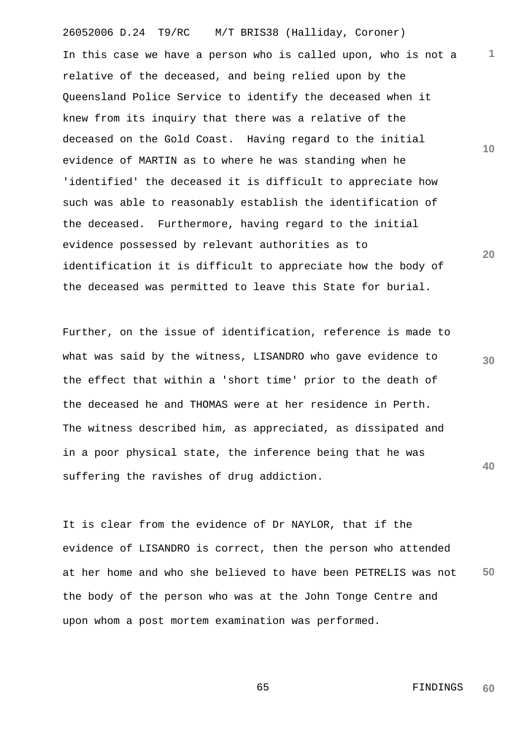In this case we have a person who is called upon, who is not a relative of the deceased, and being relied upon by the Queensland Police Service to identify the deceased when it knew from its inquiry that there was a relative of the deceased on the Gold Coast. Having regard to the initial evidence of MARTIN as to where he was standing when he 'identified' the deceased it is difficult to appreciate how such was able to reasonably establish the identification of the deceased. Furthermore, having regard to the initial evidence possessed by relevant authorities as to identification it is difficult to appreciate how the body of the deceased was permitted to leave this State for burial.

Further, on the issue of identification, reference is made to what was said by the witness, LISANDRO who gave evidence to the effect that within a 'short time' prior to the death of the deceased he and THOMAS were at her residence in Perth. The witness described him, as appreciated, as dissipated and in a poor physical state, the inference being that he was suffering the ravishes of drug addiction.

It is clear from the evidence of Dr NAYLOR, that if the evidence of LISANDRO is correct, then the person who attended at her home and who she believed to have been PETRELIS was not the body of the person who was at the John Tonge Centre and upon whom a post mortem examination was performed.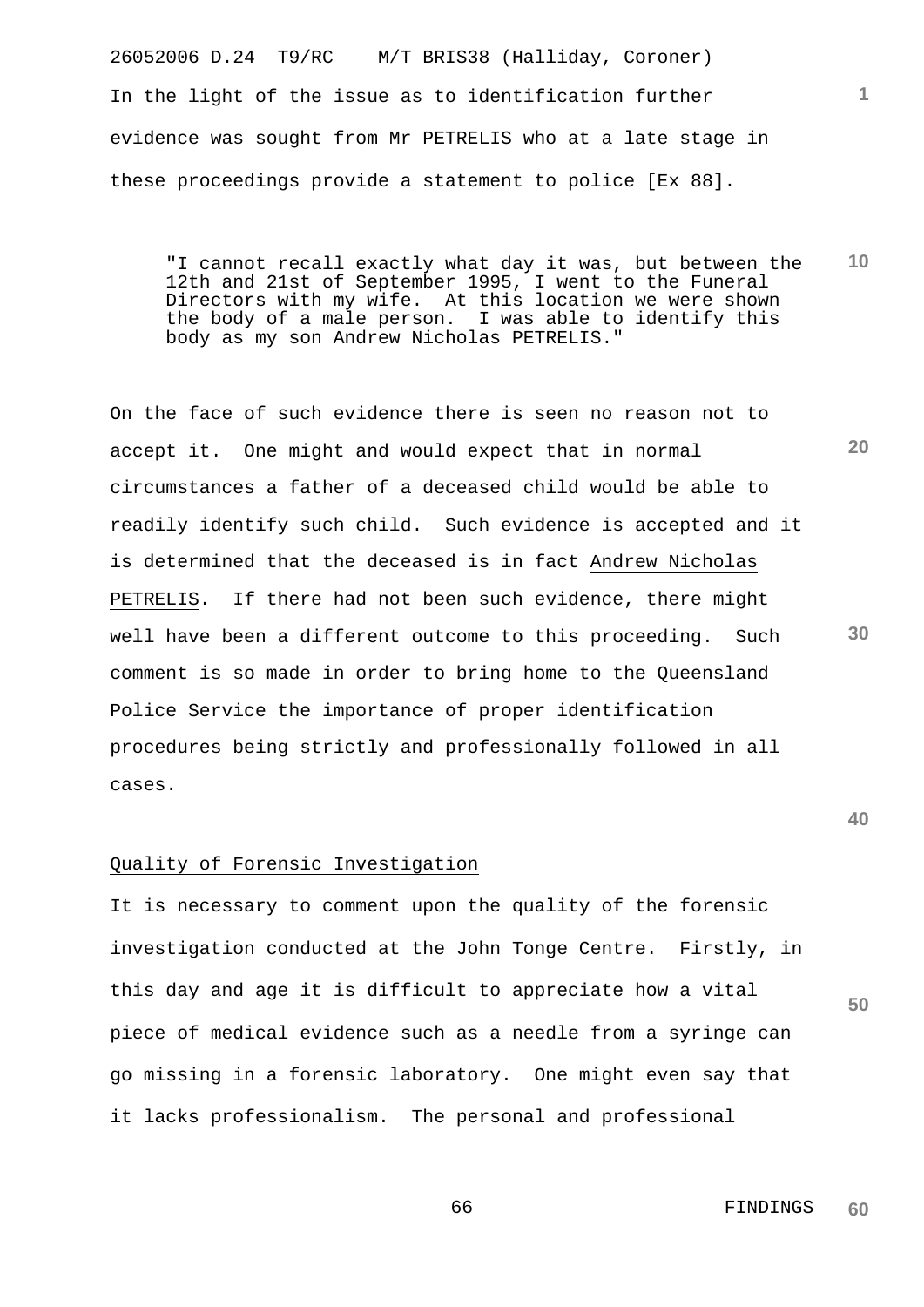In the light of the issue as to identification further evidence was sought from Mr PETRELIS who at a late stage in these proceedings provide a statement to police [Ex 88].

> "I cannot recall exactly what day it was, but between the 12th and 21st of September 1995, I went to the Funeral Directors with my wife. At this location we were shown the body of a male person. I was able to identify this body as my son Andrew Nicholas PETRELIS."

On the face of such evidence there is seen no reason not to accept it. One might and would expect that in normal circumstances a father of a deceased child would be able to readily identify such child. Such evidence is accepted and it is determined that the deceased is in fact Andrew Nicholas PETRELIS. If there had not been such evidence, there might well have been a different outcome to this proceeding. Such comment is so made in order to bring home to the Queensland Police Service the importance of proper identification procedures being strictly and professionally followed in all cases.

## Quality of Forensic Investigation

It is necessary to comment upon the quality of the forensic investigation conducted at the John Tonge Centre. Firstly, in this day and age it is difficult to appreciate how a vital piece of medical evidence such as a needle from a syringe can go missing in a forensic laboratory. One might even say that it lacks professionalism. The personal and professional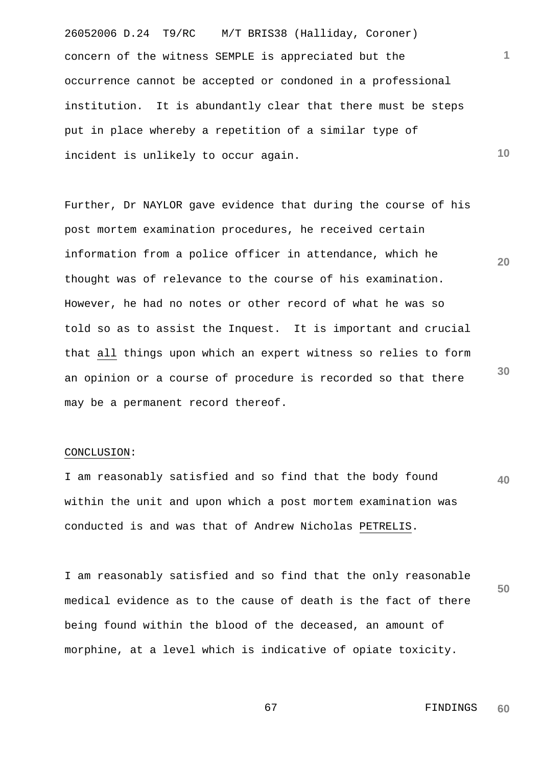concern of the witness SEMPLE is appreciated but the occurrence cannot be accepted or condoned in a professional institution. It is abundantly clear that there must be steps put in place whereby a repetition of a similar type of incident is unlikely to occur again.

Further, Dr NAYLOR gave evidence that during the course of his post mortem examination procedures, he received certain information from a police officer in attendance, which he thought was of relevance to the course of his examination. However, he had no notes or other record of what he was so told so as to assist the Inquest. It is important and crucial that <u>all</u> things upon which an expert witness so relies to form an opinion or a course of procedure is recorded so that there may be a permanent record thereof.

<u>CONCLUSION</u>:

I am reasonably satisfied and so find that the body found within the unit and upon which a post mortem examination was conducted is and was that of Andrew Nicholas <u>PETRELIS</u>.

I am reasonably satisfied and so find that the only reasonable medical evidence as to the cause of death is the fact of there being found within the blood of the deceased, an amount of morphine, at a level which is indicative of opiate toxicity.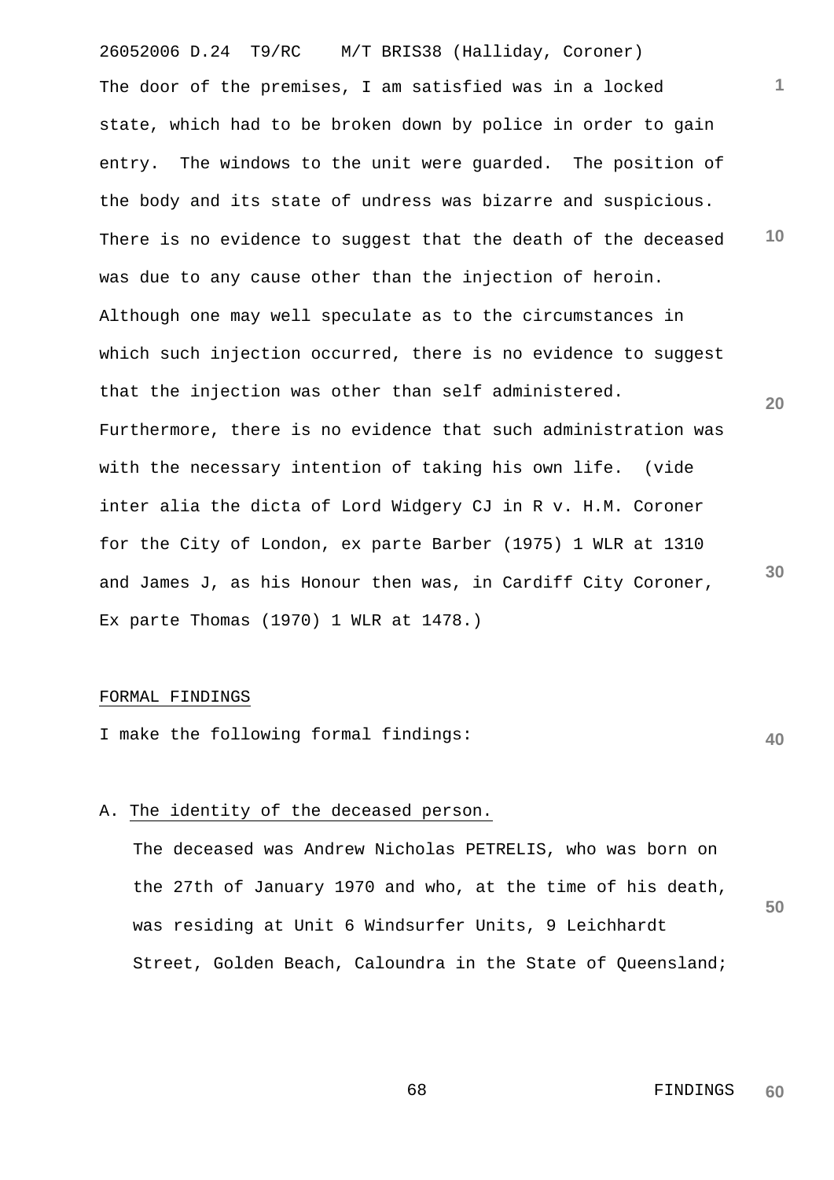The door of the premises, I am satisfied was in a locked state, which had to be broken down by police in order to gain entry. The windows to the unit were guarded. The position of the body and its state of undress was bizarre and suspicious. There is no evidence to suggest that the death of the deceased was due to any cause other than the injection of heroin. Although one may well speculate as to the circumstances in which such injection occurred, there is no evidence to suggest that the injection was other than self administered. Furthermore, there is no evidence that such administration was with the necessary intention of taking his own life. (vide inter alia the dicta of Lord Widgery CJ in R v. H.M. Coroner for the City of London, ex parte Barber (1975) 1 WLR at 1310 and James J, as his Honour then was, in Cardiff City Coroner, Ex parte Thomas (1970) 1 WLR at 1478.)

## FORMAL FINDINGS

I make the following formal findings:

A. The identity of the deceased person.

The deceased was Andrew Nicholas PETRELIS, who was born on the 27th of January 1970 and who, at the time of his death, was residing at Unit 6 Windsurfer Units, 9 Leichhardt Street, Golden Beach, Caloundra in the State of Queensland;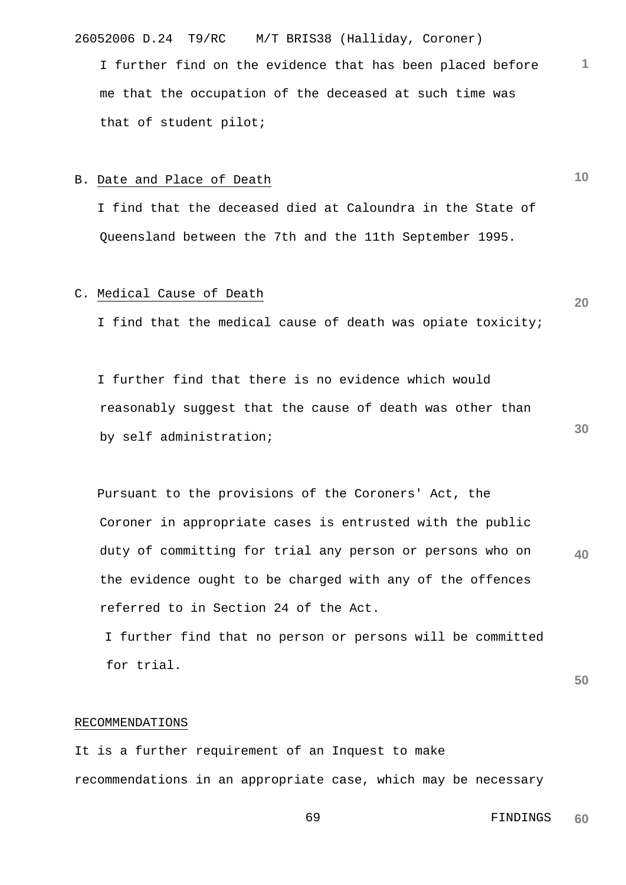I further find on the evidence that has been placed before me that the occupation of the deceased at such time was that of student pilot;

B. Date and Place of Death

I find that the deceased died at Caloundra in the State of Queensland between the 7th and the 11th September 1995.

C. Medical Cause of Death

I find that the medical cause of death was opiate toxicity;

I further find that there is no evidence which would reasonably suggest that the cause of death was other than by self administration;

Pursuant to the provisions of the Coroners' Act, the Coroner in appropriate cases is entrusted with the public duty of committing for trial any person or persons who on the evidence ought to be charged with any of the offences referred to in Section 24 of the Act.

I further find that no person or persons will be committed for trial.

RECOMMENDATIONS

It is a further requirement of an Inquest to make recommendations in an appropriate case, which may be necessary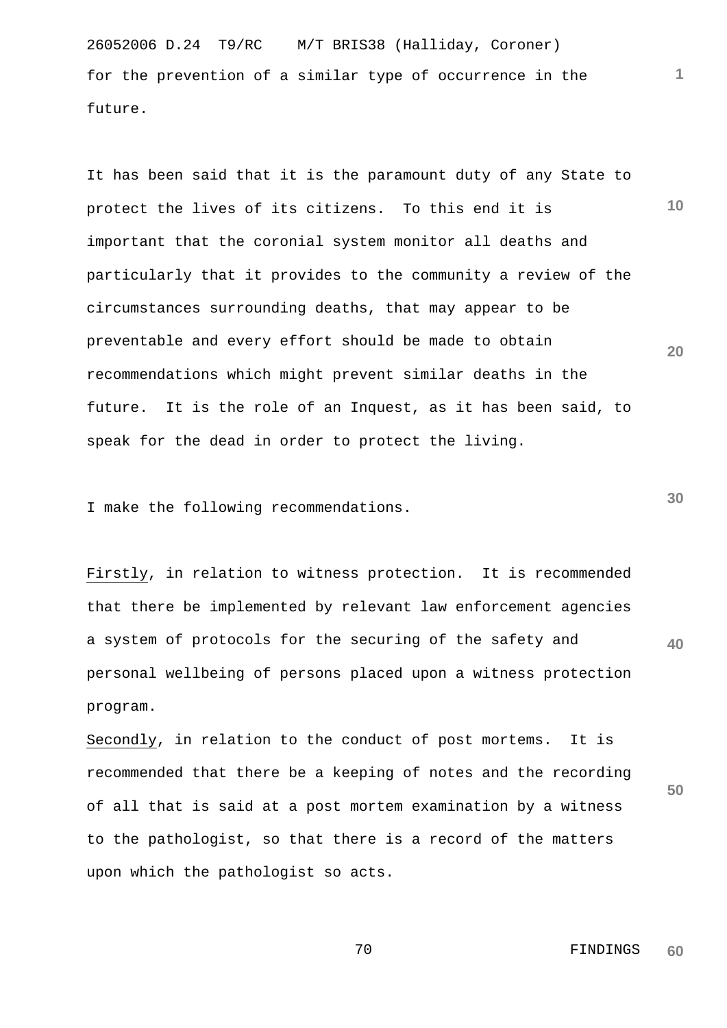for the prevention of a similar type of occurrence in the future.

It has been said that it is the paramount duty of any State to protect the lives of its citizens. To this end it is important that the coronial system monitor all deaths and particularly that it provides to the community a review of the circumstances surrounding deaths, that may appear to be preventable and every effort should be made to obtain recommendations which might prevent similar deaths in the future. It is the role of an Inquest, as it has been said, to speak for the dead in order to protect the living.

I make the following recommendations.

Firstly, in relation to witness protection. It is recommended that there be implemented by relevant law enforcement agencies a system of protocols for the securing of the safety and personal wellbeing of persons placed upon a witness protection program.

Secondly, in relation to the conduct of post mortems. It is recommended that there be a keeping of notes and the recording of all that is said at a post mortem examination by a witness to the pathologist, so that there is a record of the matters upon which the pathologist so acts.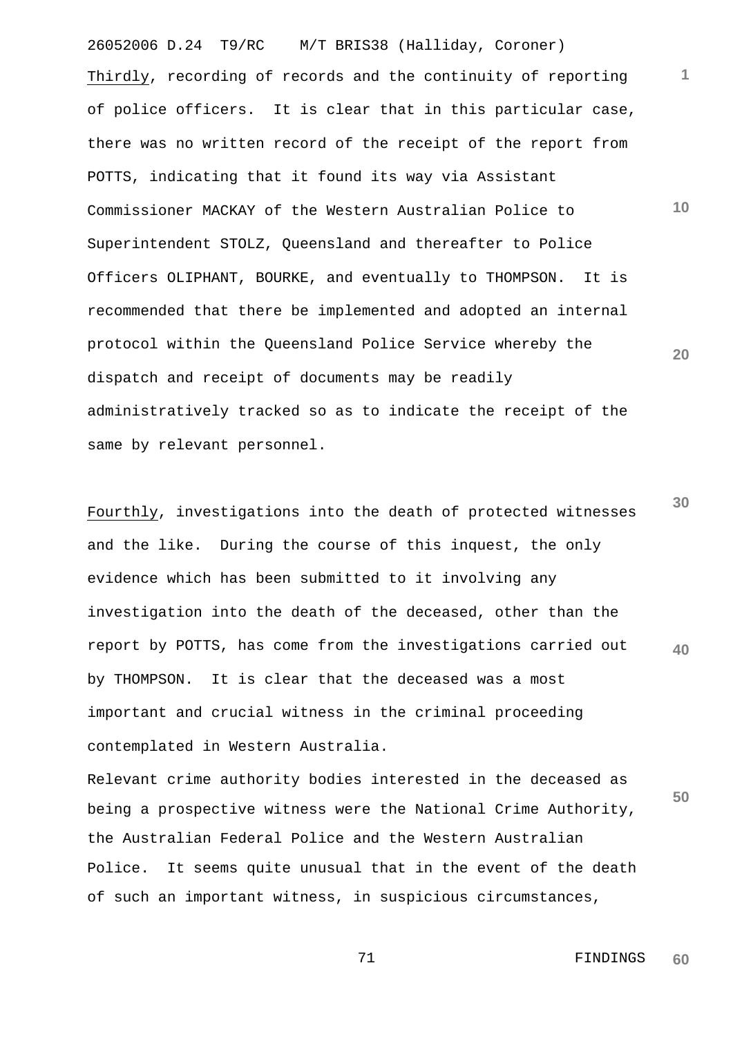Thirdly, recording of records and the continuity of reporting of police officers. It is clear that in this particular case, there was no written record of the receipt of the report from POTTS, indicating that it found its way via Assistant Commissioner MACKAY of the Western Australian Police to Superintendent STOLZ, Queensland and thereafter to Police Officers OLIPHANT, BOURKE, and eventually to THOMPSON. It is recommended that there be implemented and adopted an internal protocol within the Queensland Police Service whereby the dispatch and receipt of documents may be readily administratively tracked so as to indicate the receipt of the same by relevant personnel.

Fourthly, investigations into the death of protected witnesses and the like. During the course of this inquest, the only evidence which has been submitted to it involving any investigation into the death of the deceased, other than the report by POTTS, has come from the investigations carried out by THOMPSON. It is clear that the deceased was a most important and crucial witness in the criminal proceeding contemplated in Western Australia.

Relevant crime authority bodies interested in the deceased as being a prospective witness were the National Crime Authority, the Australian Federal Police and the Western Australian Police. It seems quite unusual that in the event of the death of such an important witness, in suspicious circumstances,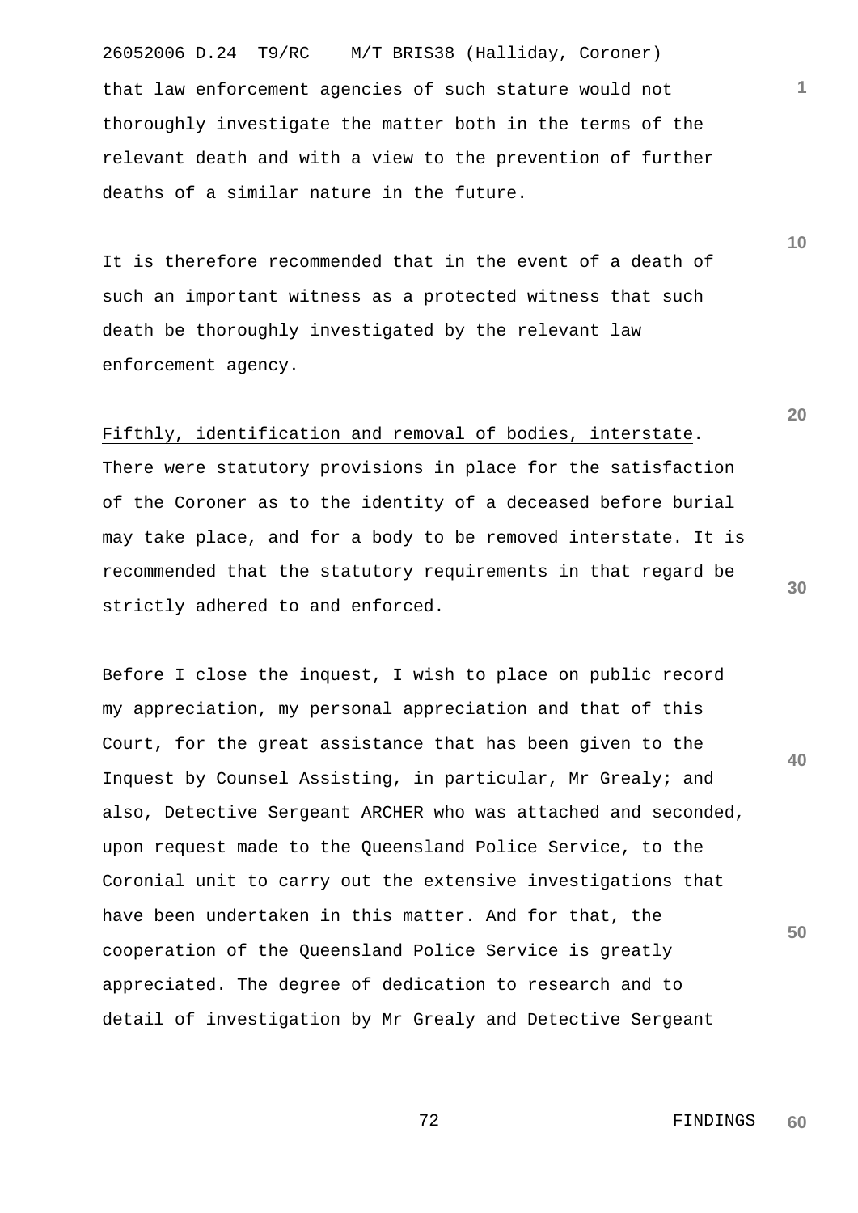that law enforcement agencies of such stature would not thoroughly investigate the matter both in the terms of the relevant death and with a view to the prevention of further deaths of a similar nature in the future.

It is therefore recommended that in the event of a death of such an important witness as a protected witness that such death be thoroughly investigated by the relevant law enforcement agency.

<u>Fifthly, identification and removal of bodies, interstate</u>. There were statutory provisions in place for the satisfaction of the Coroner as to the identity of a deceased before burial may take place, and for a body to be removed interstate. It is recommended that the statutory requirements in that regard be strictly adhered to and enforced.

Before I close the inquest, I wish to place on public record my appreciation, my personal appreciation and that of this Court, for the great assistance that has been given to the Inquest by Counsel Assisting, in particular, Mr Grealy; and also, Detective Sergeant ARCHER who was attached and seconded, upon request made to the Queensland Police Service, to the Coronial unit to carry out the extensive investigations that have been undertaken in this matter. And for that, the cooperation of the Queensland Police Service is greatly appreciated. The degree of dedication to research and to detail of investigation by Mr Grealy and Detective Sergeant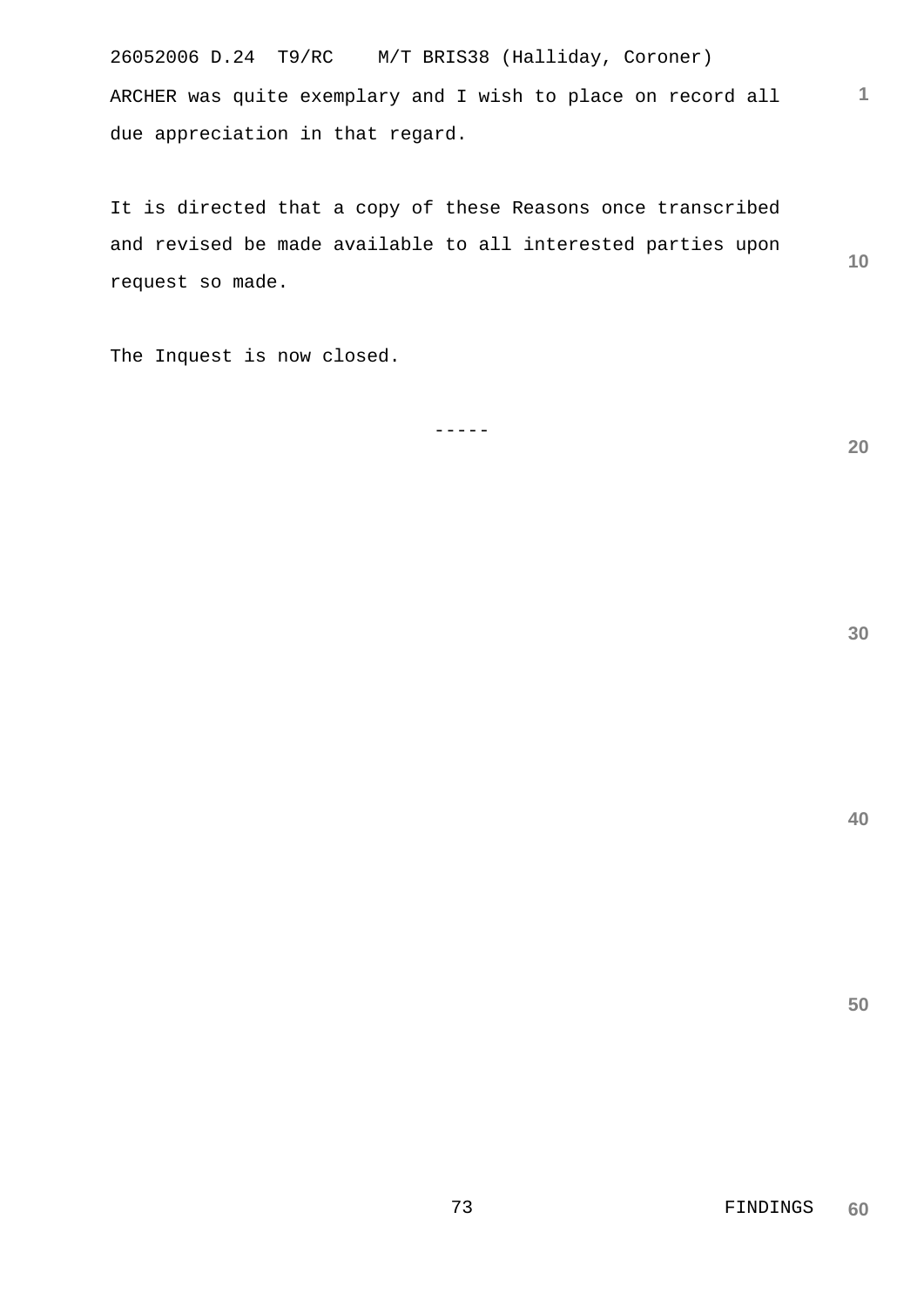ARCHER was quite exemplary and I wish to place on record all due appreciation in that regard.

It is directed that a copy of these Reasons once transcribed and revised be made available to all interested parties upon request so made.

The Inquest is now closed.

-----